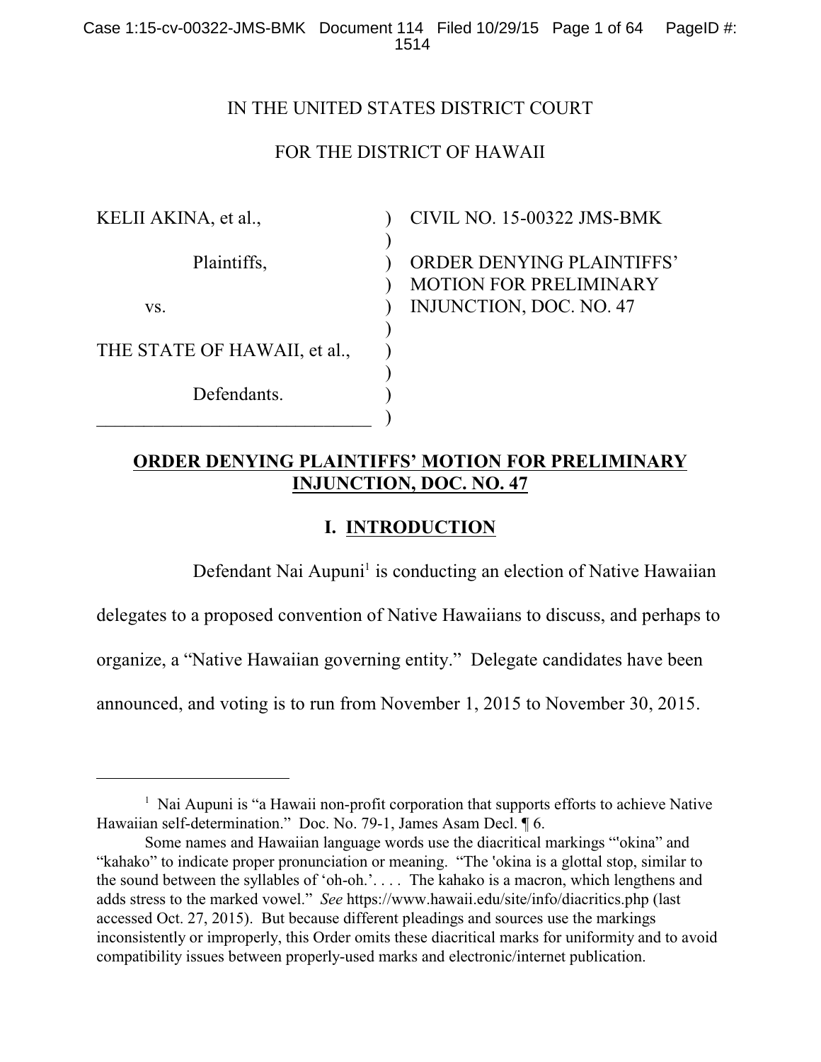IN THE UNITED STATES DISTRICT COURT

FOR THE DISTRICT OF HAWAII

| | | |
|---|---|---|
| KELII AKINA, et al., | ) | CIVIL NO. 15-00322 JMS-BMK |
| | ) | |
| Plaintiffs, | ) | ORDER DENYING PLAINTIFFS' MOTION FOR PRELIMINARY INJUNCTION, DOC. NO. 47 |
| vs. | ) | |
| | ) | |
| THE STATE OF HAWAII, et al., | ) | |
| | ) | |
| Defendants. | ) | |
| _____________________________ | ) | |

**ORDER DENYING PLAINTIFFS' MOTION FOR PRELIMINARY INJUNCTION, DOC. NO. 47**

## I. INTRODUCTION

Defendant Nai Aupuni[1] is conducting an election of Native Hawaiian delegates to a proposed convention of Native Hawaiians to discuss, and perhaps to organize, a "Native Hawaiian governing entity." Delegate candidates have been announced, and voting is to run from November 1, 2015 to November 30, 2015.

---

[1] Nai Aupuni is "a Hawaii non-profit corporation that supports efforts to achieve Native Hawaiian self-determination." Doc. No. 79-1, James Asam Decl. ¶ 6.

Some names and Hawaiian language words use the diacritical markings "'okina" and "kahako" to indicate proper pronunciation or meaning. "The 'okina is a glottal stop, similar to the sound between the syllables of 'oh-oh.'. . . . The kahako is a macron, which lengthens and adds stress to the marked vowel." *See* https://www.hawaii.edu/site/info/diacritics.php (last accessed Oct. 27, 2015). But because different pleadings and sources use the markings inconsistently or improperly, this Order omits these diacritical marks for uniformity and to avoid compatibility issues between properly-used marks and electronic/internet publication.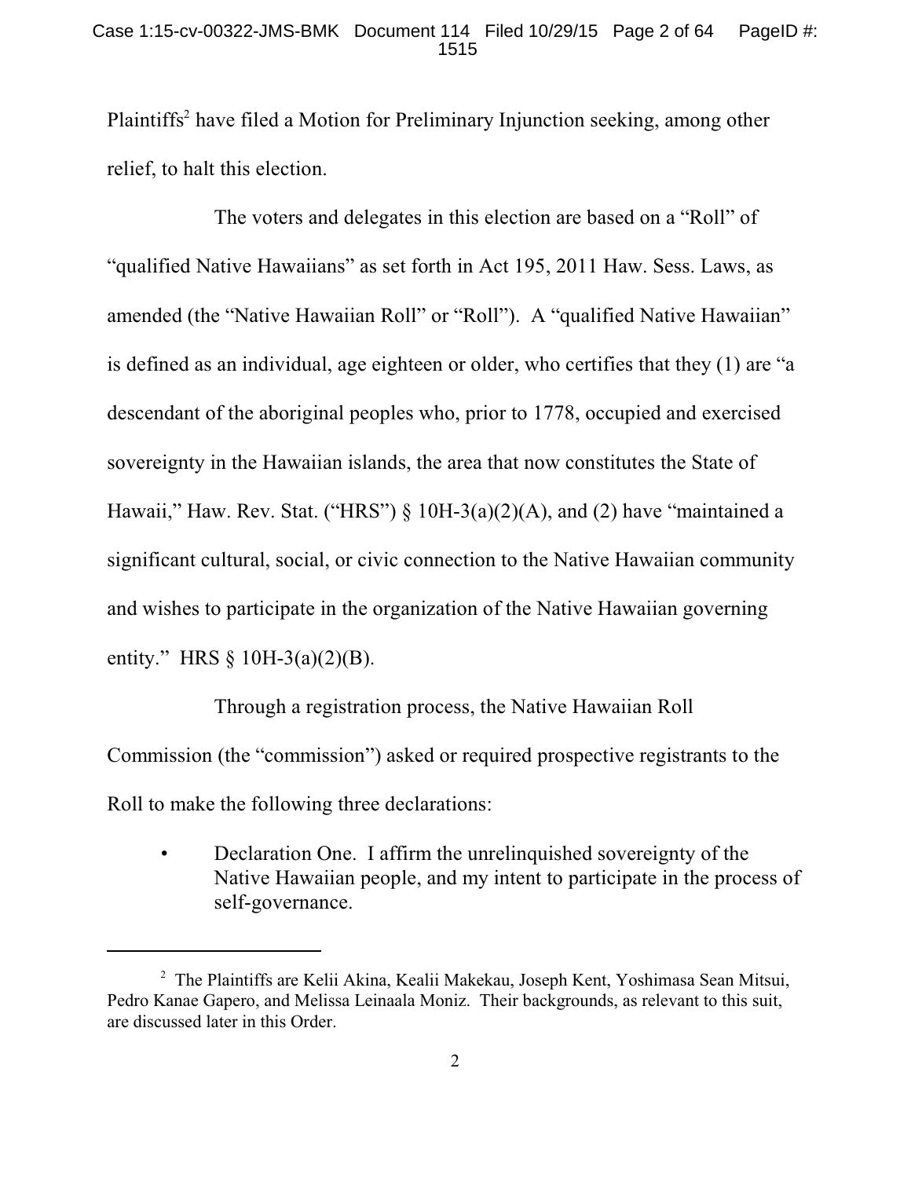Plaintiffs[2] have filed a Motion for Preliminary Injunction seeking, among other relief, to halt this election.

The voters and delegates in this election are based on a "Roll" of "qualified Native Hawaiians" as set forth in Act 195, 2011 Haw. Sess. Laws, as amended (the "Native Hawaiian Roll" or "Roll"). A "qualified Native Hawaiian" is defined as an individual, age eighteen or older, who certifies that they (1) are "a descendant of the aboriginal peoples who, prior to 1778, occupied and exercised sovereignty in the Hawaiian islands, the area that now constitutes the State of Hawaii," Haw. Rev. Stat. ("HRS") § 10H-3(a)(2)(A), and (2) have "maintained a significant cultural, social, or civic connection to the Native Hawaiian community and wishes to participate in the organization of the Native Hawaiian governing entity." HRS § 10H-3(a)(2)(B).

Through a registration process, the Native Hawaiian Roll Commission (the "commission") asked or required prospective registrants to the Roll to make the following three declarations:

- Declaration One. I affirm the unrelinquished sovereignty of the Native Hawaiian people, and my intent to participate in the process of self-governance.

[2] The Plaintiffs are Kelii Akina, Kealii Makekau, Joseph Kent, Yoshimasa Sean Mitsui, Pedro Kanae Gapero, and Melissa Leinaala Moniz. Their backgrounds, as relevant to this suit, are discussed later in this Order.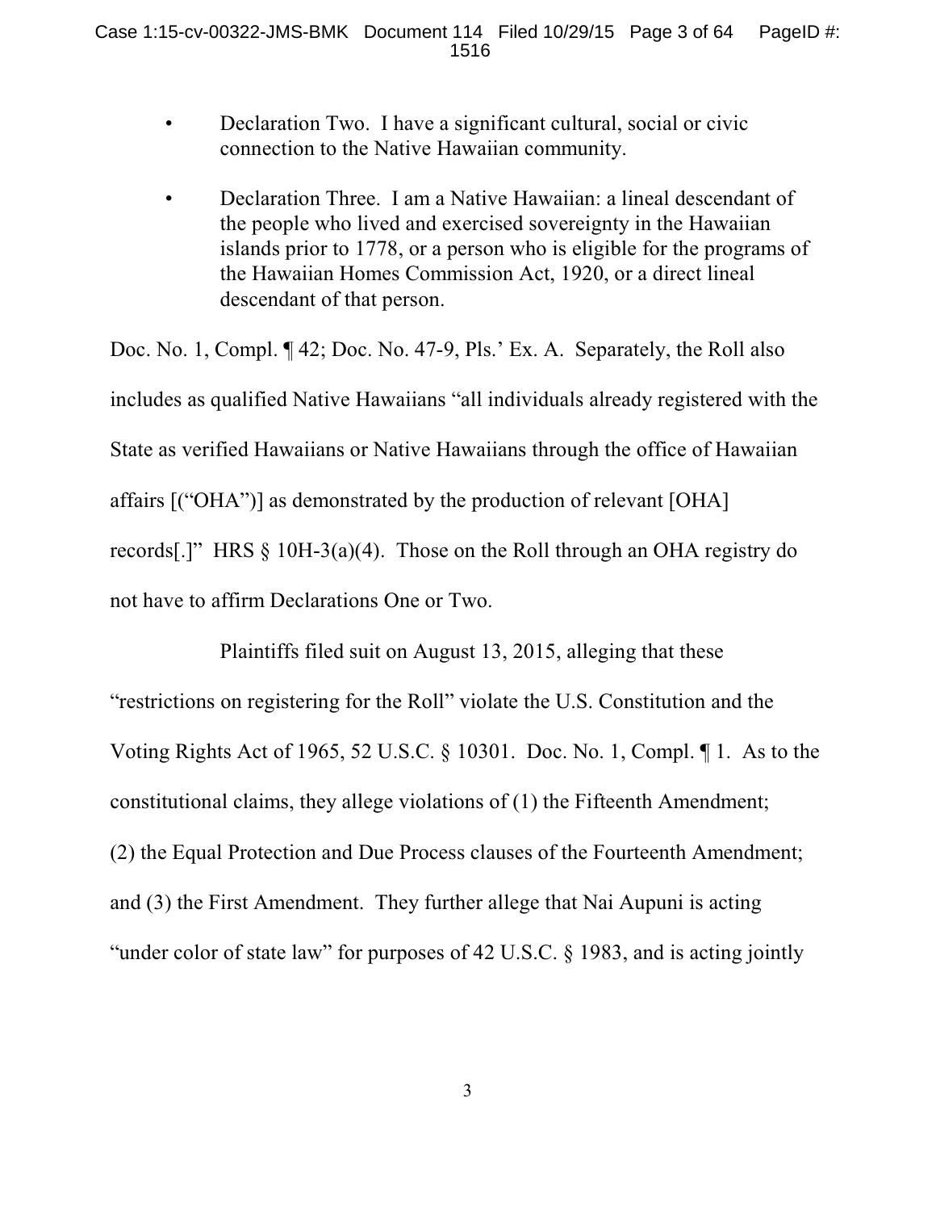- Declaration Two. I have a significant cultural, social or civic connection to the Native Hawaiian community.

- Declaration Three. I am a Native Hawaiian: a lineal descendant of the people who lived and exercised sovereignty in the Hawaiian islands prior to 1778, or a person who is eligible for the programs of the Hawaiian Homes Commission Act, 1920, or a direct lineal descendant of that person.

Doc. No. 1, Compl. ¶ 42; Doc. No. 47-9, Pls.' Ex. A. Separately, the Roll also includes as qualified Native Hawaiians "all individuals already registered with the State as verified Hawaiians or Native Hawaiians through the office of Hawaiian affairs [("OHA")] as demonstrated by the production of relevant [OHA] records[.]" HRS § 10H-3(a)(4). Those on the Roll through an OHA registry do not have to affirm Declarations One or Two.

Plaintiffs filed suit on August 13, 2015, alleging that these "restrictions on registering for the Roll" violate the U.S. Constitution and the Voting Rights Act of 1965, 52 U.S.C. § 10301. Doc. No. 1, Compl. ¶ 1. As to the constitutional claims, they allege violations of (1) the Fifteenth Amendment; (2) the Equal Protection and Due Process clauses of the Fourteenth Amendment; and (3) the First Amendment. They further allege that Nai Aupuni is acting "under color of state law" for purposes of 42 U.S.C. § 1983, and is acting jointly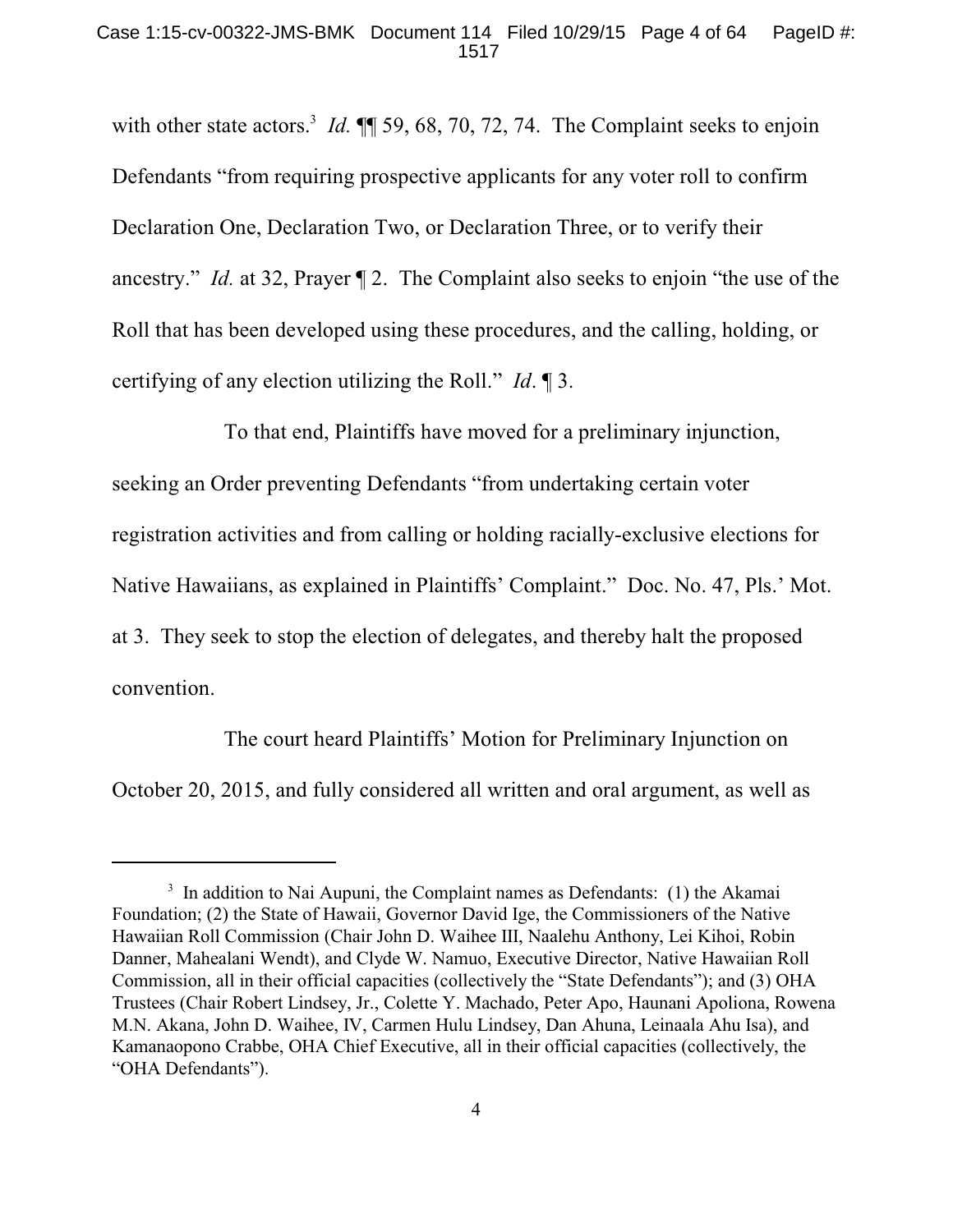with other state actors.[3] *Id.* ¶¶ 59, 68, 70, 72, 74. The Complaint seeks to enjoin Defendants "from requiring prospective applicants for any voter roll to confirm Declaration One, Declaration Two, or Declaration Three, or to verify their ancestry." *Id.* at 32, Prayer ¶ 2. The Complaint also seeks to enjoin "the use of the Roll that has been developed using these procedures, and the calling, holding, or certifying of any election utilizing the Roll." *Id*. ¶ 3.

To that end, Plaintiffs have moved for a preliminary injunction, seeking an Order preventing Defendants "from undertaking certain voter registration activities and from calling or holding racially-exclusive elections for Native Hawaiians, as explained in Plaintiffs' Complaint." Doc. No. 47, Pls.' Mot. at 3. They seek to stop the election of delegates, and thereby halt the proposed convention.

The court heard Plaintiffs' Motion for Preliminary Injunction on October 20, 2015, and fully considered all written and oral argument, as well as

---

[3] In addition to Nai Aupuni, the Complaint names as Defendants: (1) the Akamai Foundation; (2) the State of Hawaii, Governor David Ige, the Commissioners of the Native Hawaiian Roll Commission (Chair John D. Waihee III, Naalehu Anthony, Lei Kihoi, Robin Danner, Mahealani Wendt), and Clyde W. Namuo, Executive Director, Native Hawaiian Roll Commission, all in their official capacities (collectively the "State Defendants"); and (3) OHA Trustees (Chair Robert Lindsey, Jr., Colette Y. Machado, Peter Apo, Haunani Apoliona, Rowena M.N. Akana, John D. Waihee, IV, Carmen Hulu Lindsey, Dan Ahuna, Leinaala Ahu Isa), and Kamanaopono Crabbe, OHA Chief Executive, all in their official capacities (collectively, the "OHA Defendants").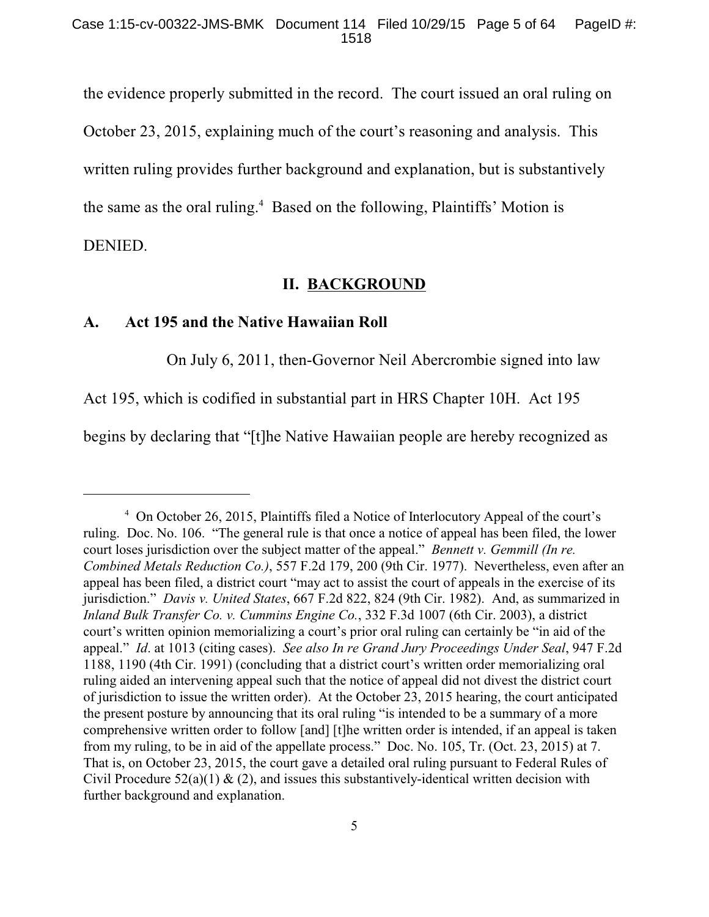the evidence properly submitted in the record. The court issued an oral ruling on October 23, 2015, explaining much of the court's reasoning and analysis. This written ruling provides further background and explanation, but is substantively the same as the oral ruling.[4] Based on the following, Plaintiffs' Motion is DENIED.

## II. BACKGROUND

### A. Act 195 and the Native Hawaiian Roll

On July 6, 2011, then-Governor Neil Abercrombie signed into law Act 195, which is codified in substantial part in HRS Chapter 10H. Act 195 begins by declaring that "[t]he Native Hawaiian people are hereby recognized as

---

[4] On October 26, 2015, Plaintiffs filed a Notice of Interlocutory Appeal of the court's ruling. Doc. No. 106. "The general rule is that once a notice of appeal has been filed, the lower court loses jurisdiction over the subject matter of the appeal." *Bennett v. Gemmill (In re. Combined Metals Reduction Co.)*, 557 F.2d 179, 200 (9th Cir. 1977). Nevertheless, even after an appeal has been filed, a district court "may act to assist the court of appeals in the exercise of its jurisdiction." *Davis v. United States*, 667 F.2d 822, 824 (9th Cir. 1982). And, as summarized in *Inland Bulk Transfer Co. v. Cummins Engine Co.*, 332 F.3d 1007 (6th Cir. 2003), a district court's written opinion memorializing a court's prior oral ruling can certainly be "in aid of the appeal." *Id*. at 1013 (citing cases). *See also In re Grand Jury Proceedings Under Seal*, 947 F.2d 1188, 1190 (4th Cir. 1991) (concluding that a district court's written order memorializing oral ruling aided an intervening appeal such that the notice of appeal did not divest the district court of jurisdiction to issue the written order). At the October 23, 2015 hearing, the court anticipated the present posture by announcing that its oral ruling "is intended to be a summary of a more comprehensive written order to follow [and] [t]he written order is intended, if an appeal is taken from my ruling, to be in aid of the appellate process." Doc. No. 105, Tr. (Oct. 23, 2015) at 7. That is, on October 23, 2015, the court gave a detailed oral ruling pursuant to Federal Rules of Civil Procedure 52(a)(1) & (2), and issues this substantively-identical written decision with further background and explanation.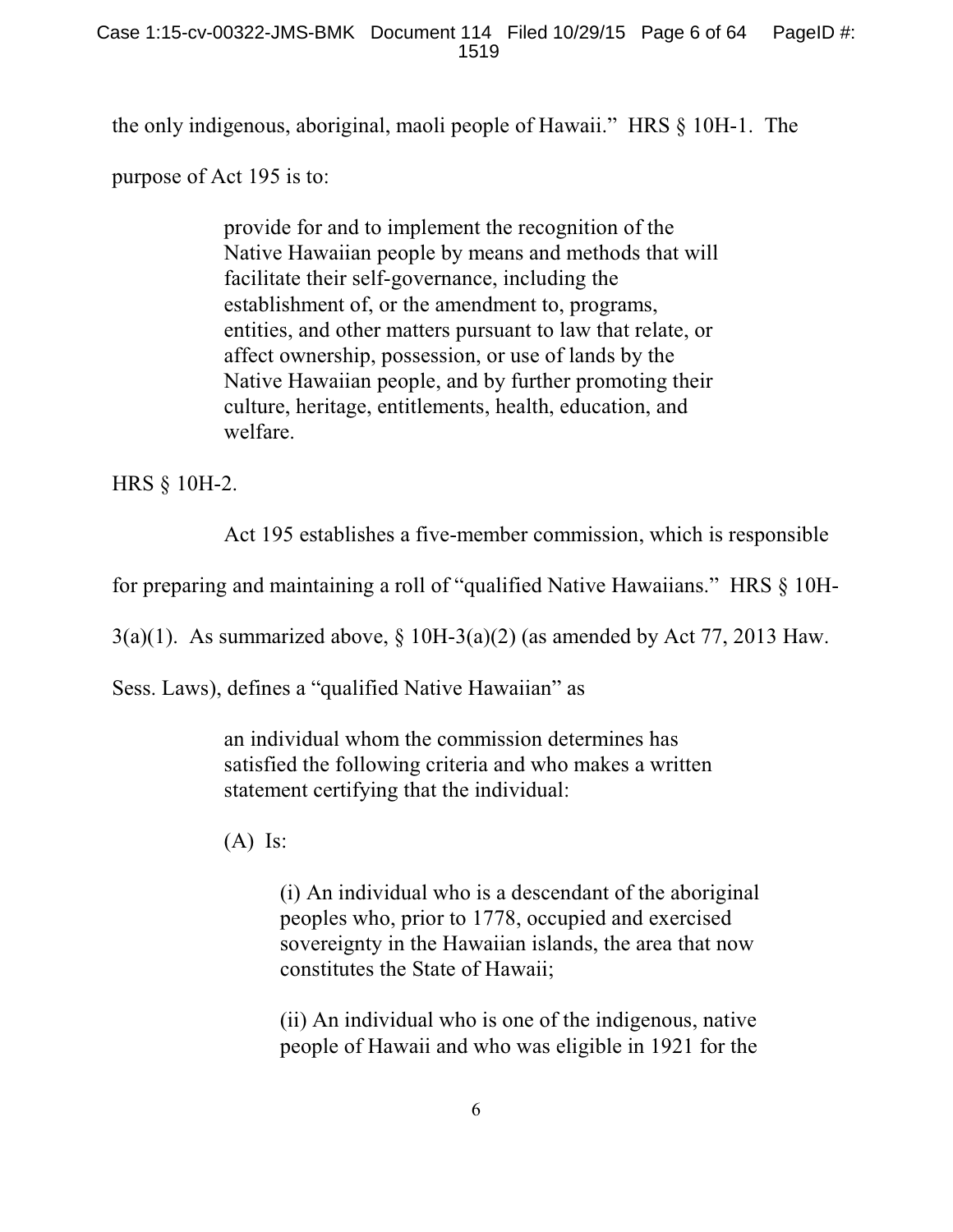the only indigenous, aboriginal, maoli people of Hawaii." HRS § 10H-1. The purpose of Act 195 is to:

> provide for and to implement the recognition of the Native Hawaiian people by means and methods that will facilitate their self-governance, including the establishment of, or the amendment to, programs, entities, and other matters pursuant to law that relate, or affect ownership, possession, or use of lands by the Native Hawaiian people, and by further promoting their culture, heritage, entitlements, health, education, and welfare.

HRS § 10H-2.

Act 195 establishes a five-member commission, which is responsible for preparing and maintaining a roll of "qualified Native Hawaiians." HRS § 10H-3(a)(1). As summarized above, § 10H-3(a)(2) (as amended by Act 77, 2013 Haw. Sess. Laws), defines a "qualified Native Hawaiian" as

> an individual whom the commission determines has satisfied the following criteria and who makes a written statement certifying that the individual:
>
> (A) Is:
>
> > (i) An individual who is a descendant of the aboriginal peoples who, prior to 1778, occupied and exercised sovereignty in the Hawaiian islands, the area that now constitutes the State of Hawaii;
> >
> > (ii) An individual who is one of the indigenous, native people of Hawaii and who was eligible in 1921 for the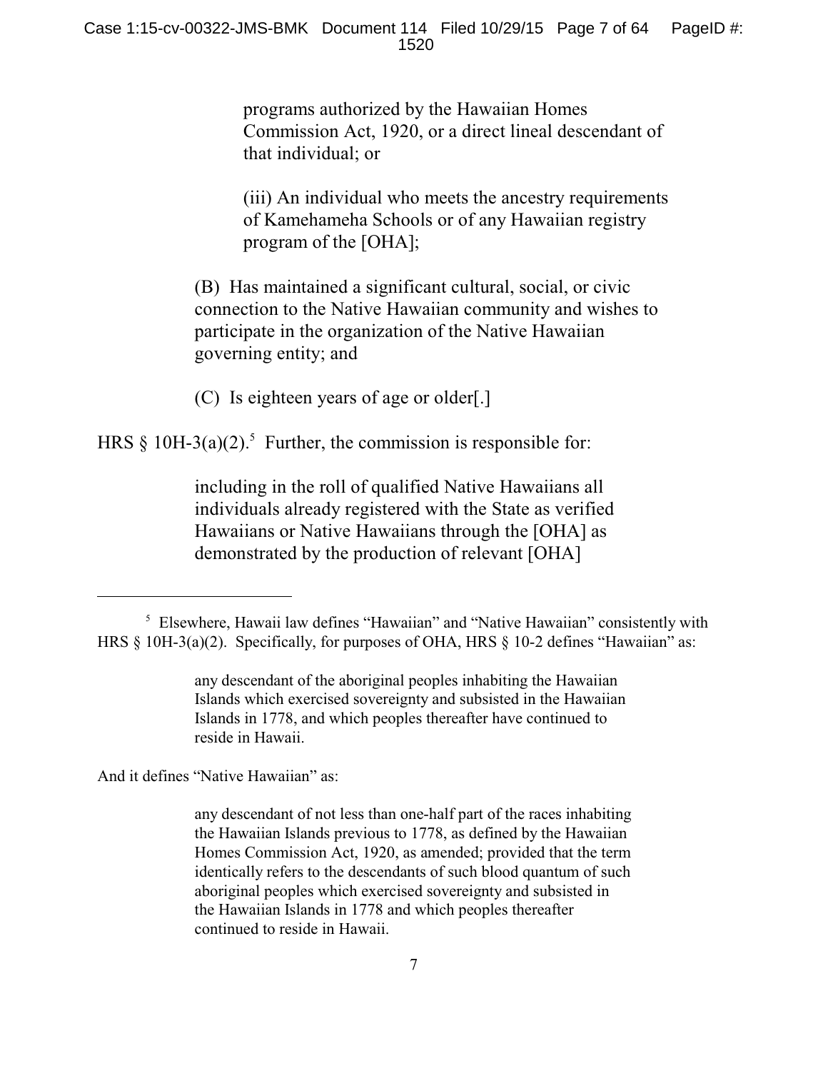> programs authorized by the Hawaiian Homes Commission Act, 1920, or a direct lineal descendant of that individual; or
>
> (iii) An individual who meets the ancestry requirements of Kamehameha Schools or of any Hawaiian registry program of the [OHA];
>
> (B) Has maintained a significant cultural, social, or civic connection to the Native Hawaiian community and wishes to participate in the organization of the Native Hawaiian governing entity; and
>
> (C) Is eighteen years of age or older[.]

HRS § 10H-3(a)(2).[5] Further, the commission is responsible for:

> including in the roll of qualified Native Hawaiians all individuals already registered with the State as verified Hawaiians or Native Hawaiians through the [OHA] as demonstrated by the production of relevant [OHA]

---

[5] Elsewhere, Hawaii law defines "Hawaiian" and "Native Hawaiian" consistently with HRS § 10H-3(a)(2). Specifically, for purposes of OHA, HRS § 10-2 defines "Hawaiian" as:

> any descendant of the aboriginal peoples inhabiting the Hawaiian Islands which exercised sovereignty and subsisted in the Hawaiian Islands in 1778, and which peoples thereafter have continued to reside in Hawaii.

And it defines "Native Hawaiian" as:

> any descendant of not less than one-half part of the races inhabiting the Hawaiian Islands previous to 1778, as defined by the Hawaiian Homes Commission Act, 1920, as amended; provided that the term identically refers to the descendants of such blood quantum of such aboriginal peoples which exercised sovereignty and subsisted in the Hawaiian Islands in 1778 and which peoples thereafter continued to reside in Hawaii.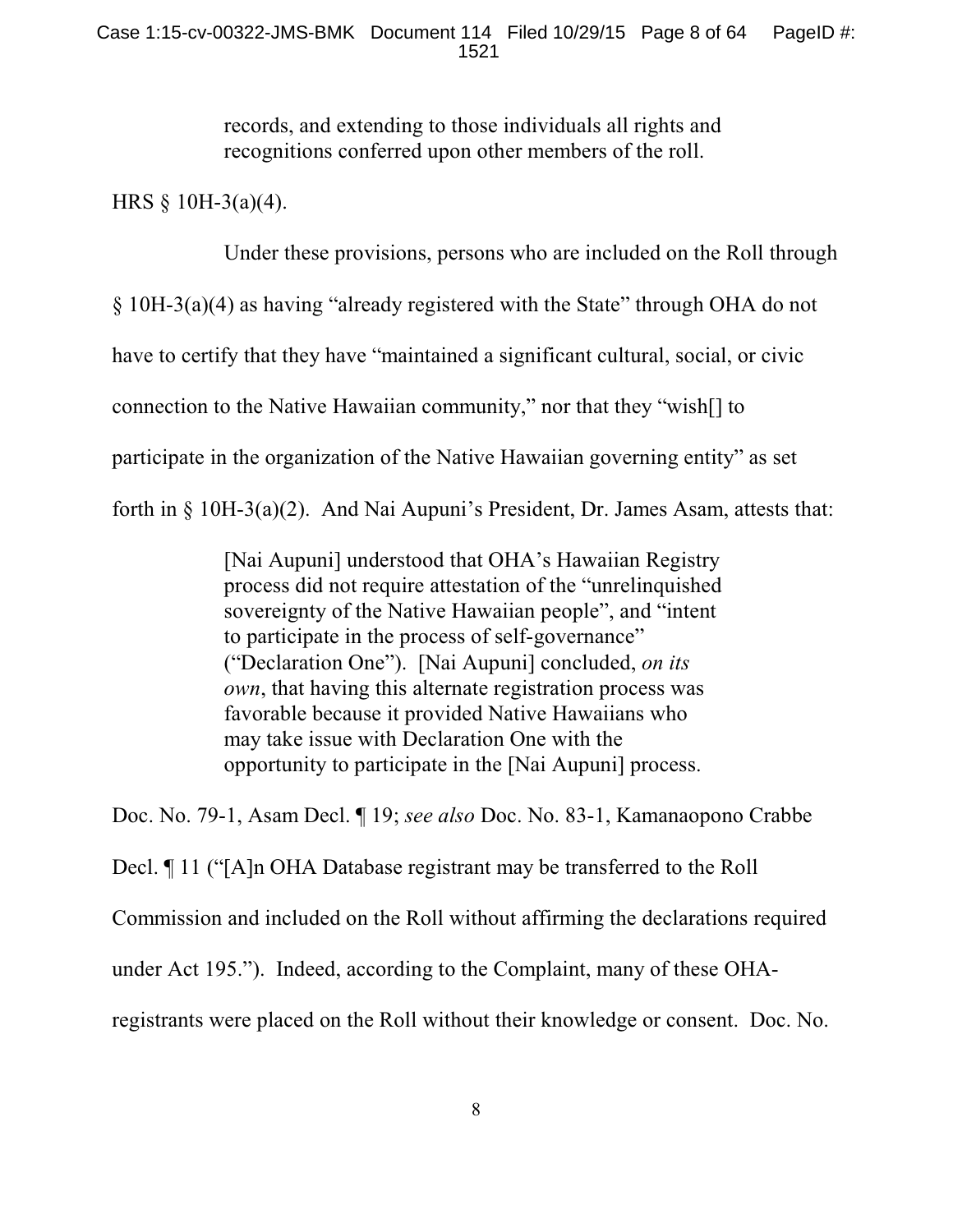> records, and extending to those individuals all rights and recognitions conferred upon other members of the roll.

HRS § 10H-3(a)(4).

Under these provisions, persons who are included on the Roll through § 10H-3(a)(4) as having "already registered with the State" through OHA do not have to certify that they have "maintained a significant cultural, social, or civic connection to the Native Hawaiian community," nor that they "wish[] to participate in the organization of the Native Hawaiian governing entity" as set forth in § 10H-3(a)(2). And Nai Aupuni's President, Dr. James Asam, attests that:

> [Nai Aupuni] understood that OHA's Hawaiian Registry process did not require attestation of the "unrelinquished sovereignty of the Native Hawaiian people", and "intent to participate in the process of self-governance" ("Declaration One"). [Nai Aupuni] concluded, *on its own*, that having this alternate registration process was favorable because it provided Native Hawaiians who may take issue with Declaration One with the opportunity to participate in the [Nai Aupuni] process.

Doc. No. 79-1, Asam Decl. ¶ 19; *see also* Doc. No. 83-1, Kamanaopono Crabbe Decl. ¶ 11 ("[A]n OHA Database registrant may be transferred to the Roll Commission and included on the Roll without affirming the declarations required under Act 195."). Indeed, according to the Complaint, many of these OHA-registrants were placed on the Roll without their knowledge or consent. Doc. No.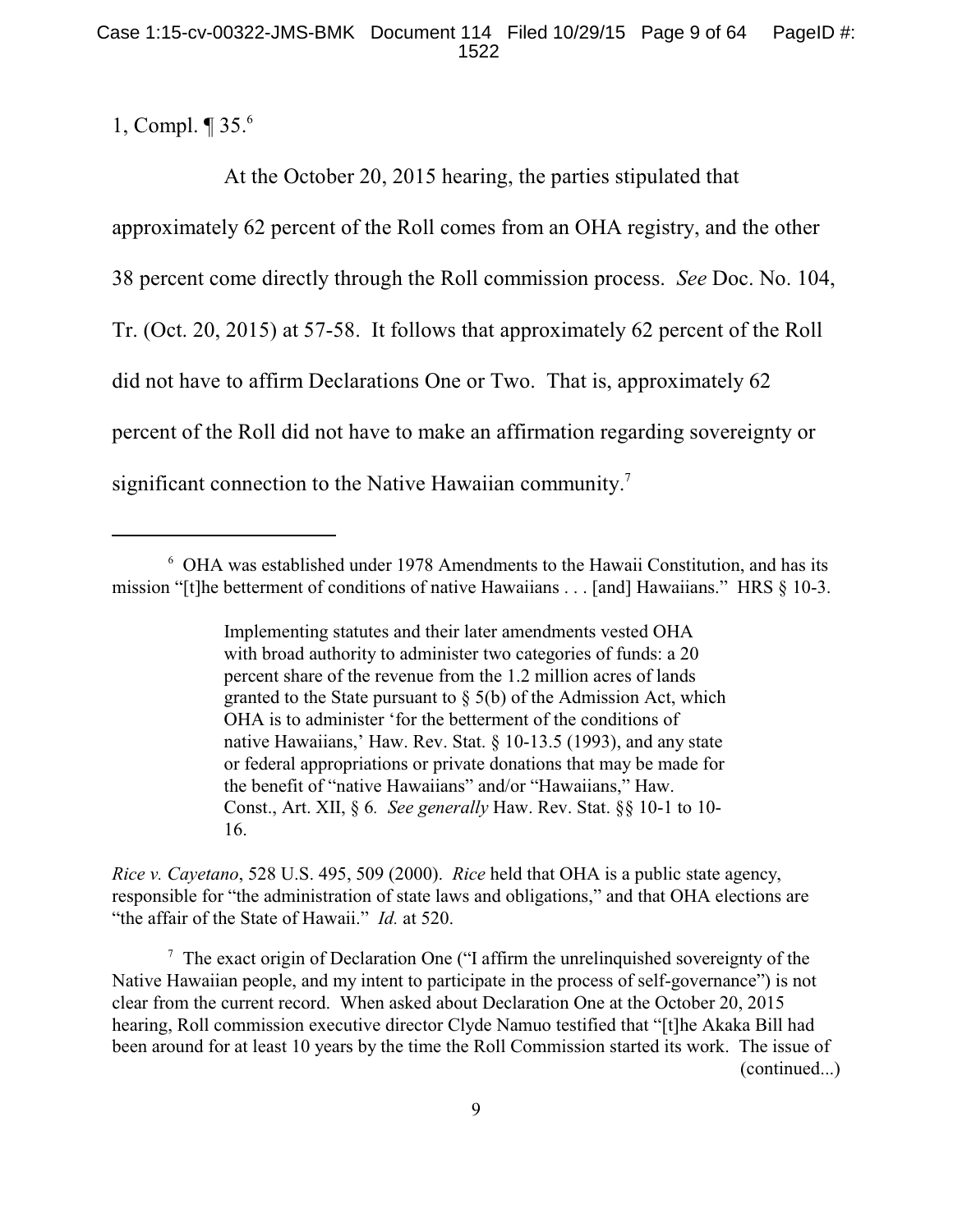1, Compl. ¶ 35.[6]

At the October 20, 2015 hearing, the parties stipulated that approximately 62 percent of the Roll comes from an OHA registry, and the other 38 percent come directly through the Roll commission process. *See* Doc. No. 104, Tr. (Oct. 20, 2015) at 57-58. It follows that approximately 62 percent of the Roll did not have to affirm Declarations One or Two. That is, approximately 62 percent of the Roll did not have to make an affirmation regarding sovereignty or significant connection to the Native Hawaiian community.[7]

---

[6] OHA was established under 1978 Amendments to the Hawaii Constitution, and has its mission "[t]he betterment of conditions of native Hawaiians . . . [and] Hawaiians." HRS § 10-3.

> Implementing statutes and their later amendments vested OHA with broad authority to administer two categories of funds: a 20 percent share of the revenue from the 1.2 million acres of lands granted to the State pursuant to § 5(b) of the Admission Act, which OHA is to administer 'for the betterment of the conditions of native Hawaiians,' Haw. Rev. Stat. § 10-13.5 (1993), and any state or federal appropriations or private donations that may be made for the benefit of "native Hawaiians" and/or "Hawaiians," Haw. Const., Art. XII, § 6. *See generally* Haw. Rev. Stat. §§ 10-1 to 10-16.

*Rice v. Cayetano*, 528 U.S. 495, 509 (2000). *Rice* held that OHA is a public state agency, responsible for "the administration of state laws and obligations," and that OHA elections are "the affair of the State of Hawaii." *Id.* at 520.

[7] The exact origin of Declaration One ("I affirm the unrelinquished sovereignty of the Native Hawaiian people, and my intent to participate in the process of self-governance") is not clear from the current record. When asked about Declaration One at the October 20, 2015 hearing, Roll commission executive director Clyde Namuo testified that "[t]he Akaka Bill had been around for at least 10 years by the time the Roll Commission started its work. The issue of (continued...)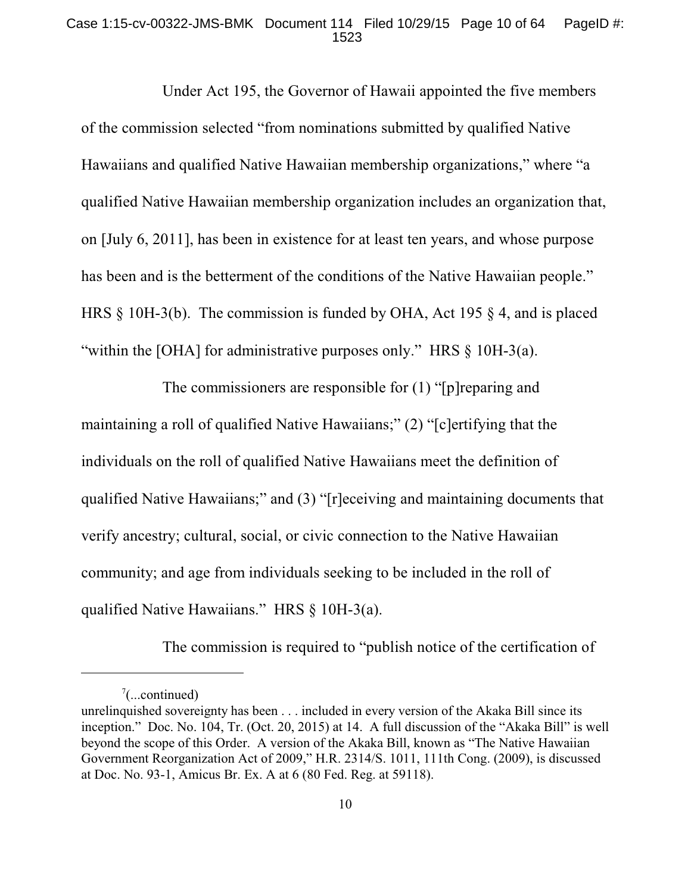Under Act 195, the Governor of Hawaii appointed the five members of the commission selected "from nominations submitted by qualified Native Hawaiians and qualified Native Hawaiian membership organizations," where "a qualified Native Hawaiian membership organization includes an organization that, on [July 6, 2011], has been in existence for at least ten years, and whose purpose has been and is the betterment of the conditions of the Native Hawaiian people." HRS § 10H-3(b). The commission is funded by OHA, Act 195 § 4, and is placed "within the [OHA] for administrative purposes only." HRS § 10H-3(a).

The commissioners are responsible for (1) "[p]reparing and maintaining a roll of qualified Native Hawaiians;" (2) "[c]ertifying that the individuals on the roll of qualified Native Hawaiians meet the definition of qualified Native Hawaiians;" and (3) "[r]eceiving and maintaining documents that verify ancestry; cultural, social, or civic connection to the Native Hawaiian community; and age from individuals seeking to be included in the roll of qualified Native Hawaiians." HRS § 10H-3(a).

The commission is required to "publish notice of the certification of

---

[7](...continued)
unrelinquished sovereignty has been . . . included in every version of the Akaka Bill since its inception." Doc. No. 104, Tr. (Oct. 20, 2015) at 14. A full discussion of the "Akaka Bill" is well beyond the scope of this Order. A version of the Akaka Bill, known as "The Native Hawaiian Government Reorganization Act of 2009," H.R. 2314/S. 1011, 111th Cong. (2009), is discussed at Doc. No. 93-1, Amicus Br. Ex. A at 6 (80 Fed. Reg. at 59118).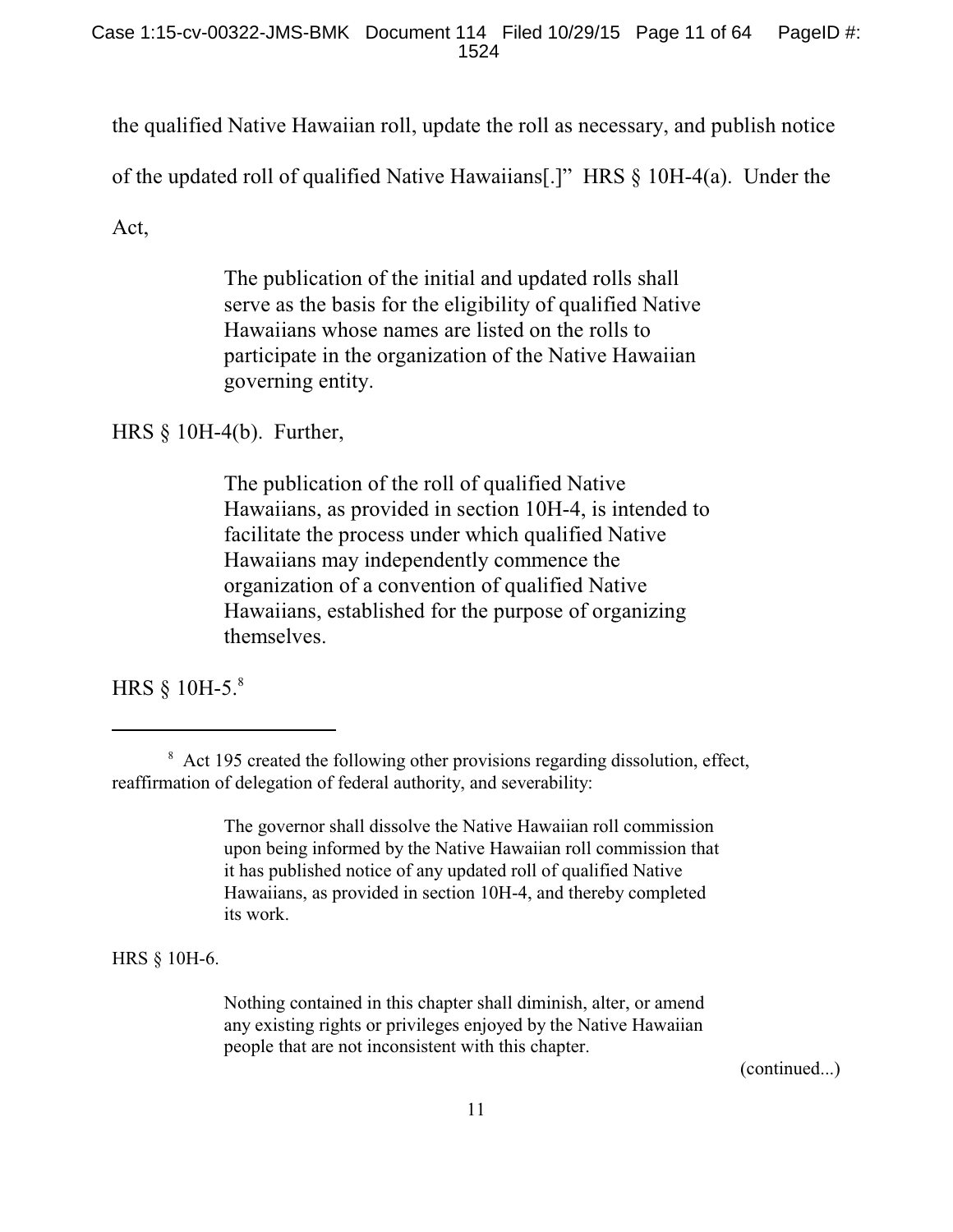the qualified Native Hawaiian roll, update the roll as necessary, and publish notice of the updated roll of qualified Native Hawaiians[.]" HRS § 10H-4(a). Under the Act,

> The publication of the initial and updated rolls shall serve as the basis for the eligibility of qualified Native Hawaiians whose names are listed on the rolls to participate in the organization of the Native Hawaiian governing entity.

HRS § 10H-4(b). Further,

> The publication of the roll of qualified Native Hawaiians, as provided in section 10H-4, is intended to facilitate the process under which qualified Native Hawaiians may independently commence the organization of a convention of qualified Native Hawaiians, established for the purpose of organizing themselves.

HRS § 10H-5.[8]

---

[8] Act 195 created the following other provisions regarding dissolution, effect, reaffirmation of delegation of federal authority, and severability:

> The governor shall dissolve the Native Hawaiian roll commission upon being informed by the Native Hawaiian roll commission that it has published notice of any updated roll of qualified Native Hawaiians, as provided in section 10H-4, and thereby completed its work.

HRS § 10H-6.

> Nothing contained in this chapter shall diminish, alter, or amend any existing rights or privileges enjoyed by the Native Hawaiian people that are not inconsistent with this chapter.

(continued...)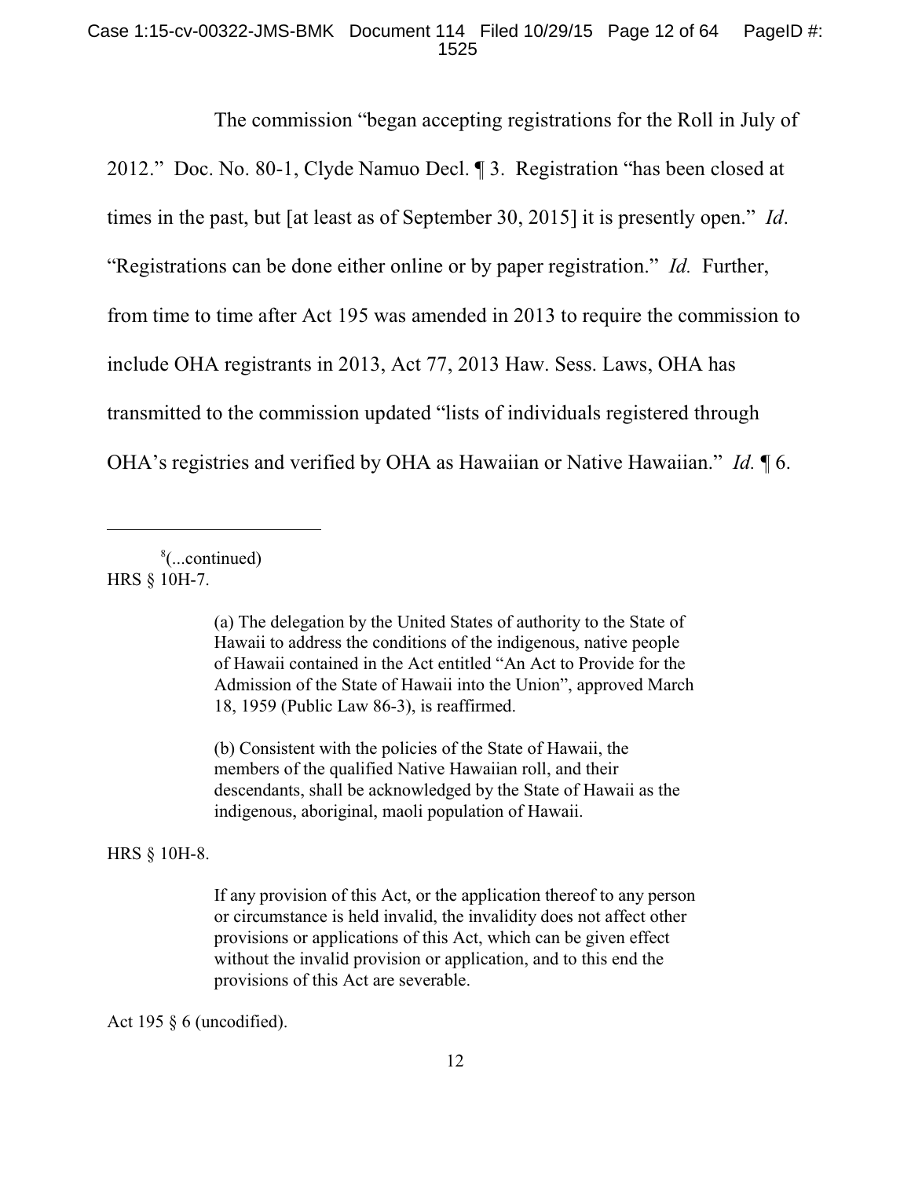The commission "began accepting registrations for the Roll in July of 2012." Doc. No. 80-1, Clyde Namuo Decl. ¶ 3. Registration "has been closed at times in the past, but [at least as of September 30, 2015] it is presently open." *Id*. "Registrations can be done either online or by paper registration." *Id.* Further, from time to time after Act 195 was amended in 2013 to require the commission to include OHA registrants in 2013, Act 77, 2013 Haw. Sess. Laws, OHA has transmitted to the commission updated "lists of individuals registered through OHA's registries and verified by OHA as Hawaiian or Native Hawaiian." *Id.* ¶ 6.

---

[8](...continued)
HRS § 10H-7.

> (a) The delegation by the United States of authority to the State of Hawaii to address the conditions of the indigenous, native people of Hawaii contained in the Act entitled "An Act to Provide for the Admission of the State of Hawaii into the Union", approved March 18, 1959 (Public Law 86-3), is reaffirmed.
>
> (b) Consistent with the policies of the State of Hawaii, the members of the qualified Native Hawaiian roll, and their descendants, shall be acknowledged by the State of Hawaii as the indigenous, aboriginal, maoli population of Hawaii.

HRS § 10H-8.

> If any provision of this Act, or the application thereof to any person or circumstance is held invalid, the invalidity does not affect other provisions or applications of this Act, which can be given effect without the invalid provision or application, and to this end the provisions of this Act are severable.

Act 195 § 6 (uncodified).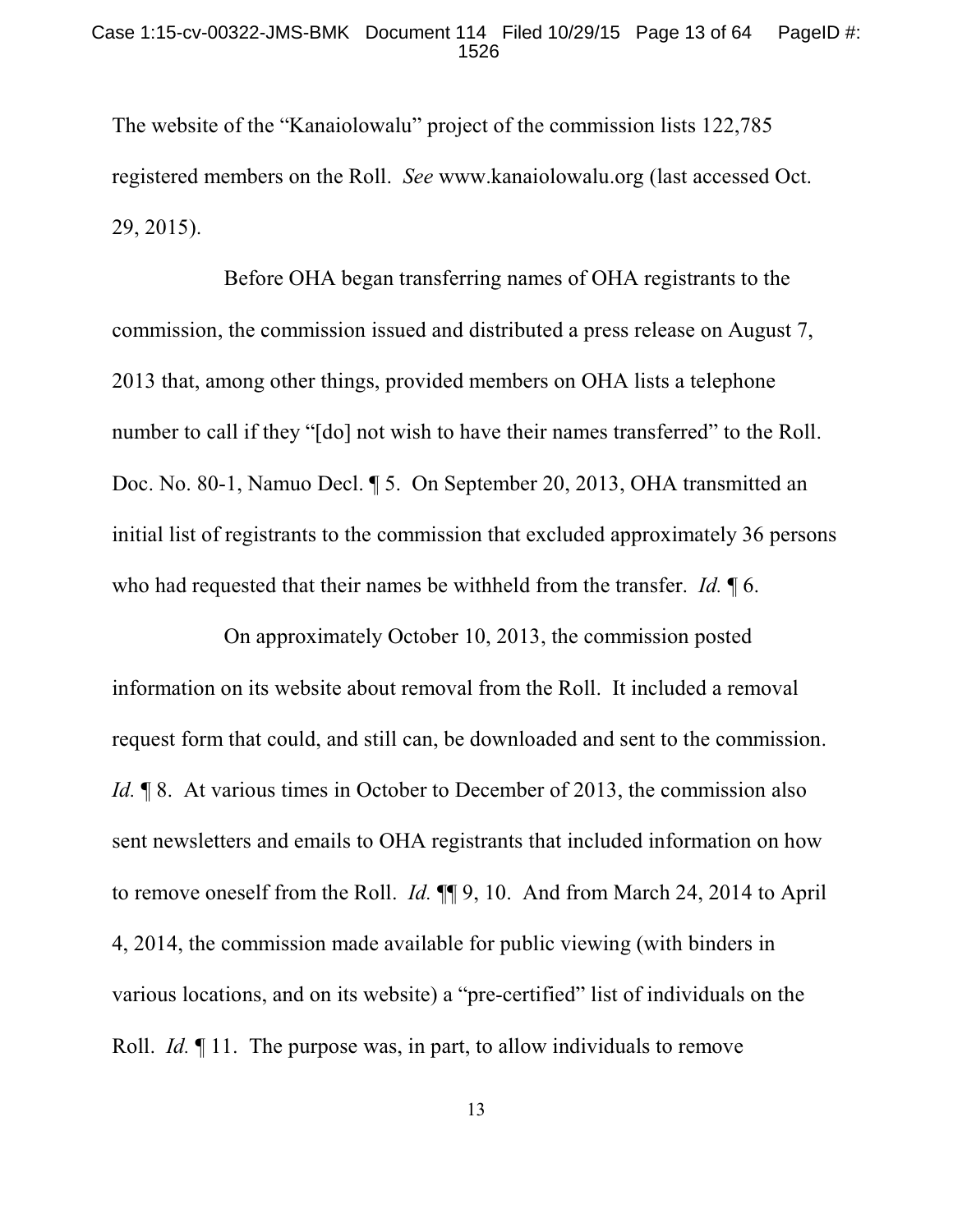The website of the "Kanaiolowalu" project of the commission lists 122,785 registered members on the Roll. *See* www.kanaiolowalu.org (last accessed Oct. 29, 2015).

Before OHA began transferring names of OHA registrants to the commission, the commission issued and distributed a press release on August 7, 2013 that, among other things, provided members on OHA lists a telephone number to call if they "[do] not wish to have their names transferred" to the Roll. Doc. No. 80-1, Namuo Decl. ¶ 5. On September 20, 2013, OHA transmitted an initial list of registrants to the commission that excluded approximately 36 persons who had requested that their names be withheld from the transfer. *Id.* ¶ 6.

On approximately October 10, 2013, the commission posted information on its website about removal from the Roll. It included a removal request form that could, and still can, be downloaded and sent to the commission. *Id.* ¶ 8. At various times in October to December of 2013, the commission also sent newsletters and emails to OHA registrants that included information on how to remove oneself from the Roll. *Id.* ¶¶ 9, 10. And from March 24, 2014 to April 4, 2014, the commission made available for public viewing (with binders in various locations, and on its website) a "pre-certified" list of individuals on the Roll. *Id.* ¶ 11. The purpose was, in part, to allow individuals to remove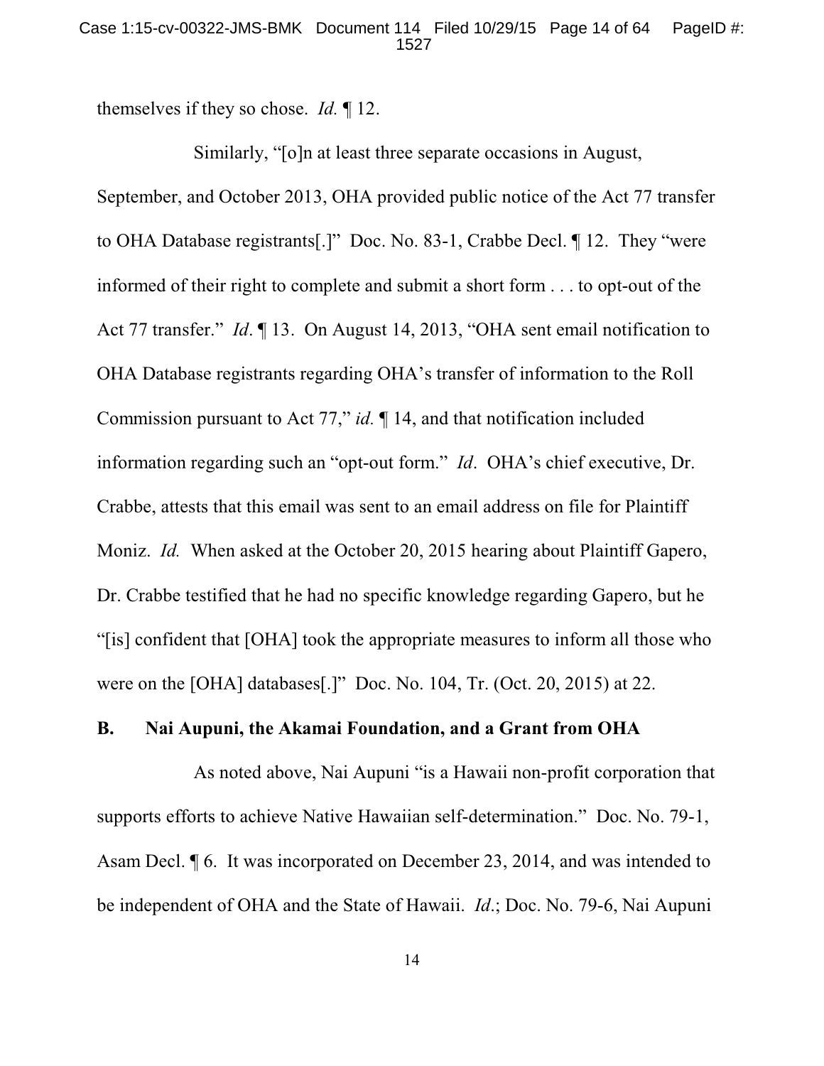themselves if they so chose. *Id.* ¶ 12.

Similarly, "[o]n at least three separate occasions in August, September, and October 2013, OHA provided public notice of the Act 77 transfer to OHA Database registrants[.]" Doc. No. 83-1, Crabbe Decl. ¶ 12. They "were informed of their right to complete and submit a short form . . . to opt-out of the Act 77 transfer." *Id*. ¶ 13. On August 14, 2013, "OHA sent email notification to OHA Database registrants regarding OHA's transfer of information to the Roll Commission pursuant to Act 77," *id.* ¶ 14, and that notification included information regarding such an "opt-out form." *Id*. OHA's chief executive, Dr. Crabbe, attests that this email was sent to an email address on file for Plaintiff Moniz. *Id.* When asked at the October 20, 2015 hearing about Plaintiff Gapero, Dr. Crabbe testified that he had no specific knowledge regarding Gapero, but he "[is] confident that [OHA] took the appropriate measures to inform all those who were on the [OHA] databases[.]" Doc. No. 104, Tr. (Oct. 20, 2015) at 22.

### B. Nai Aupuni, the Akamai Foundation, and a Grant from OHA

As noted above, Nai Aupuni "is a Hawaii non-profit corporation that supports efforts to achieve Native Hawaiian self-determination." Doc. No. 79-1, Asam Decl. ¶ 6. It was incorporated on December 23, 2014, and was intended to be independent of OHA and the State of Hawaii. *Id*.; Doc. No. 79-6, Nai Aupuni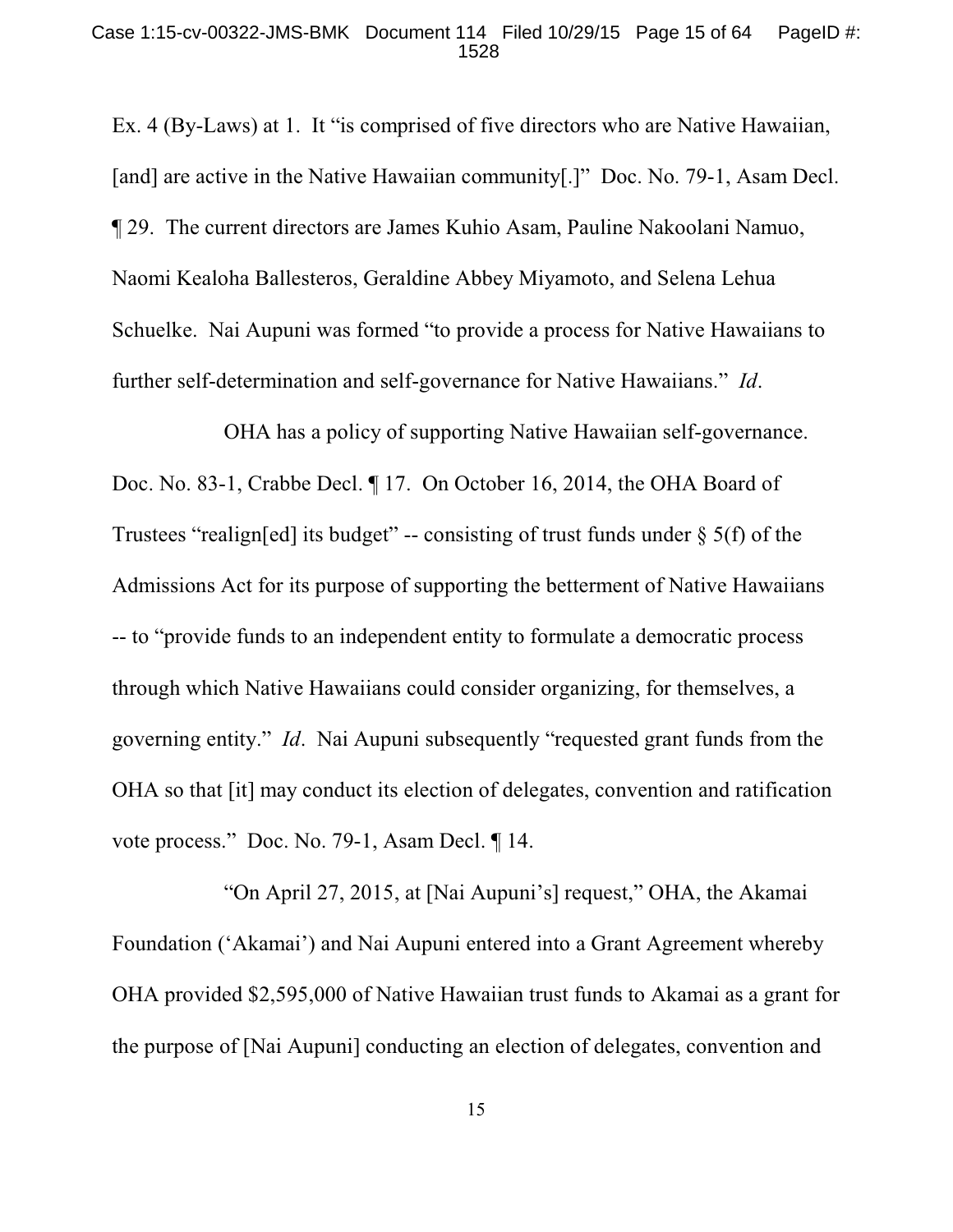Ex. 4 (By-Laws) at 1. It "is comprised of five directors who are Native Hawaiian, [and] are active in the Native Hawaiian community[.]" Doc. No. 79-1, Asam Decl. ¶ 29. The current directors are James Kuhio Asam, Pauline Nakoolani Namuo, Naomi Kealoha Ballesteros, Geraldine Abbey Miyamoto, and Selena Lehua Schuelke. Nai Aupuni was formed "to provide a process for Native Hawaiians to further self-determination and self-governance for Native Hawaiians." *Id*.

OHA has a policy of supporting Native Hawaiian self-governance. Doc. No. 83-1, Crabbe Decl. ¶ 17. On October 16, 2014, the OHA Board of Trustees "realign[ed] its budget" -- consisting of trust funds under § 5(f) of the Admissions Act for its purpose of supporting the betterment of Native Hawaiians -- to "provide funds to an independent entity to formulate a democratic process through which Native Hawaiians could consider organizing, for themselves, a governing entity." *Id*. Nai Aupuni subsequently "requested grant funds from the OHA so that [it] may conduct its election of delegates, convention and ratification vote process." Doc. No. 79-1, Asam Decl. ¶ 14.

"On April 27, 2015, at [Nai Aupuni's] request," OHA, the Akamai Foundation ('Akamai') and Nai Aupuni entered into a Grant Agreement whereby OHA provided $2,595,000 of Native Hawaiian trust funds to Akamai as a grant for the purpose of [Nai Aupuni] conducting an election of delegates, convention and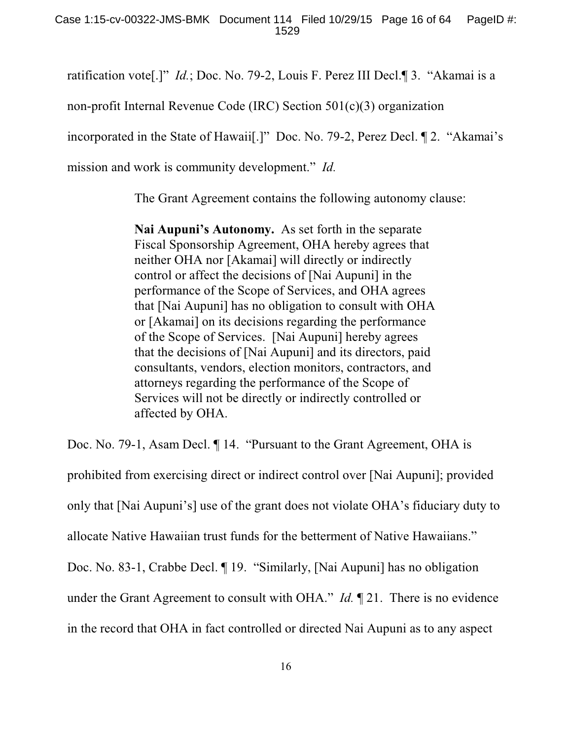ratification vote[.]" *Id.*; Doc. No. 79-2, Louis F. Perez III Decl.¶ 3. "Akamai is a non-profit Internal Revenue Code (IRC) Section 501(c)(3) organization incorporated in the State of Hawaii[.]" Doc. No. 79-2, Perez Decl. ¶ 2. "Akamai's mission and work is community development." *Id.*

The Grant Agreement contains the following autonomy clause:

> **Nai Aupuni's Autonomy.** As set forth in the separate Fiscal Sponsorship Agreement, OHA hereby agrees that neither OHA nor [Akamai] will directly or indirectly control or affect the decisions of [Nai Aupuni] in the performance of the Scope of Services, and OHA agrees that [Nai Aupuni] has no obligation to consult with OHA or [Akamai] on its decisions regarding the performance of the Scope of Services. [Nai Aupuni] hereby agrees that the decisions of [Nai Aupuni] and its directors, paid consultants, vendors, election monitors, contractors, and attorneys regarding the performance of the Scope of Services will not be directly or indirectly controlled or affected by OHA.

Doc. No. 79-1, Asam Decl. ¶ 14. "Pursuant to the Grant Agreement, OHA is prohibited from exercising direct or indirect control over [Nai Aupuni]; provided only that [Nai Aupuni's] use of the grant does not violate OHA's fiduciary duty to allocate Native Hawaiian trust funds for the betterment of Native Hawaiians." Doc. No. 83-1, Crabbe Decl. ¶ 19. "Similarly, [Nai Aupuni] has no obligation under the Grant Agreement to consult with OHA." *Id.* ¶ 21. There is no evidence in the record that OHA in fact controlled or directed Nai Aupuni as to any aspect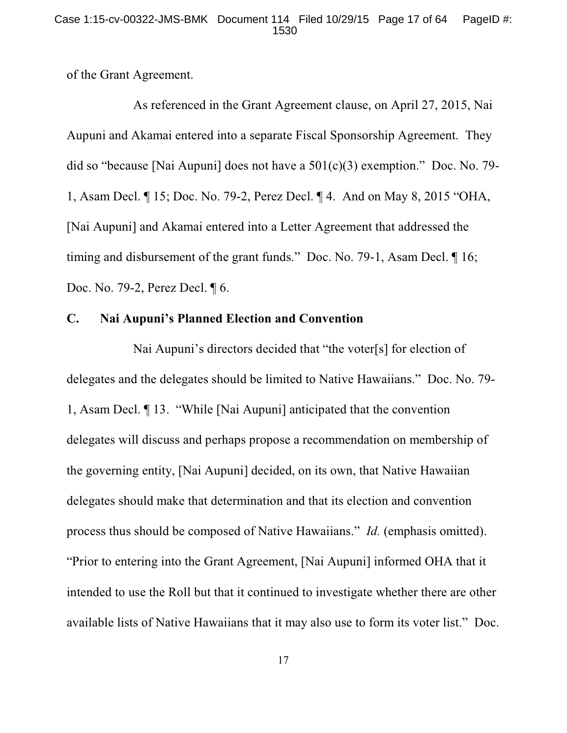of the Grant Agreement.

As referenced in the Grant Agreement clause, on April 27, 2015, Nai Aupuni and Akamai entered into a separate Fiscal Sponsorship Agreement. They did so "because [Nai Aupuni] does not have a 501(c)(3) exemption." Doc. No. 79-1, Asam Decl. ¶ 15; Doc. No. 79-2, Perez Decl. ¶ 4. And on May 8, 2015 "OHA, [Nai Aupuni] and Akamai entered into a Letter Agreement that addressed the timing and disbursement of the grant funds." Doc. No. 79-1, Asam Decl. ¶ 16; Doc. No. 79-2, Perez Decl. ¶ 6.

### C. Nai Aupuni's Planned Election and Convention

Nai Aupuni's directors decided that "the voter[s] for election of delegates and the delegates should be limited to Native Hawaiians." Doc. No. 79-1, Asam Decl. ¶ 13. "While [Nai Aupuni] anticipated that the convention delegates will discuss and perhaps propose a recommendation on membership of the governing entity, [Nai Aupuni] decided, on its own, that Native Hawaiian delegates should make that determination and that its election and convention process thus should be composed of Native Hawaiians." *Id.* (emphasis omitted). "Prior to entering into the Grant Agreement, [Nai Aupuni] informed OHA that it intended to use the Roll but that it continued to investigate whether there are other available lists of Native Hawaiians that it may also use to form its voter list." Doc.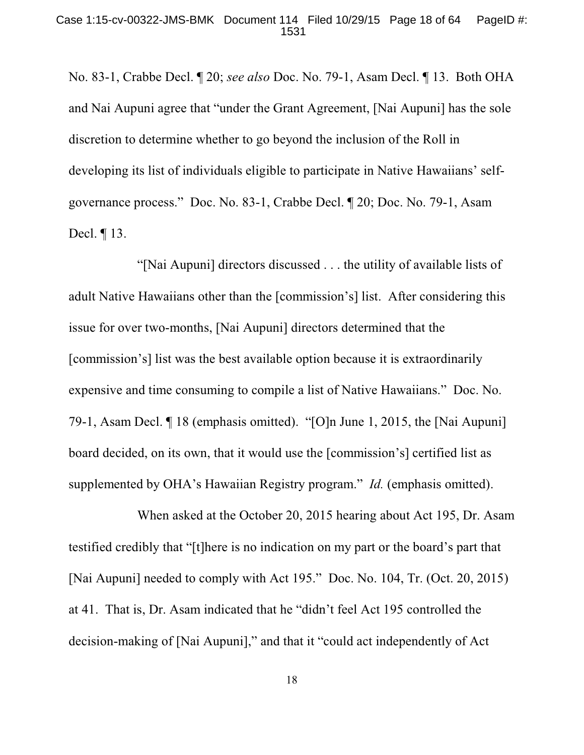No. 83-1, Crabbe Decl. ¶ 20; *see also* Doc. No. 79-1, Asam Decl. ¶ 13. Both OHA and Nai Aupuni agree that "under the Grant Agreement, [Nai Aupuni] has the sole discretion to determine whether to go beyond the inclusion of the Roll in developing its list of individuals eligible to participate in Native Hawaiians' self-governance process." Doc. No. 83-1, Crabbe Decl. ¶ 20; Doc. No. 79-1, Asam Decl. ¶ 13.

"[Nai Aupuni] directors discussed . . . the utility of available lists of adult Native Hawaiians other than the [commission's] list. After considering this issue for over two-months, [Nai Aupuni] directors determined that the [commission's] list was the best available option because it is extraordinarily expensive and time consuming to compile a list of Native Hawaiians." Doc. No. 79-1, Asam Decl. ¶ 18 (emphasis omitted). "[O]n June 1, 2015, the [Nai Aupuni] board decided, on its own, that it would use the [commission's] certified list as supplemented by OHA's Hawaiian Registry program." *Id.* (emphasis omitted).

When asked at the October 20, 2015 hearing about Act 195, Dr. Asam testified credibly that "[t]here is no indication on my part or the board's part that [Nai Aupuni] needed to comply with Act 195." Doc. No. 104, Tr. (Oct. 20, 2015) at 41. That is, Dr. Asam indicated that he "didn't feel Act 195 controlled the decision-making of [Nai Aupuni]," and that it "could act independently of Act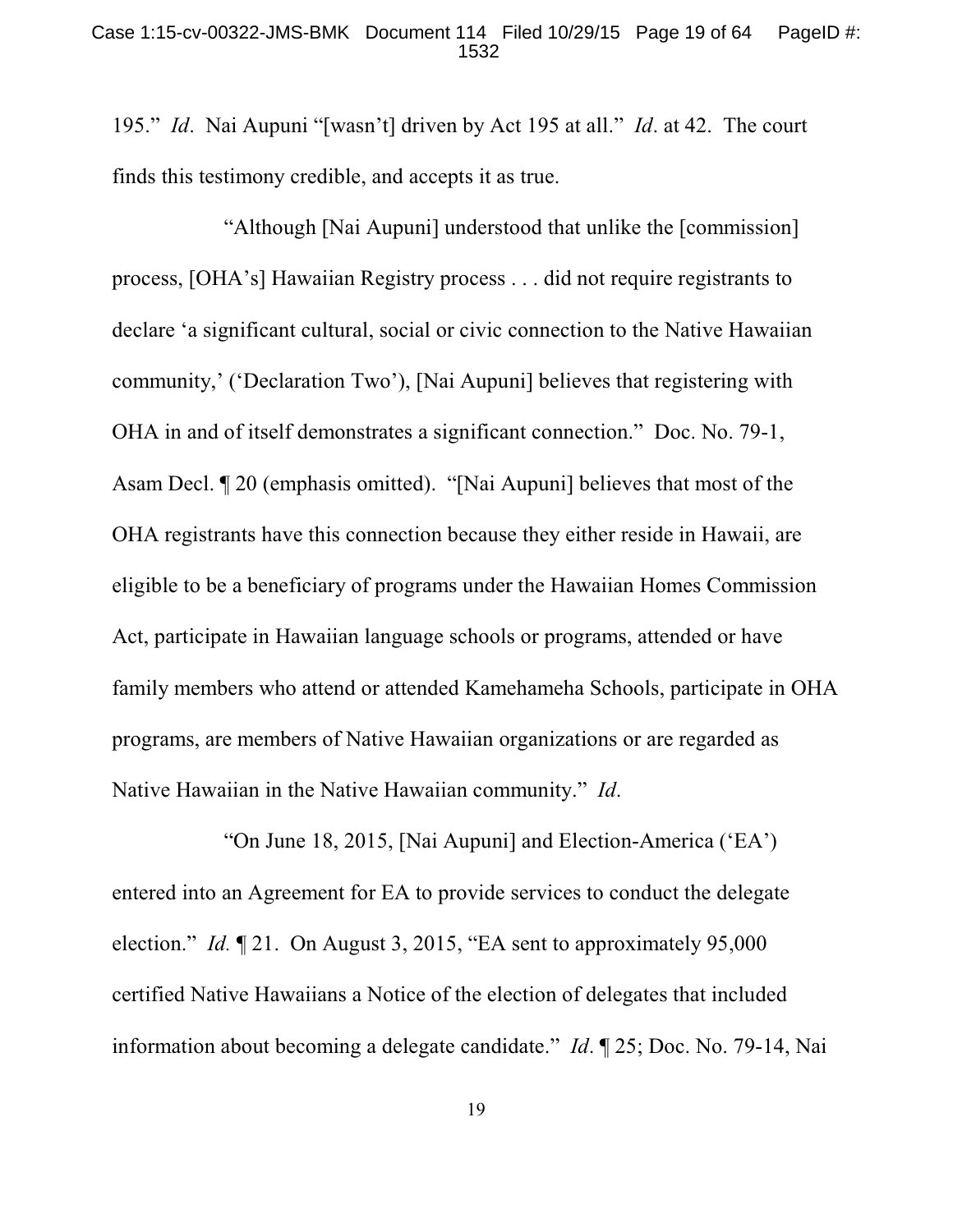195." *Id*. Nai Aupuni "[wasn't] driven by Act 195 at all." *Id*. at 42. The court finds this testimony credible, and accepts it as true.

"Although [Nai Aupuni] understood that unlike the [commission] process, [OHA's] Hawaiian Registry process . . . did not require registrants to declare 'a significant cultural, social or civic connection to the Native Hawaiian community,' ('Declaration Two'), [Nai Aupuni] believes that registering with OHA in and of itself demonstrates a significant connection." Doc. No. 79-1, Asam Decl. ¶ 20 (emphasis omitted). "[Nai Aupuni] believes that most of the OHA registrants have this connection because they either reside in Hawaii, are eligible to be a beneficiary of programs under the Hawaiian Homes Commission Act, participate in Hawaiian language schools or programs, attended or have family members who attend or attended Kamehameha Schools, participate in OHA programs, are members of Native Hawaiian organizations or are regarded as Native Hawaiian in the Native Hawaiian community." *Id*.

"On June 18, 2015, [Nai Aupuni] and Election-America ('EA') entered into an Agreement for EA to provide services to conduct the delegate election." *Id.* ¶ 21. On August 3, 2015, "EA sent to approximately 95,000 certified Native Hawaiians a Notice of the election of delegates that included information about becoming a delegate candidate." *Id*. ¶ 25; Doc. No. 79-14, Nai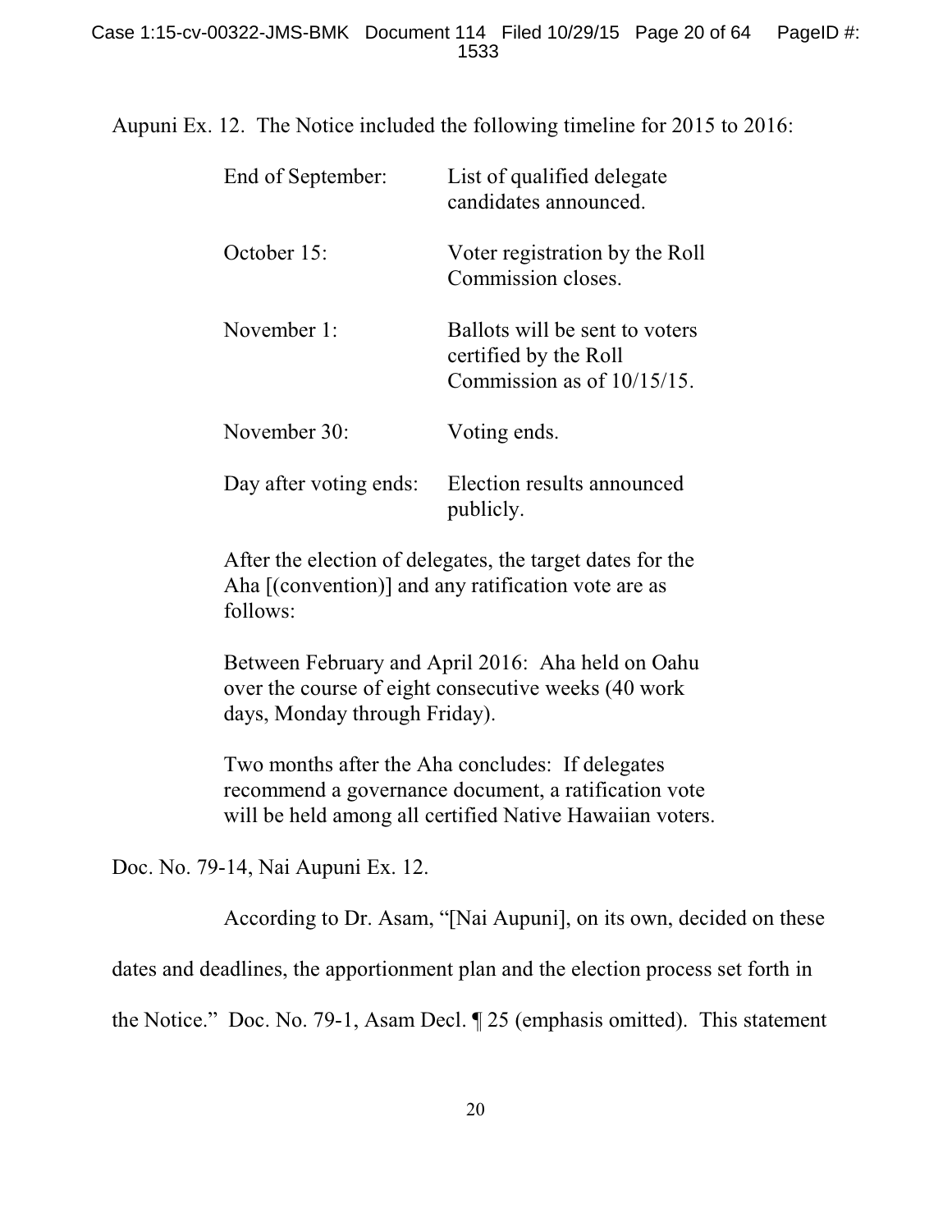Aupuni Ex. 12. The Notice included the following timeline for 2015 to 2016:

> End of September: List of qualified delegate candidates announced.
>
> October 15: Voter registration by the Roll Commission closes.
>
> November 1: Ballots will be sent to voters certified by the Roll Commission as of 10/15/15.
>
> November 30: Voting ends.
>
> Day after voting ends: Election results announced publicly.
>
> After the election of delegates, the target dates for the Aha [(convention)] and any ratification vote are as follows:
>
> Between February and April 2016: Aha held on Oahu over the course of eight consecutive weeks (40 work days, Monday through Friday).
>
> Two months after the Aha concludes: If delegates recommend a governance document, a ratification vote will be held among all certified Native Hawaiian voters.

Doc. No. 79-14, Nai Aupuni Ex. 12.

According to Dr. Asam, "[Nai Aupuni], on its own, decided on these dates and deadlines, the apportionment plan and the election process set forth in the Notice." Doc. No. 79-1, Asam Decl. ¶ 25 (emphasis omitted). This statement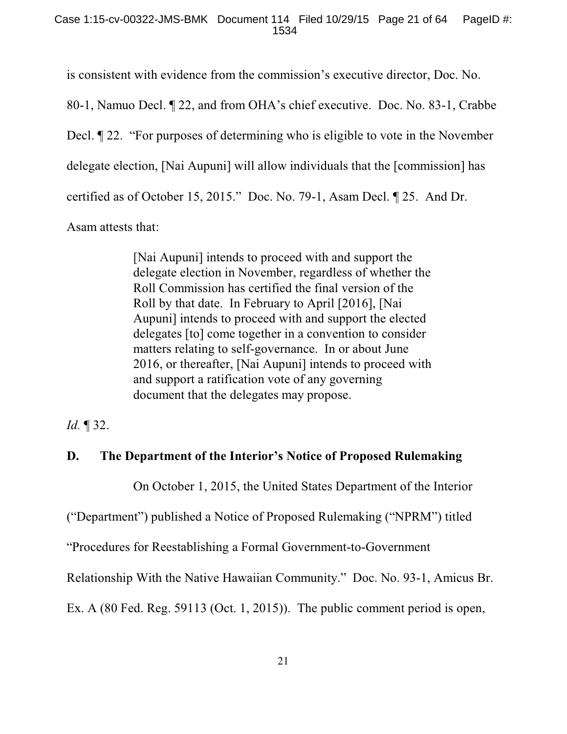is consistent with evidence from the commission's executive director, Doc. No. 80-1, Namuo Decl. ¶ 22, and from OHA's chief executive. Doc. No. 83-1, Crabbe Decl. ¶ 22. "For purposes of determining who is eligible to vote in the November delegate election, [Nai Aupuni] will allow individuals that the [commission] has certified as of October 15, 2015." Doc. No. 79-1, Asam Decl. ¶ 25. And Dr. Asam attests that:

> [Nai Aupuni] intends to proceed with and support the delegate election in November, regardless of whether the Roll Commission has certified the final version of the Roll by that date. In February to April [2016], [Nai Aupuni] intends to proceed with and support the elected delegates [to] come together in a convention to consider matters relating to self-governance. In or about June 2016, or thereafter, [Nai Aupuni] intends to proceed with and support a ratification vote of any governing document that the delegates may propose.

*Id.* ¶ 32.

### D. The Department of the Interior's Notice of Proposed Rulemaking

On October 1, 2015, the United States Department of the Interior ("Department") published a Notice of Proposed Rulemaking ("NPRM") titled "Procedures for Reestablishing a Formal Government-to-Government Relationship With the Native Hawaiian Community." Doc. No. 93-1, Amicus Br. Ex. A (80 Fed. Reg. 59113 (Oct. 1, 2015)). The public comment period is open,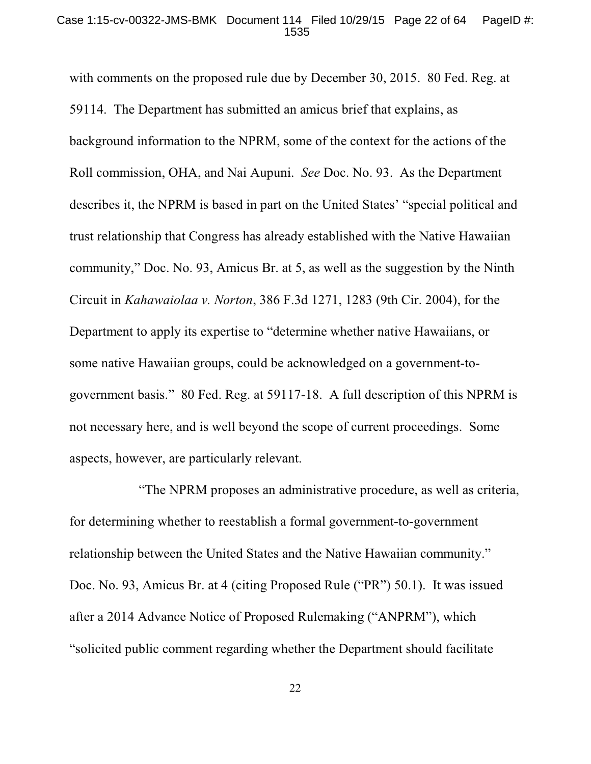with comments on the proposed rule due by December 30, 2015. 80 Fed. Reg. at 59114. The Department has submitted an amicus brief that explains, as background information to the NPRM, some of the context for the actions of the Roll commission, OHA, and Nai Aupuni. *See* Doc. No. 93. As the Department describes it, the NPRM is based in part on the United States' "special political and trust relationship that Congress has already established with the Native Hawaiian community," Doc. No. 93, Amicus Br. at 5, as well as the suggestion by the Ninth Circuit in *Kahawaiolaa v. Norton*, 386 F.3d 1271, 1283 (9th Cir. 2004), for the Department to apply its expertise to "determine whether native Hawaiians, or some native Hawaiian groups, could be acknowledged on a government-to-government basis." 80 Fed. Reg. at 59117-18. A full description of this NPRM is not necessary here, and is well beyond the scope of current proceedings. Some aspects, however, are particularly relevant.

"The NPRM proposes an administrative procedure, as well as criteria, for determining whether to reestablish a formal government-to-government relationship between the United States and the Native Hawaiian community." Doc. No. 93, Amicus Br. at 4 (citing Proposed Rule ("PR") 50.1). It was issued after a 2014 Advance Notice of Proposed Rulemaking ("ANPRM"), which "solicited public comment regarding whether the Department should facilitate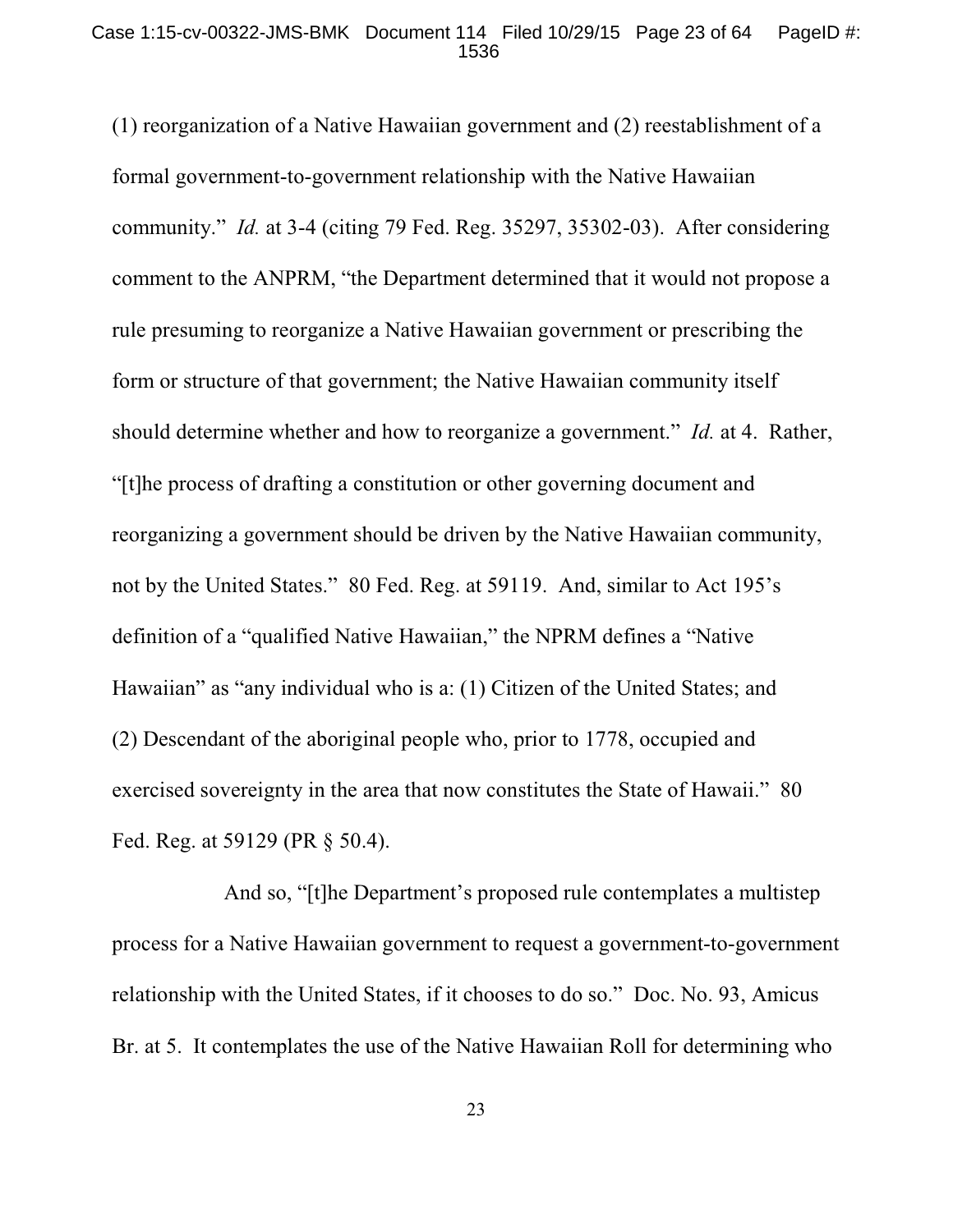(1) reorganization of a Native Hawaiian government and (2) reestablishment of a formal government-to-government relationship with the Native Hawaiian community." *Id.* at 3-4 (citing 79 Fed. Reg. 35297, 35302-03). After considering comment to the ANPRM, "the Department determined that it would not propose a rule presuming to reorganize a Native Hawaiian government or prescribing the form or structure of that government; the Native Hawaiian community itself should determine whether and how to reorganize a government." *Id.* at 4. Rather, "[t]he process of drafting a constitution or other governing document and reorganizing a government should be driven by the Native Hawaiian community, not by the United States." 80 Fed. Reg. at 59119. And, similar to Act 195's definition of a "qualified Native Hawaiian," the NPRM defines a "Native Hawaiian" as "any individual who is a: (1) Citizen of the United States; and (2) Descendant of the aboriginal people who, prior to 1778, occupied and exercised sovereignty in the area that now constitutes the State of Hawaii." 80 Fed. Reg. at 59129 (PR § 50.4).

And so, "[t]he Department's proposed rule contemplates a multistep process for a Native Hawaiian government to request a government-to-government relationship with the United States, if it chooses to do so." Doc. No. 93, Amicus Br. at 5. It contemplates the use of the Native Hawaiian Roll for determining who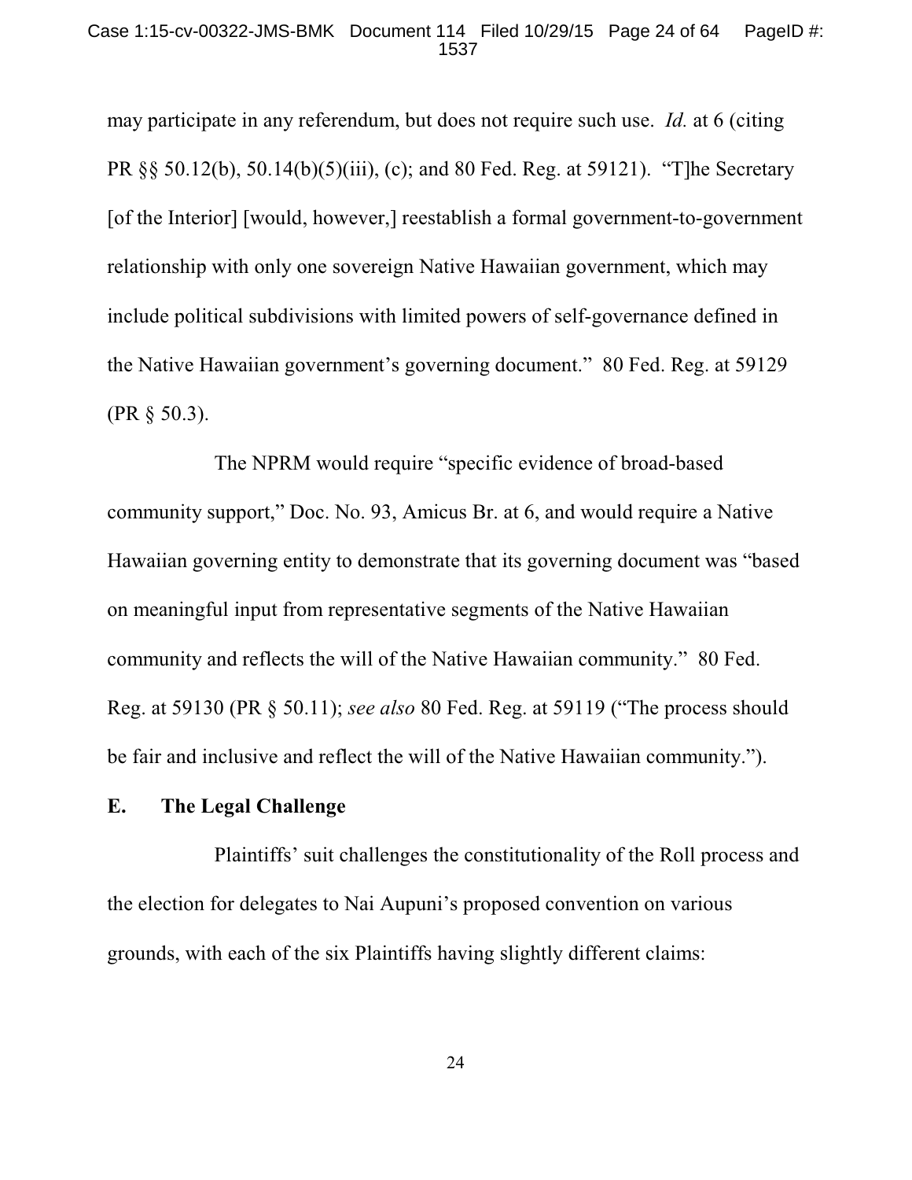may participate in any referendum, but does not require such use. *Id.* at 6 (citing PR §§ 50.12(b), 50.14(b)(5)(iii), (c); and 80 Fed. Reg. at 59121). "T]he Secretary [of the Interior] [would, however,] reestablish a formal government-to-government relationship with only one sovereign Native Hawaiian government, which may include political subdivisions with limited powers of self-governance defined in the Native Hawaiian government's governing document." 80 Fed. Reg. at 59129 (PR § 50.3).

The NPRM would require "specific evidence of broad-based community support," Doc. No. 93, Amicus Br. at 6, and would require a Native Hawaiian governing entity to demonstrate that its governing document was "based on meaningful input from representative segments of the Native Hawaiian community and reflects the will of the Native Hawaiian community." 80 Fed. Reg. at 59130 (PR § 50.11); *see also* 80 Fed. Reg. at 59119 ("The process should be fair and inclusive and reflect the will of the Native Hawaiian community.").

### E. The Legal Challenge

Plaintiffs' suit challenges the constitutionality of the Roll process and the election for delegates to Nai Aupuni's proposed convention on various grounds, with each of the six Plaintiffs having slightly different claims: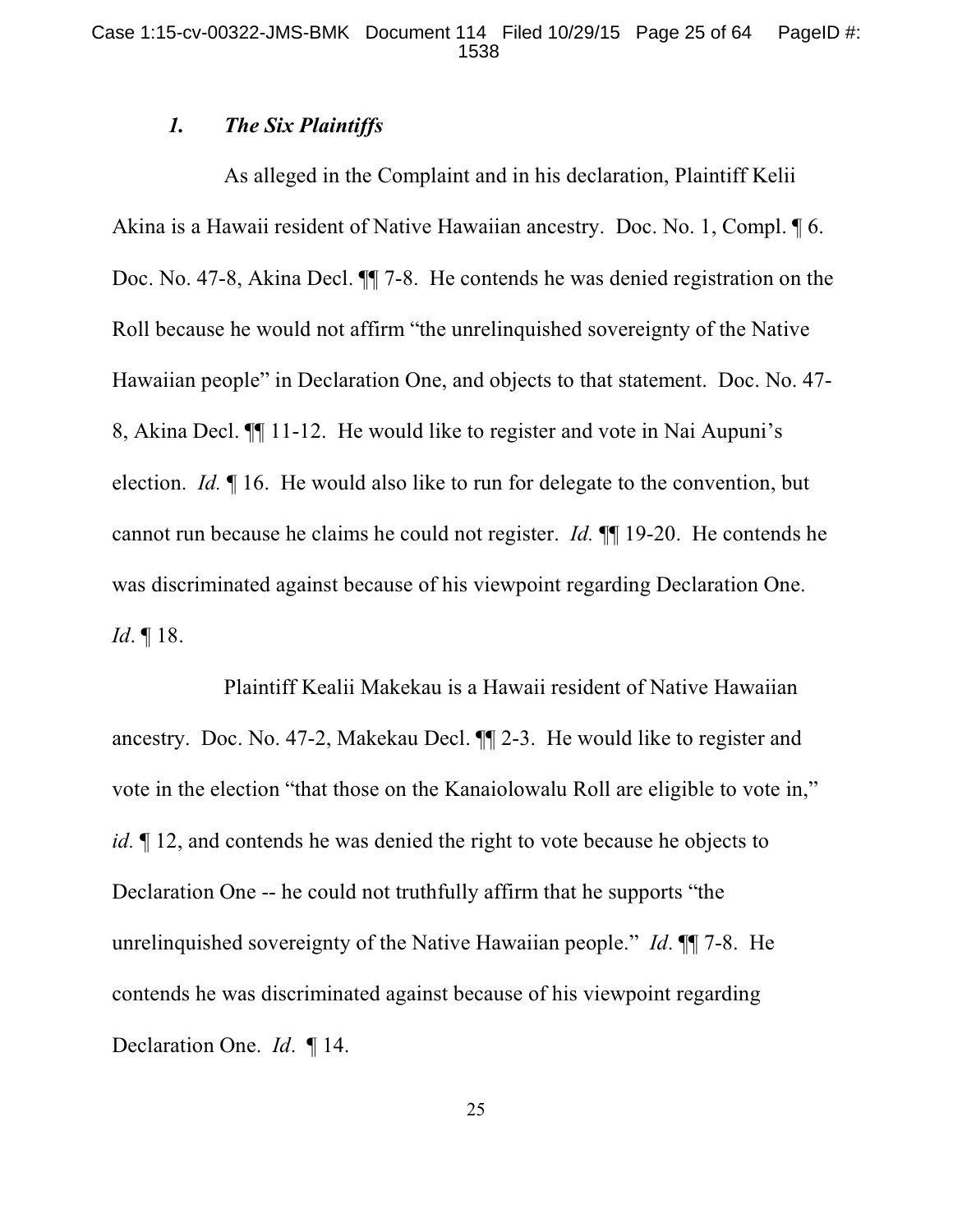### *1. The Six Plaintiffs*

As alleged in the Complaint and in his declaration, Plaintiff Kelii Akina is a Hawaii resident of Native Hawaiian ancestry. Doc. No. 1, Compl. ¶ 6. Doc. No. 47-8, Akina Decl. ¶¶ 7-8. He contends he was denied registration on the Roll because he would not affirm "the unrelinquished sovereignty of the Native Hawaiian people" in Declaration One, and objects to that statement. Doc. No. 47-8, Akina Decl. ¶¶ 11-12. He would like to register and vote in Nai Aupuni's election. *Id.* ¶ 16. He would also like to run for delegate to the convention, but cannot run because he claims he could not register. *Id.* ¶¶ 19-20. He contends he was discriminated against because of his viewpoint regarding Declaration One. *Id*. ¶ 18.

Plaintiff Kealii Makekau is a Hawaii resident of Native Hawaiian ancestry. Doc. No. 47-2, Makekau Decl. ¶¶ 2-3. He would like to register and vote in the election "that those on the Kanaiolowalu Roll are eligible to vote in," *id.* ¶ 12, and contends he was denied the right to vote because he objects to Declaration One -- he could not truthfully affirm that he supports "the unrelinquished sovereignty of the Native Hawaiian people." *Id*. ¶¶ 7-8. He contends he was discriminated against because of his viewpoint regarding Declaration One. *Id*. ¶ 14.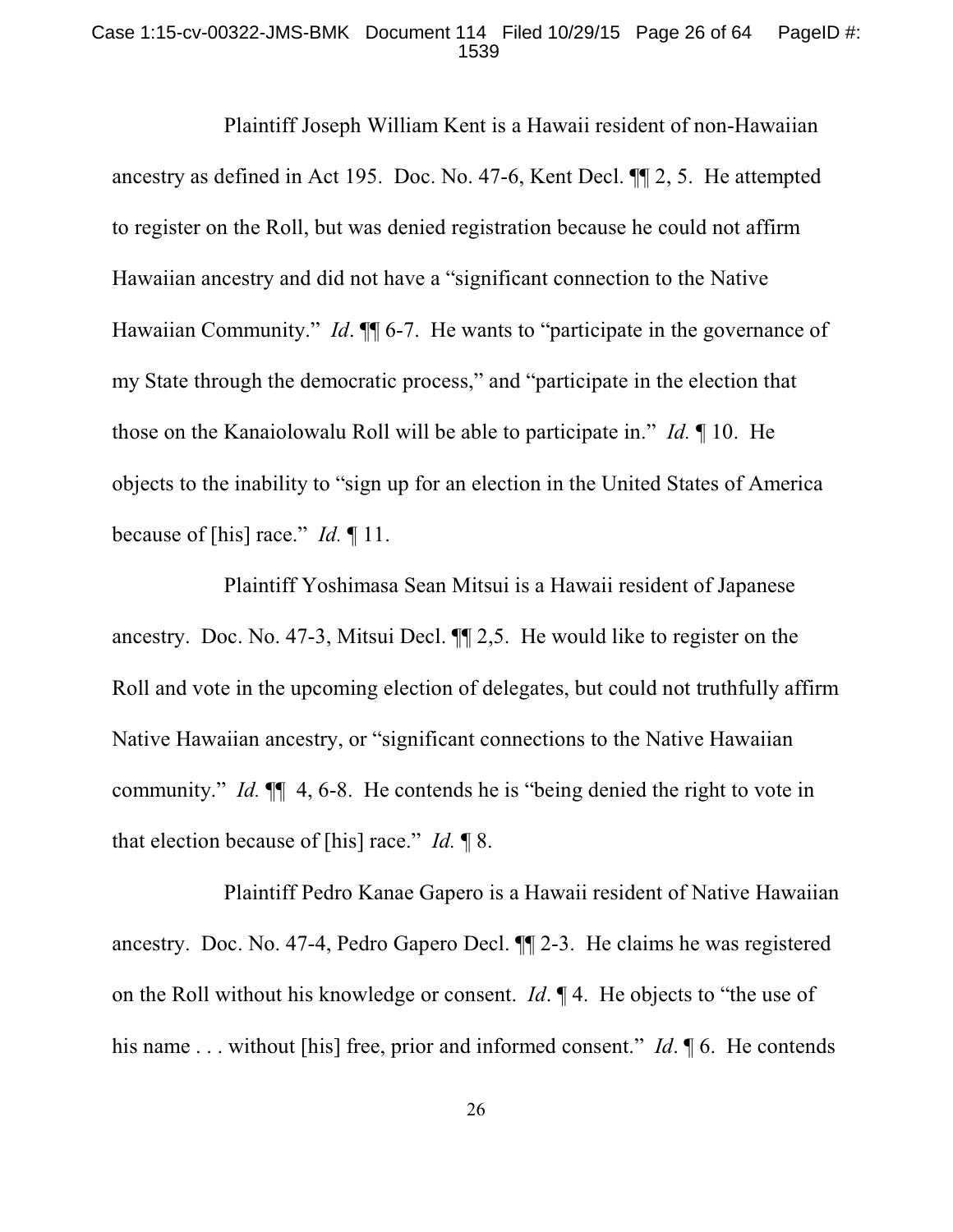Plaintiff Joseph William Kent is a Hawaii resident of non-Hawaiian ancestry as defined in Act 195. Doc. No. 47-6, Kent Decl. ¶¶ 2, 5. He attempted to register on the Roll, but was denied registration because he could not affirm Hawaiian ancestry and did not have a "significant connection to the Native Hawaiian Community." *Id*. ¶¶ 6-7. He wants to "participate in the governance of my State through the democratic process," and "participate in the election that those on the Kanaiolowalu Roll will be able to participate in." *Id.* ¶ 10. He objects to the inability to "sign up for an election in the United States of America because of [his] race." *Id.* ¶ 11.

Plaintiff Yoshimasa Sean Mitsui is a Hawaii resident of Japanese ancestry. Doc. No. 47-3, Mitsui Decl. ¶¶ 2,5. He would like to register on the Roll and vote in the upcoming election of delegates, but could not truthfully affirm Native Hawaiian ancestry, or "significant connections to the Native Hawaiian community." *Id.* ¶¶ 4, 6-8. He contends he is "being denied the right to vote in that election because of [his] race." *Id.* ¶ 8.

Plaintiff Pedro Kanae Gapero is a Hawaii resident of Native Hawaiian ancestry. Doc. No. 47-4, Pedro Gapero Decl. ¶¶ 2-3. He claims he was registered on the Roll without his knowledge or consent. *Id*. ¶ 4. He objects to "the use of his name . . . without [his] free, prior and informed consent." *Id*. ¶ 6. He contends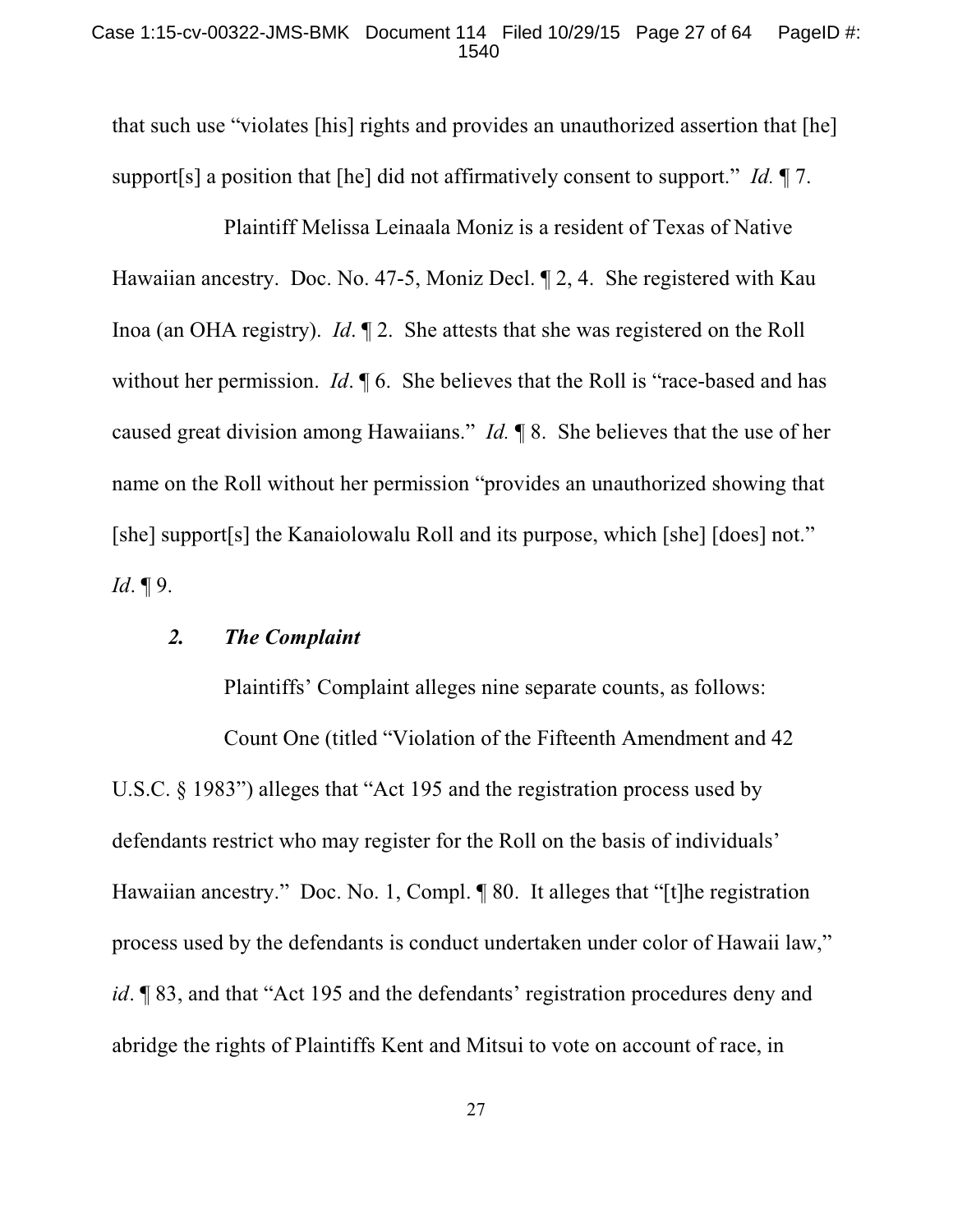that such use "violates [his] rights and provides an unauthorized assertion that [he] support[s] a position that [he] did not affirmatively consent to support." *Id.* ¶ 7.

Plaintiff Melissa Leinaala Moniz is a resident of Texas of Native Hawaiian ancestry. Doc. No. 47-5, Moniz Decl. ¶ 2, 4. She registered with Kau Inoa (an OHA registry). *Id*. ¶ 2. She attests that she was registered on the Roll without her permission. *Id*. ¶ 6. She believes that the Roll is "race-based and has caused great division among Hawaiians." *Id.* ¶ 8. She believes that the use of her name on the Roll without her permission "provides an unauthorized showing that [she] support[s] the Kanaiolowalu Roll and its purpose, which [she] [does] not." *Id*. ¶ 9.

### *2. The Complaint*

Plaintiffs' Complaint alleges nine separate counts, as follows:

Count One (titled "Violation of the Fifteenth Amendment and 42 U.S.C. § 1983") alleges that "Act 195 and the registration process used by defendants restrict who may register for the Roll on the basis of individuals' Hawaiian ancestry." Doc. No. 1, Compl. ¶ 80. It alleges that "[t]he registration process used by the defendants is conduct undertaken under color of Hawaii law," *id*. ¶ 83, and that "Act 195 and the defendants' registration procedures deny and abridge the rights of Plaintiffs Kent and Mitsui to vote on account of race, in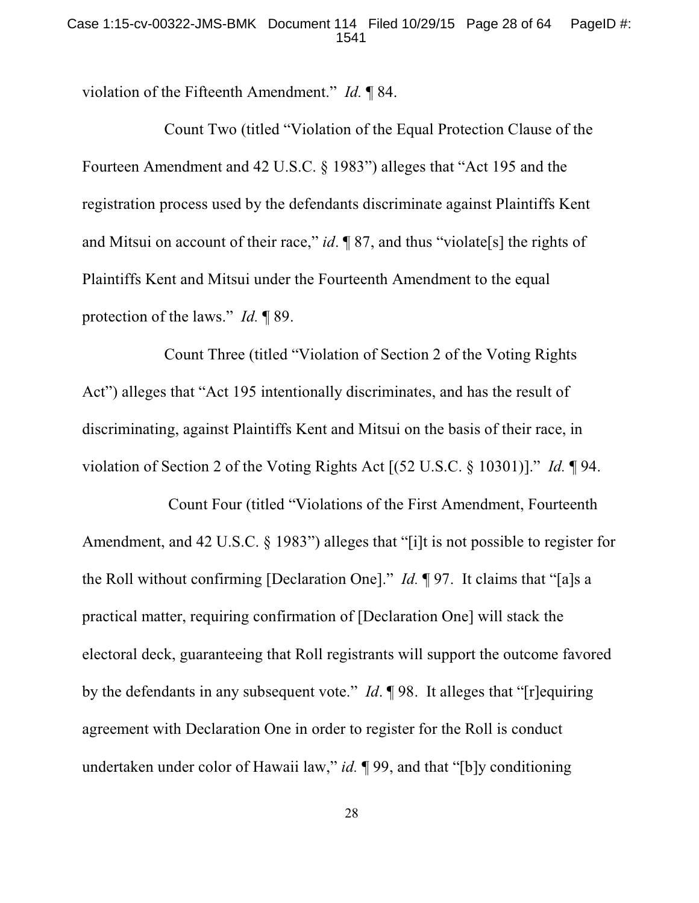violation of the Fifteenth Amendment." *Id.* ¶ 84.

Count Two (titled "Violation of the Equal Protection Clause of the Fourteen Amendment and 42 U.S.C. § 1983") alleges that "Act 195 and the registration process used by the defendants discriminate against Plaintiffs Kent and Mitsui on account of their race," *id*. ¶ 87, and thus "violate[s] the rights of Plaintiffs Kent and Mitsui under the Fourteenth Amendment to the equal protection of the laws." *Id.* ¶ 89.

Count Three (titled "Violation of Section 2 of the Voting Rights Act") alleges that "Act 195 intentionally discriminates, and has the result of discriminating, against Plaintiffs Kent and Mitsui on the basis of their race, in violation of Section 2 of the Voting Rights Act [(52 U.S.C. § 10301)]." *Id.* ¶ 94.

Count Four (titled "Violations of the First Amendment, Fourteenth Amendment, and 42 U.S.C. § 1983") alleges that "[i]t is not possible to register for the Roll without confirming [Declaration One]." *Id.* ¶ 97. It claims that "[a]s a practical matter, requiring confirmation of [Declaration One] will stack the electoral deck, guaranteeing that Roll registrants will support the outcome favored by the defendants in any subsequent vote." *Id*. ¶ 98. It alleges that "[r]equiring agreement with Declaration One in order to register for the Roll is conduct undertaken under color of Hawaii law," *id.* ¶ 99, and that "[b]y conditioning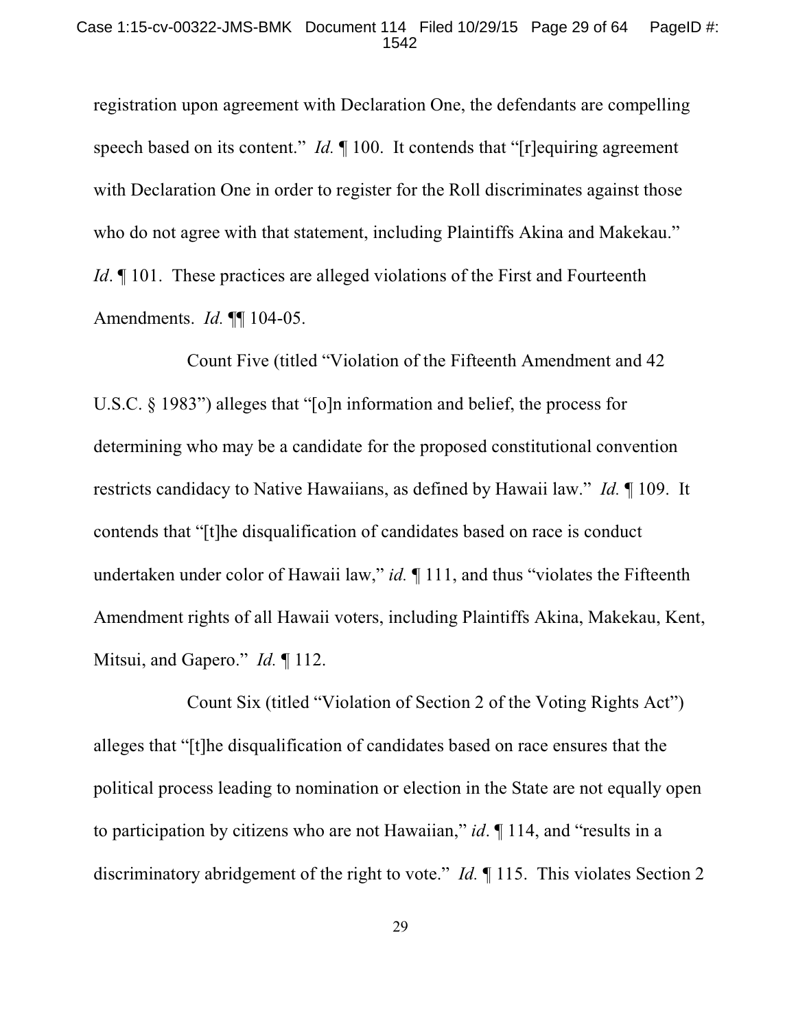registration upon agreement with Declaration One, the defendants are compelling speech based on its content." *Id.* ¶ 100. It contends that "[r]equiring agreement with Declaration One in order to register for the Roll discriminates against those who do not agree with that statement, including Plaintiffs Akina and Makekau." *Id*. ¶ 101. These practices are alleged violations of the First and Fourteenth Amendments. *Id.* ¶¶ 104-05.

Count Five (titled "Violation of the Fifteenth Amendment and 42 U.S.C. § 1983") alleges that "[o]n information and belief, the process for determining who may be a candidate for the proposed constitutional convention restricts candidacy to Native Hawaiians, as defined by Hawaii law." *Id.* ¶ 109. It contends that "[t]he disqualification of candidates based on race is conduct undertaken under color of Hawaii law," *id.* ¶ 111, and thus "violates the Fifteenth Amendment rights of all Hawaii voters, including Plaintiffs Akina, Makekau, Kent, Mitsui, and Gapero." *Id.* ¶ 112.

Count Six (titled "Violation of Section 2 of the Voting Rights Act") alleges that "[t]he disqualification of candidates based on race ensures that the political process leading to nomination or election in the State are not equally open to participation by citizens who are not Hawaiian," *id*. ¶ 114, and "results in a discriminatory abridgement of the right to vote." *Id.* ¶ 115. This violates Section 2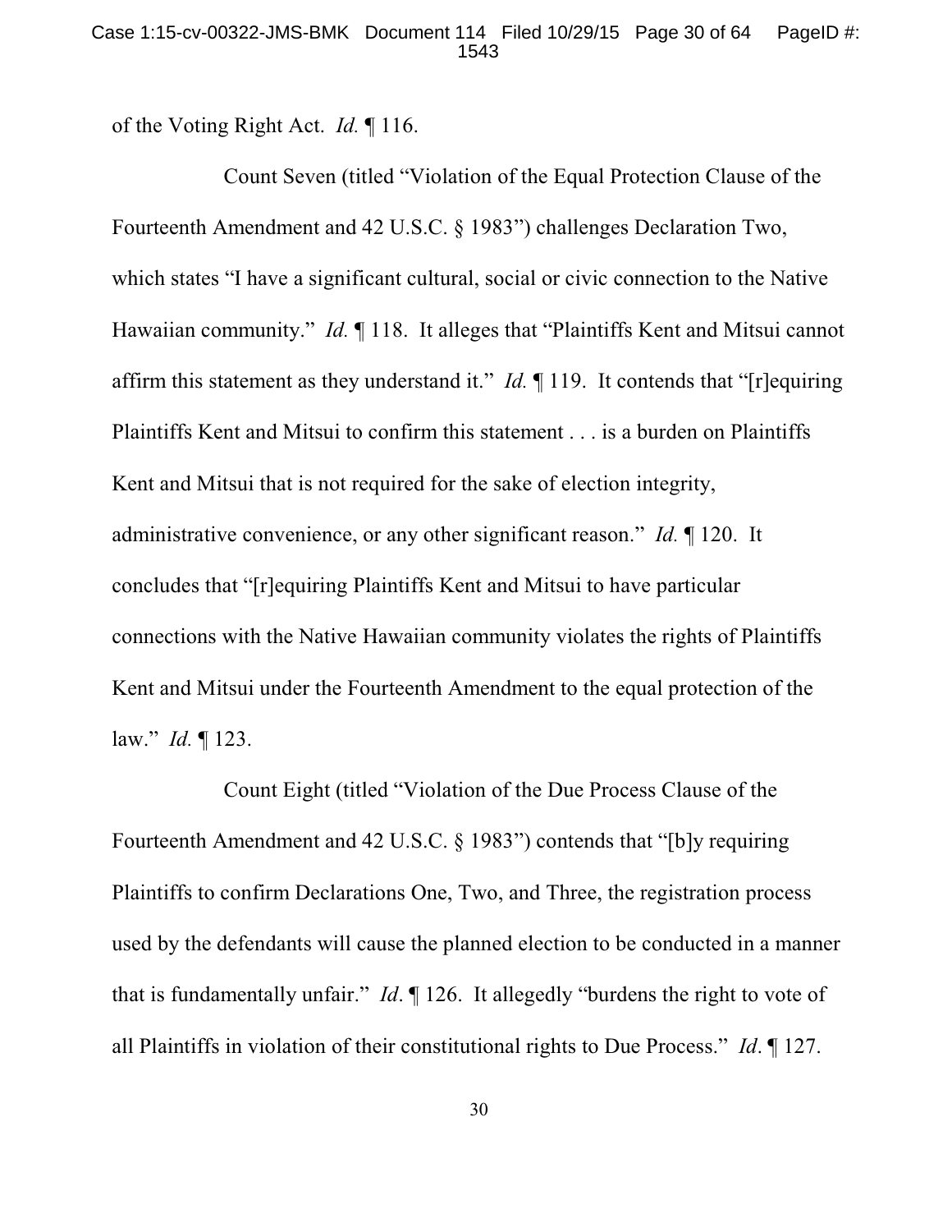of the Voting Right Act. *Id.* ¶ 116.

Count Seven (titled "Violation of the Equal Protection Clause of the Fourteenth Amendment and 42 U.S.C. § 1983") challenges Declaration Two, which states "I have a significant cultural, social or civic connection to the Native Hawaiian community." *Id.* ¶ 118. It alleges that "Plaintiffs Kent and Mitsui cannot affirm this statement as they understand it." *Id.* ¶ 119. It contends that "[r]equiring Plaintiffs Kent and Mitsui to confirm this statement . . . is a burden on Plaintiffs Kent and Mitsui that is not required for the sake of election integrity, administrative convenience, or any other significant reason." *Id.* ¶ 120. It concludes that "[r]equiring Plaintiffs Kent and Mitsui to have particular connections with the Native Hawaiian community violates the rights of Plaintiffs Kent and Mitsui under the Fourteenth Amendment to the equal protection of the law." *Id.* ¶ 123.

Count Eight (titled "Violation of the Due Process Clause of the Fourteenth Amendment and 42 U.S.C. § 1983") contends that "[b]y requiring Plaintiffs to confirm Declarations One, Two, and Three, the registration process used by the defendants will cause the planned election to be conducted in a manner that is fundamentally unfair." *Id*. ¶ 126. It allegedly "burdens the right to vote of all Plaintiffs in violation of their constitutional rights to Due Process." *Id*. ¶ 127.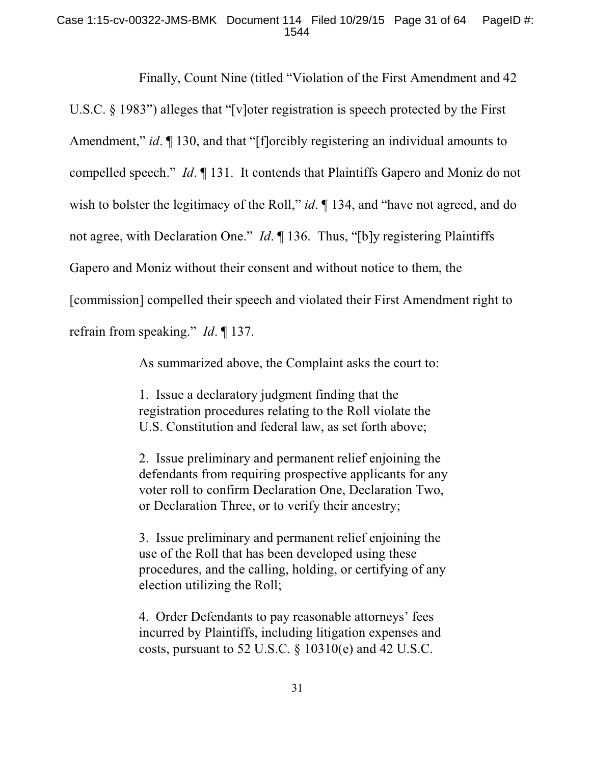Finally, Count Nine (titled "Violation of the First Amendment and 42 U.S.C. § 1983") alleges that "[v]oter registration is speech protected by the First Amendment," *id*. ¶ 130, and that "[f]orcibly registering an individual amounts to compelled speech." *Id*. ¶ 131. It contends that Plaintiffs Gapero and Moniz do not wish to bolster the legitimacy of the Roll," *id*. ¶ 134, and "have not agreed, and do not agree, with Declaration One." *Id*. ¶ 136. Thus, "[b]y registering Plaintiffs Gapero and Moniz without their consent and without notice to them, the [commission] compelled their speech and violated their First Amendment right to refrain from speaking." *Id*. ¶ 137.

As summarized above, the Complaint asks the court to:

> 1. Issue a declaratory judgment finding that the registration procedures relating to the Roll violate the U.S. Constitution and federal law, as set forth above;
>
> 2. Issue preliminary and permanent relief enjoining the defendants from requiring prospective applicants for any voter roll to confirm Declaration One, Declaration Two, or Declaration Three, or to verify their ancestry;
>
> 3. Issue preliminary and permanent relief enjoining the use of the Roll that has been developed using these procedures, and the calling, holding, or certifying of any election utilizing the Roll;
>
> 4. Order Defendants to pay reasonable attorneys' fees incurred by Plaintiffs, including litigation expenses and costs, pursuant to 52 U.S.C. § 10310(e) and 42 U.S.C.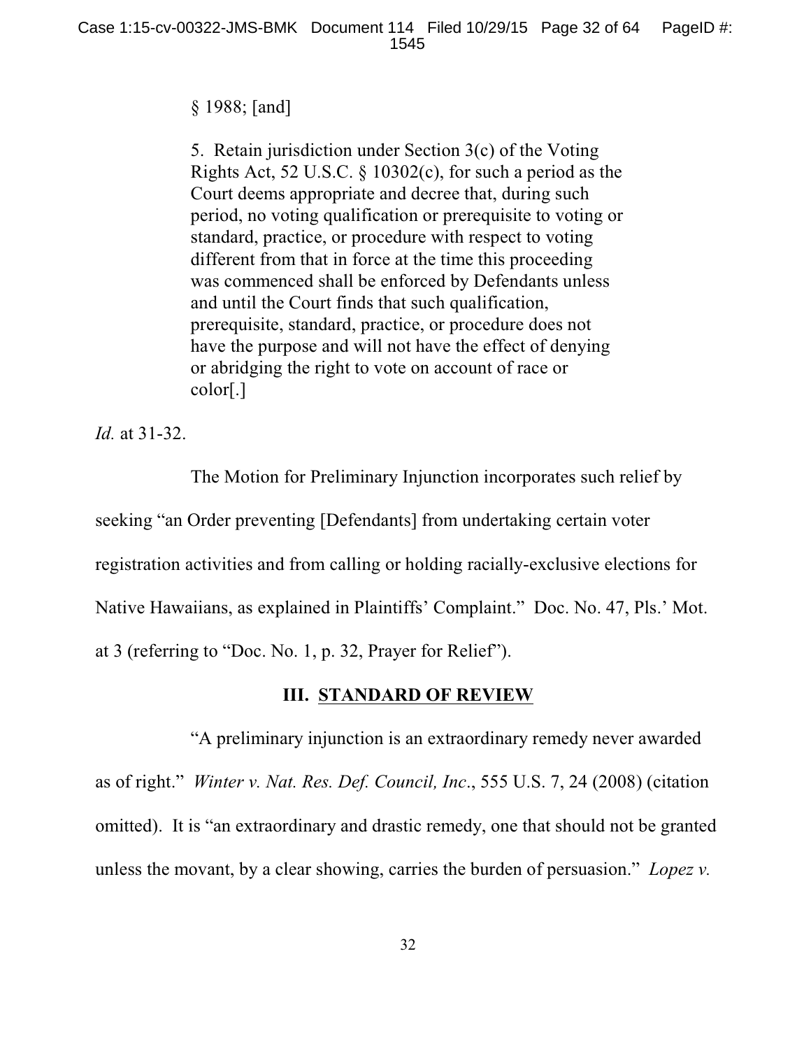> § 1988; [and]
>
> 5. Retain jurisdiction under Section 3(c) of the Voting Rights Act, 52 U.S.C. § 10302(c), for such a period as the Court deems appropriate and decree that, during such period, no voting qualification or prerequisite to voting or standard, practice, or procedure with respect to voting different from that in force at the time this proceeding was commenced shall be enforced by Defendants unless and until the Court finds that such qualification, prerequisite, standard, practice, or procedure does not have the purpose and will not have the effect of denying or abridging the right to vote on account of race or color[.]

*Id.* at 31-32.

The Motion for Preliminary Injunction incorporates such relief by seeking "an Order preventing [Defendants] from undertaking certain voter registration activities and from calling or holding racially-exclusive elections for Native Hawaiians, as explained in Plaintiffs' Complaint." Doc. No. 47, Pls.' Mot. at 3 (referring to "Doc. No. 1, p. 32, Prayer for Relief").

## III. STANDARD OF REVIEW

"A preliminary injunction is an extraordinary remedy never awarded as of right." *Winter v. Nat. Res. Def. Council, Inc*., 555 U.S. 7, 24 (2008) (citation omitted). It is "an extraordinary and drastic remedy, one that should not be granted unless the movant, by a clear showing, carries the burden of persuasion." *Lopez v.*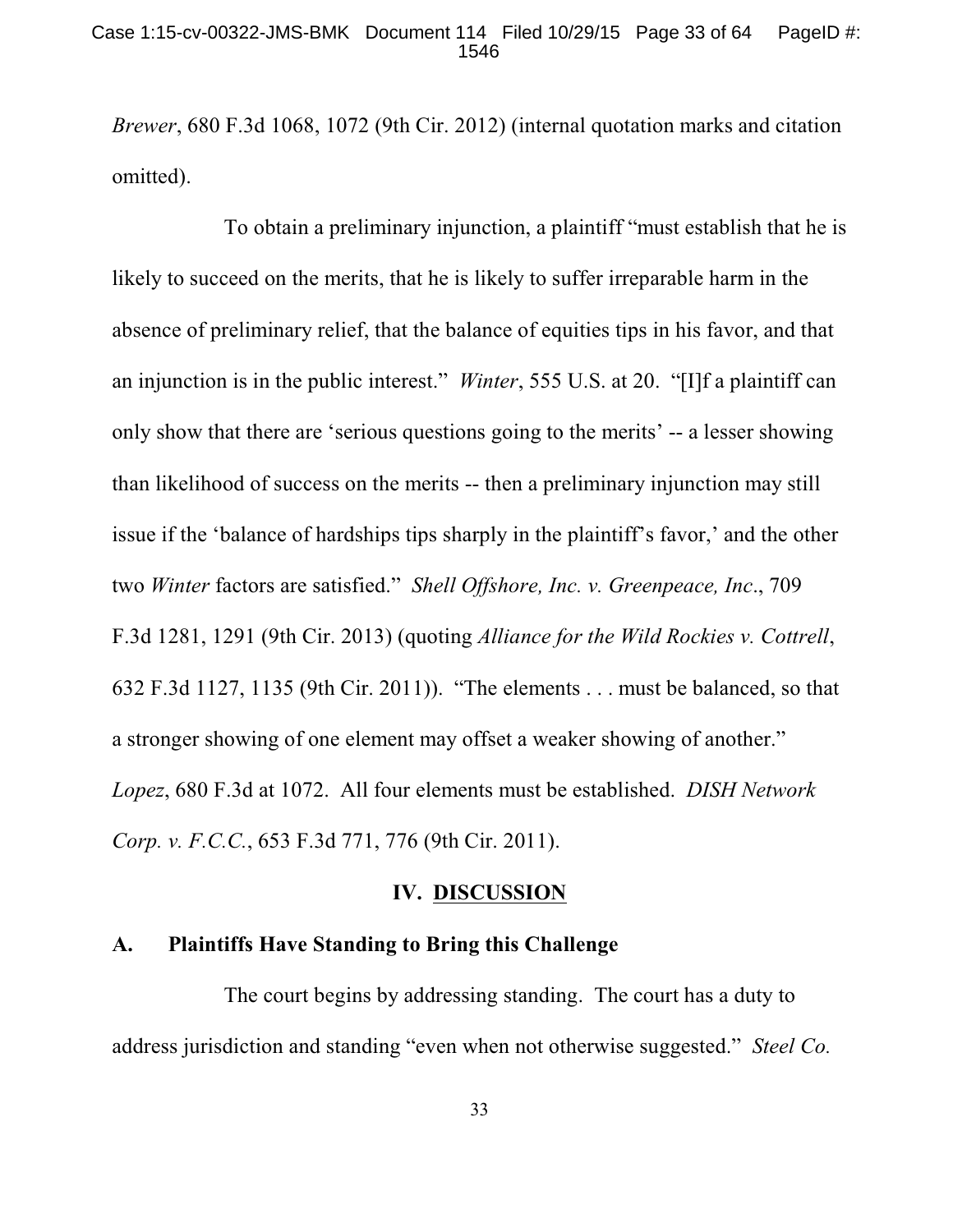*Brewer*, 680 F.3d 1068, 1072 (9th Cir. 2012) (internal quotation marks and citation omitted).

To obtain a preliminary injunction, a plaintiff "must establish that he is likely to succeed on the merits, that he is likely to suffer irreparable harm in the absence of preliminary relief, that the balance of equities tips in his favor, and that an injunction is in the public interest." *Winter*, 555 U.S. at 20. "[I]f a plaintiff can only show that there are 'serious questions going to the merits' -- a lesser showing than likelihood of success on the merits -- then a preliminary injunction may still issue if the 'balance of hardships tips sharply in the plaintiff's favor,' and the other two *Winter* factors are satisfied." *Shell Offshore, Inc. v. Greenpeace, Inc*., 709 F.3d 1281, 1291 (9th Cir. 2013) (quoting *Alliance for the Wild Rockies v. Cottrell*, 632 F.3d 1127, 1135 (9th Cir. 2011)). "The elements . . . must be balanced, so that a stronger showing of one element may offset a weaker showing of another." *Lopez*, 680 F.3d at 1072. All four elements must be established. *DISH Network Corp. v. F.C.C.*, 653 F.3d 771, 776 (9th Cir. 2011).

## IV. DISCUSSION

### A. Plaintiffs Have Standing to Bring this Challenge

The court begins by addressing standing. The court has a duty to address jurisdiction and standing "even when not otherwise suggested." *Steel Co.*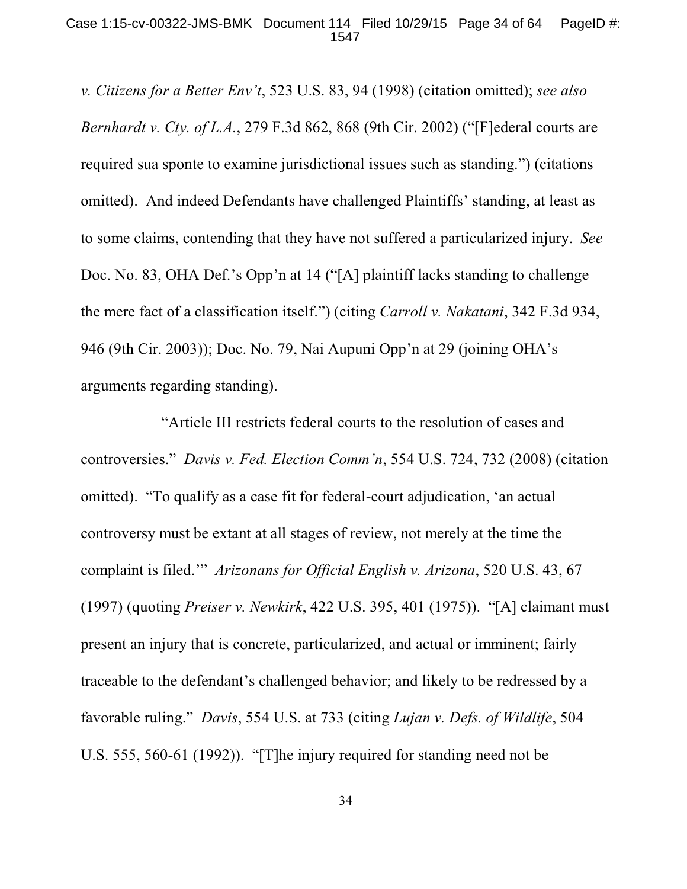*v. Citizens for a Better Env't*, 523 U.S. 83, 94 (1998) (citation omitted); *see also Bernhardt v. Cty. of L.A.*, 279 F.3d 862, 868 (9th Cir. 2002) ("[F]ederal courts are required sua sponte to examine jurisdictional issues such as standing.") (citations omitted). And indeed Defendants have challenged Plaintiffs' standing, at least as to some claims, contending that they have not suffered a particularized injury. *See* Doc. No. 83, OHA Def.'s Opp'n at 14 ("[A] plaintiff lacks standing to challenge the mere fact of a classification itself.") (citing *Carroll v. Nakatani*, 342 F.3d 934, 946 (9th Cir. 2003)); Doc. No. 79, Nai Aupuni Opp'n at 29 (joining OHA's arguments regarding standing).

"Article III restricts federal courts to the resolution of cases and controversies." *Davis v. Fed. Election Comm'n*, 554 U.S. 724, 732 (2008) (citation omitted). "To qualify as a case fit for federal-court adjudication, 'an actual controversy must be extant at all stages of review, not merely at the time the complaint is filed.'" *Arizonans for Official English v. Arizona*, 520 U.S. 43, 67 (1997) (quoting *Preiser v. Newkirk*, 422 U.S. 395, 401 (1975)). "[A] claimant must present an injury that is concrete, particularized, and actual or imminent; fairly traceable to the defendant's challenged behavior; and likely to be redressed by a favorable ruling." *Davis*, 554 U.S. at 733 (citing *Lujan v. Defs. of Wildlife*, 504 U.S. 555, 560-61 (1992)). "[T]he injury required for standing need not be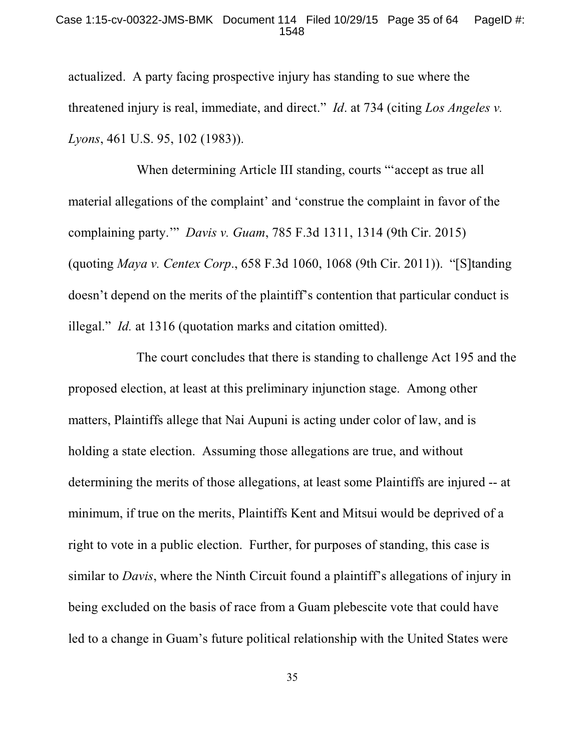actualized. A party facing prospective injury has standing to sue where the threatened injury is real, immediate, and direct." *Id*. at 734 (citing *Los Angeles v. Lyons*, 461 U.S. 95, 102 (1983)).

When determining Article III standing, courts "'accept as true all material allegations of the complaint' and 'construe the complaint in favor of the complaining party.'" *Davis v. Guam*, 785 F.3d 1311, 1314 (9th Cir. 2015) (quoting *Maya v. Centex Corp*., 658 F.3d 1060, 1068 (9th Cir. 2011)). "[S]tanding doesn't depend on the merits of the plaintiff's contention that particular conduct is illegal." *Id.* at 1316 (quotation marks and citation omitted).

The court concludes that there is standing to challenge Act 195 and the proposed election, at least at this preliminary injunction stage. Among other matters, Plaintiffs allege that Nai Aupuni is acting under color of law, and is holding a state election. Assuming those allegations are true, and without determining the merits of those allegations, at least some Plaintiffs are injured -- at minimum, if true on the merits, Plaintiffs Kent and Mitsui would be deprived of a right to vote in a public election. Further, for purposes of standing, this case is similar to *Davis*, where the Ninth Circuit found a plaintiff's allegations of injury in being excluded on the basis of race from a Guam plebescite vote that could have led to a change in Guam's future political relationship with the United States were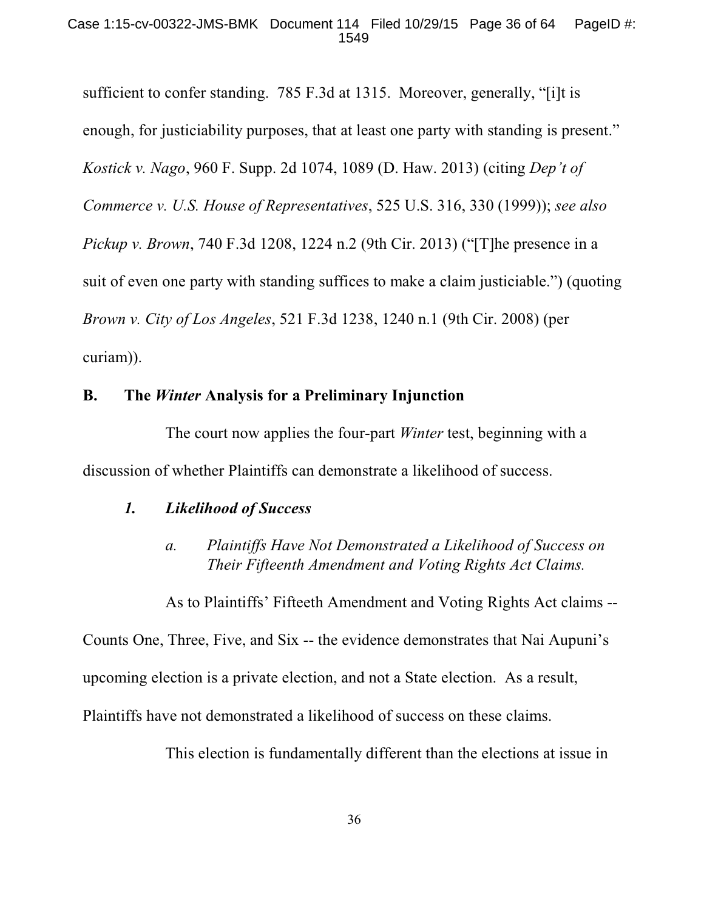sufficient to confer standing. 785 F.3d at 1315. Moreover, generally, "[i]t is enough, for justiciability purposes, that at least one party with standing is present." *Kostick v. Nago*, 960 F. Supp. 2d 1074, 1089 (D. Haw. 2013) (citing *Dep't of Commerce v. U.S. House of Representatives*, 525 U.S. 316, 330 (1999)); *see also Pickup v. Brown*, 740 F.3d 1208, 1224 n.2 (9th Cir. 2013) ("[T]he presence in a suit of even one party with standing suffices to make a claim justiciable.") (quoting *Brown v. City of Los Angeles*, 521 F.3d 1238, 1240 n.1 (9th Cir. 2008) (per curiam)).

### B. The *Winter* Analysis for a Preliminary Injunction

The court now applies the four-part *Winter* test, beginning with a discussion of whether Plaintiffs can demonstrate a likelihood of success.

#### *1. Likelihood of Success*

##### *a. Plaintiffs Have Not Demonstrated a Likelihood of Success on Their Fifteenth Amendment and Voting Rights Act Claims.*

As to Plaintiffs' Fifteeth Amendment and Voting Rights Act claims -- Counts One, Three, Five, and Six -- the evidence demonstrates that Nai Aupuni's upcoming election is a private election, and not a State election. As a result, Plaintiffs have not demonstrated a likelihood of success on these claims.

This election is fundamentally different than the elections at issue in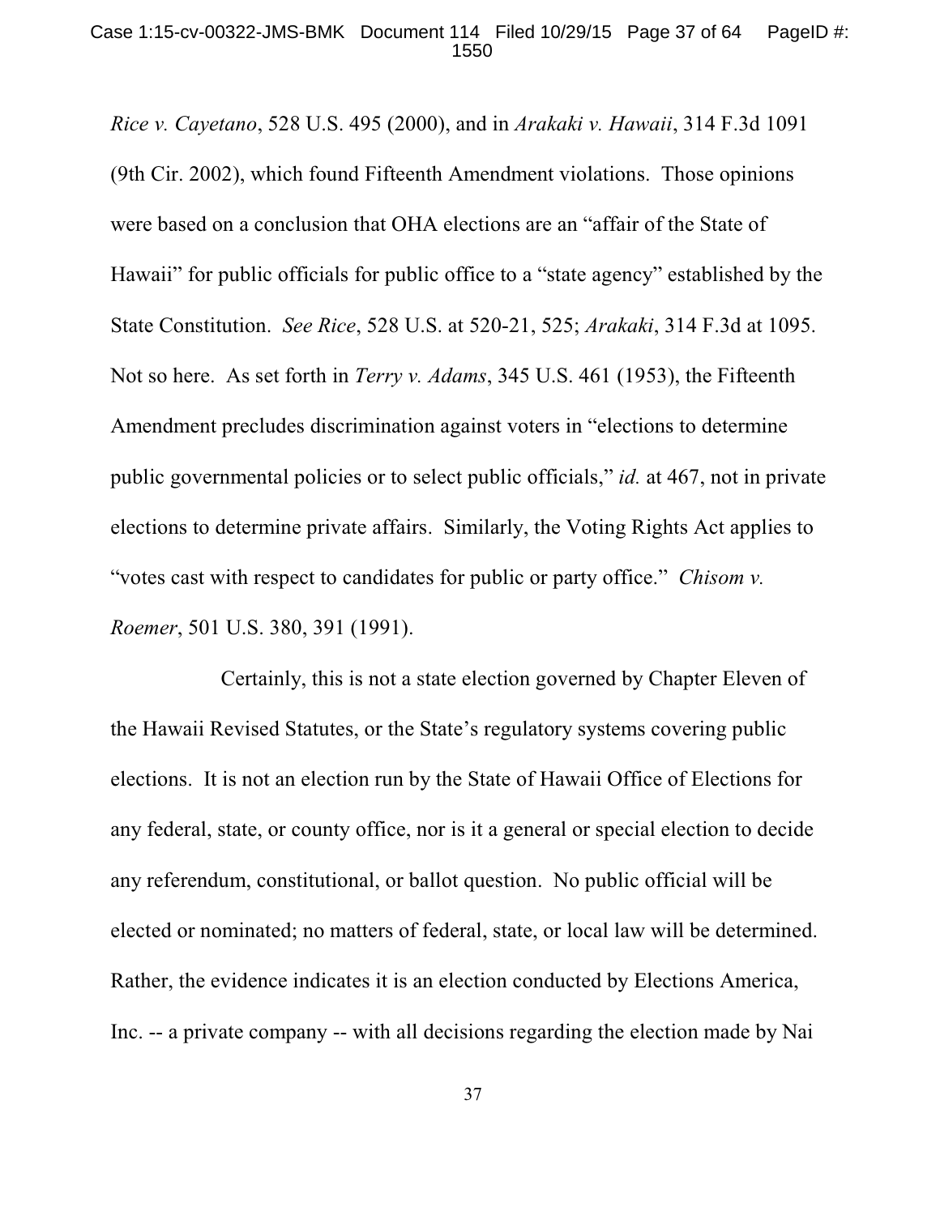*Rice v. Cayetano*, 528 U.S. 495 (2000), and in *Arakaki v. Hawaii*, 314 F.3d 1091 (9th Cir. 2002), which found Fifteenth Amendment violations. Those opinions were based on a conclusion that OHA elections are an "affair of the State of Hawaii" for public officials for public office to a "state agency" established by the State Constitution. *See Rice*, 528 U.S. at 520-21, 525; *Arakaki*, 314 F.3d at 1095. Not so here. As set forth in *Terry v. Adams*, 345 U.S. 461 (1953), the Fifteenth Amendment precludes discrimination against voters in "elections to determine public governmental policies or to select public officials," *id.* at 467, not in private elections to determine private affairs. Similarly, the Voting Rights Act applies to "votes cast with respect to candidates for public or party office." *Chisom v. Roemer*, 501 U.S. 380, 391 (1991).

Certainly, this is not a state election governed by Chapter Eleven of the Hawaii Revised Statutes, or the State's regulatory systems covering public elections. It is not an election run by the State of Hawaii Office of Elections for any federal, state, or county office, nor is it a general or special election to decide any referendum, constitutional, or ballot question. No public official will be elected or nominated; no matters of federal, state, or local law will be determined. Rather, the evidence indicates it is an election conducted by Elections America, Inc. -- a private company -- with all decisions regarding the election made by Nai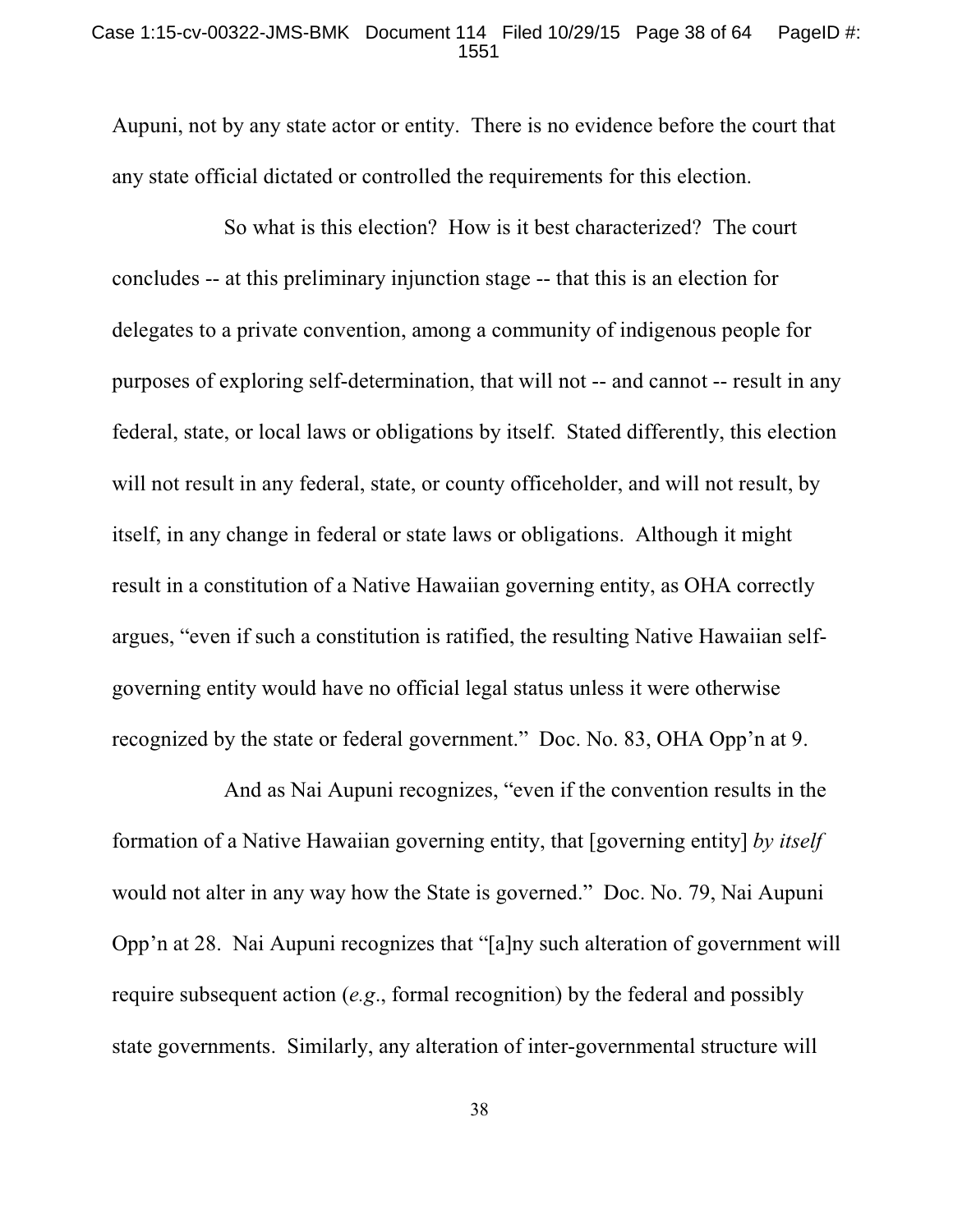Aupuni, not by any state actor or entity. There is no evidence before the court that any state official dictated or controlled the requirements for this election.

So what is this election? How is it best characterized? The court concludes -- at this preliminary injunction stage -- that this is an election for delegates to a private convention, among a community of indigenous people for purposes of exploring self-determination, that will not -- and cannot -- result in any federal, state, or local laws or obligations by itself. Stated differently, this election will not result in any federal, state, or county officeholder, and will not result, by itself, in any change in federal or state laws or obligations. Although it might result in a constitution of a Native Hawaiian governing entity, as OHA correctly argues, "even if such a constitution is ratified, the resulting Native Hawaiian self-governing entity would have no official legal status unless it were otherwise recognized by the state or federal government." Doc. No. 83, OHA Opp'n at 9.

And as Nai Aupuni recognizes, "even if the convention results in the formation of a Native Hawaiian governing entity, that [governing entity] *by itself* would not alter in any way how the State is governed." Doc. No. 79, Nai Aupuni Opp'n at 28. Nai Aupuni recognizes that "[a]ny such alteration of government will require subsequent action (*e.g*., formal recognition) by the federal and possibly state governments. Similarly, any alteration of inter-governmental structure will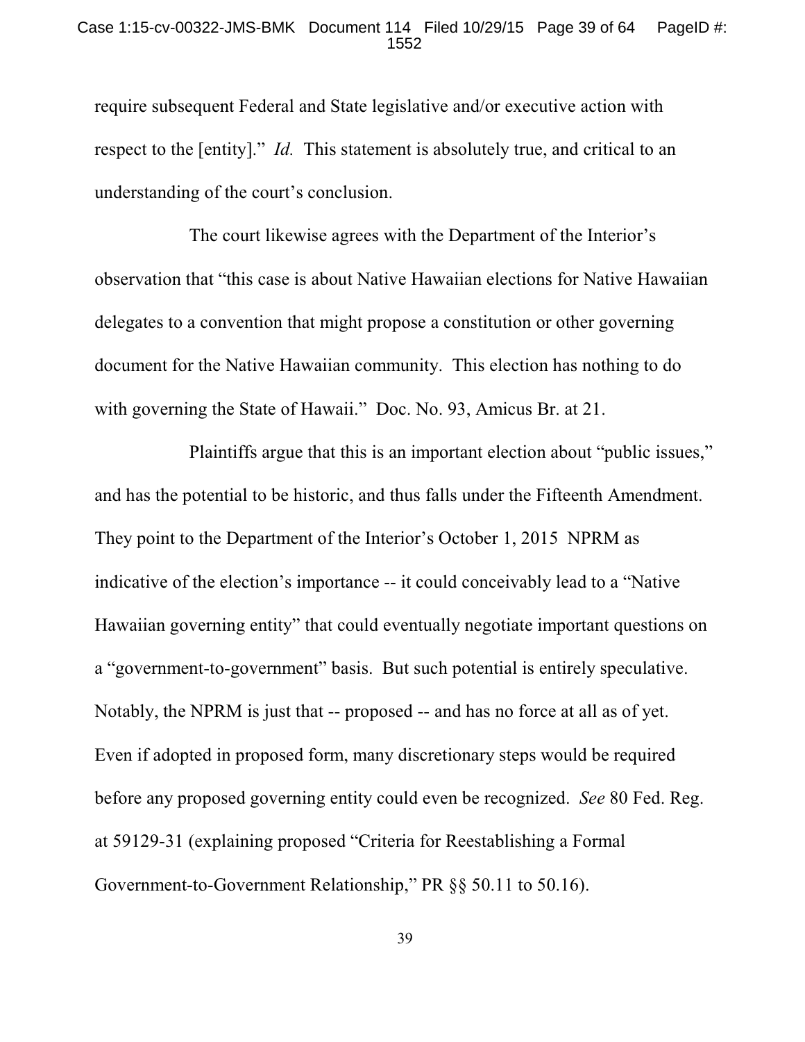require subsequent Federal and State legislative and/or executive action with respect to the [entity]." *Id.* This statement is absolutely true, and critical to an understanding of the court's conclusion.

The court likewise agrees with the Department of the Interior's observation that "this case is about Native Hawaiian elections for Native Hawaiian delegates to a convention that might propose a constitution or other governing document for the Native Hawaiian community. This election has nothing to do with governing the State of Hawaii." Doc. No. 93, Amicus Br. at 21.

Plaintiffs argue that this is an important election about "public issues," and has the potential to be historic, and thus falls under the Fifteenth Amendment. They point to the Department of the Interior's October 1, 2015 NPRM as indicative of the election's importance -- it could conceivably lead to a "Native Hawaiian governing entity" that could eventually negotiate important questions on a "government-to-government" basis. But such potential is entirely speculative. Notably, the NPRM is just that -- proposed -- and has no force at all as of yet. Even if adopted in proposed form, many discretionary steps would be required before any proposed governing entity could even be recognized. *See* 80 Fed. Reg. at 59129-31 (explaining proposed "Criteria for Reestablishing a Formal Government-to-Government Relationship," PR §§ 50.11 to 50.16).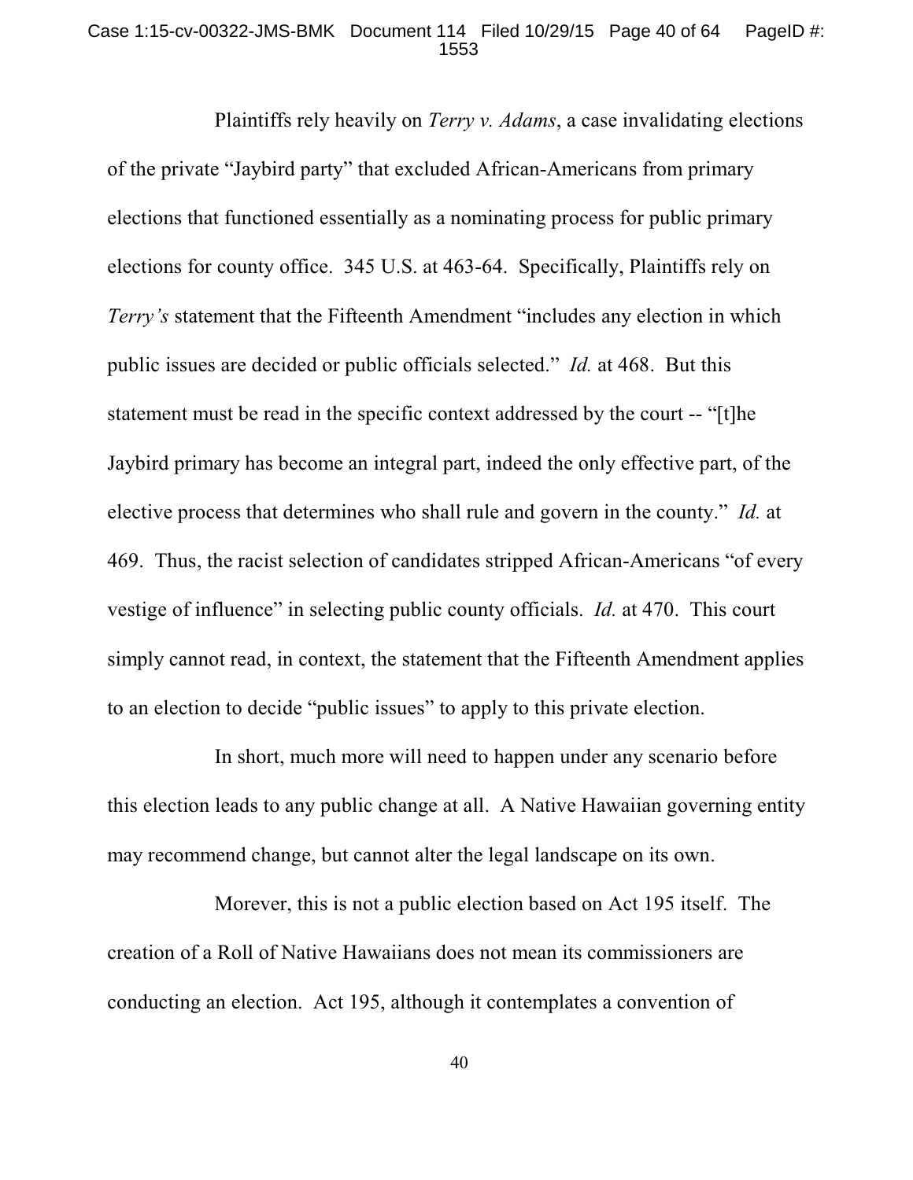Plaintiffs rely heavily on *Terry v. Adams*, a case invalidating elections of the private "Jaybird party" that excluded African-Americans from primary elections that functioned essentially as a nominating process for public primary elections for county office. 345 U.S. at 463-64. Specifically, Plaintiffs rely on *Terry's* statement that the Fifteenth Amendment "includes any election in which public issues are decided or public officials selected." *Id.* at 468. But this statement must be read in the specific context addressed by the court -- "[t]he Jaybird primary has become an integral part, indeed the only effective part, of the elective process that determines who shall rule and govern in the county." *Id.* at 469. Thus, the racist selection of candidates stripped African-Americans "of every vestige of influence" in selecting public county officials. *Id.* at 470. This court simply cannot read, in context, the statement that the Fifteenth Amendment applies to an election to decide "public issues" to apply to this private election.

In short, much more will need to happen under any scenario before this election leads to any public change at all. A Native Hawaiian governing entity may recommend change, but cannot alter the legal landscape on its own.

Morever, this is not a public election based on Act 195 itself. The creation of a Roll of Native Hawaiians does not mean its commissioners are conducting an election. Act 195, although it contemplates a convention of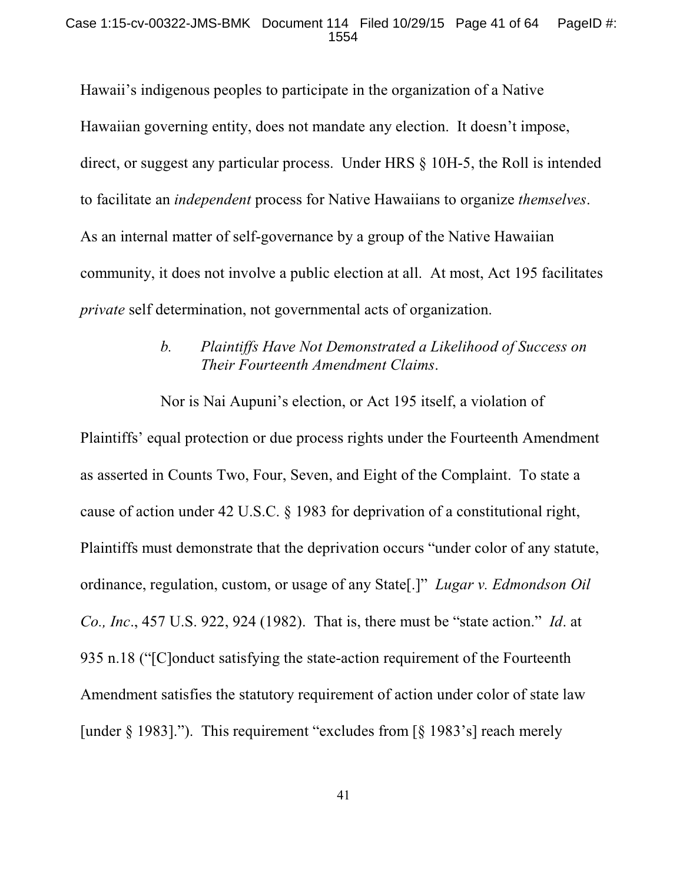Hawaii's indigenous peoples to participate in the organization of a Native Hawaiian governing entity, does not mandate any election. It doesn't impose, direct, or suggest any particular process. Under HRS § 10H-5, the Roll is intended to facilitate an *independent* process for Native Hawaiians to organize *themselves*. As an internal matter of self-governance by a group of the Native Hawaiian community, it does not involve a public election at all. At most, Act 195 facilitates *private* self determination, not governmental acts of organization.

*b. Plaintiffs Have Not Demonstrated a Likelihood of Success on Their Fourteenth Amendment Claims.*

Nor is Nai Aupuni's election, or Act 195 itself, a violation of Plaintiffs' equal protection or due process rights under the Fourteenth Amendment as asserted in Counts Two, Four, Seven, and Eight of the Complaint. To state a cause of action under 42 U.S.C. § 1983 for deprivation of a constitutional right, Plaintiffs must demonstrate that the deprivation occurs "under color of any statute, ordinance, regulation, custom, or usage of any State[.]" *Lugar v. Edmondson Oil Co., Inc*., 457 U.S. 922, 924 (1982). That is, there must be "state action." *Id*. at 935 n.18 ("[C]onduct satisfying the state-action requirement of the Fourteenth Amendment satisfies the statutory requirement of action under color of state law [under § 1983]."). This requirement "excludes from [§ 1983's] reach merely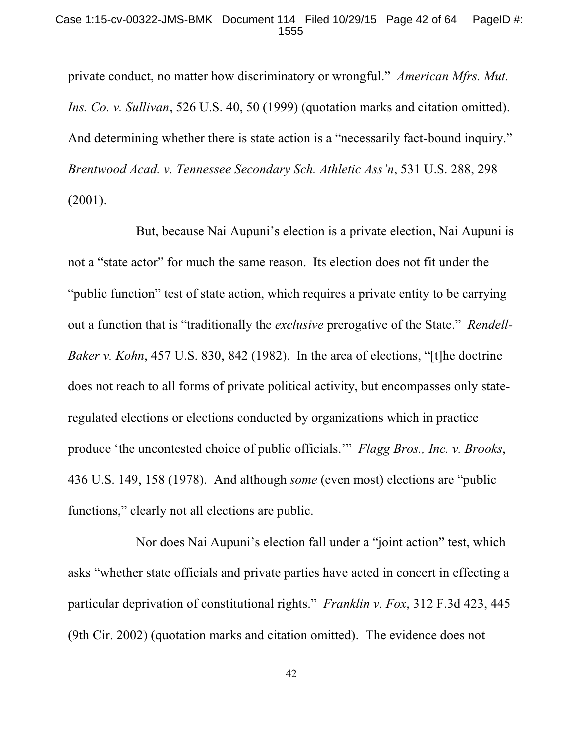private conduct, no matter how discriminatory or wrongful." *American Mfrs. Mut. Ins. Co. v. Sullivan*, 526 U.S. 40, 50 (1999) (quotation marks and citation omitted). And determining whether there is state action is a "necessarily fact-bound inquiry." *Brentwood Acad. v. Tennessee Secondary Sch. Athletic Ass'n*, 531 U.S. 288, 298 (2001).

But, because Nai Aupuni's election is a private election, Nai Aupuni is not a "state actor" for much the same reason. Its election does not fit under the "public function" test of state action, which requires a private entity to be carrying out a function that is "traditionally the *exclusive* prerogative of the State." *Rendell-Baker v. Kohn*, 457 U.S. 830, 842 (1982). In the area of elections, "[t]he doctrine does not reach to all forms of private political activity, but encompasses only state-regulated elections or elections conducted by organizations which in practice produce 'the uncontested choice of public officials.'" *Flagg Bros., Inc. v. Brooks*, 436 U.S. 149, 158 (1978). And although *some* (even most) elections are "public functions," clearly not all elections are public.

Nor does Nai Aupuni's election fall under a "joint action" test, which asks "whether state officials and private parties have acted in concert in effecting a particular deprivation of constitutional rights." *Franklin v. Fox*, 312 F.3d 423, 445 (9th Cir. 2002) (quotation marks and citation omitted). The evidence does not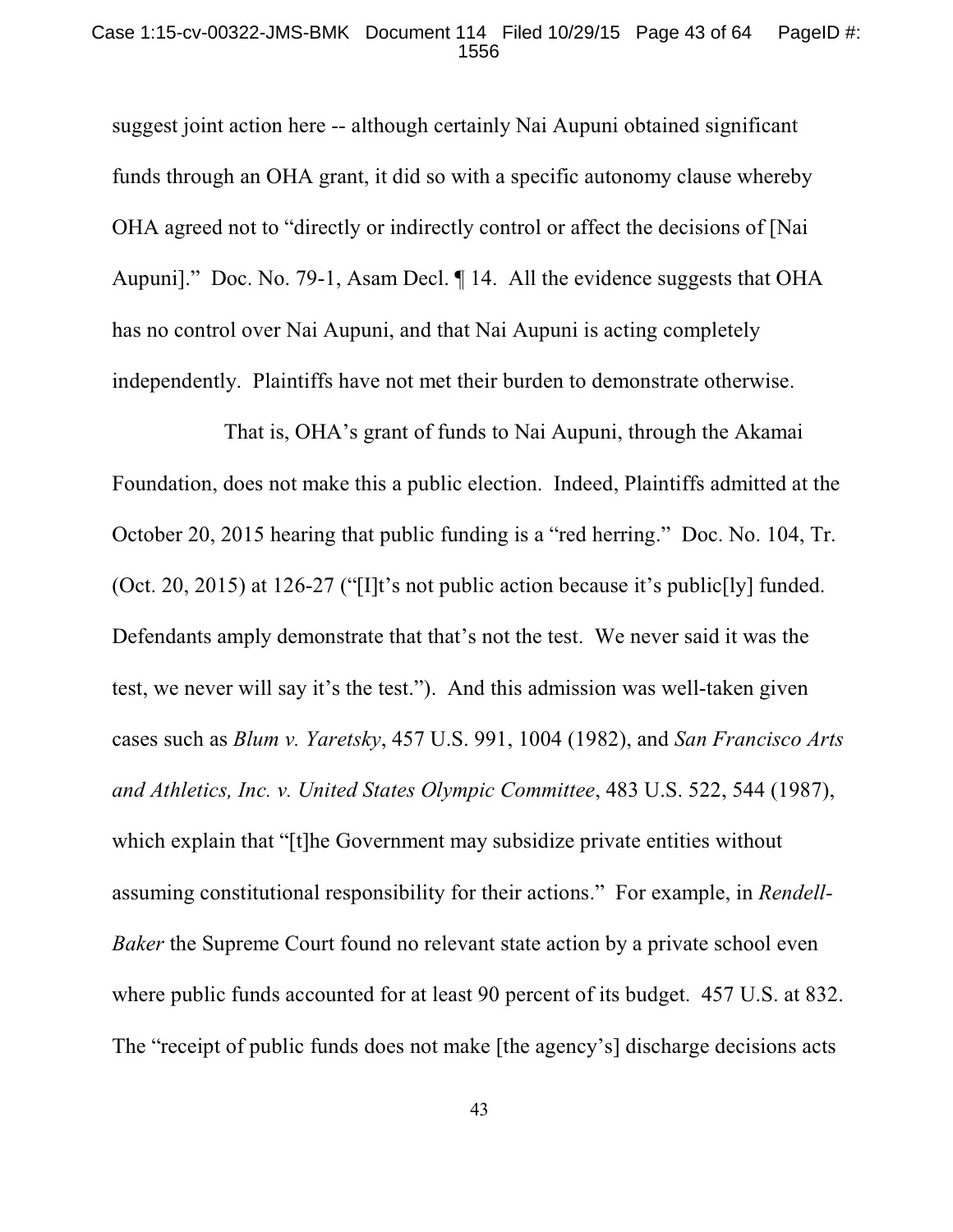suggest joint action here -- although certainly Nai Aupuni obtained significant funds through an OHA grant, it did so with a specific autonomy clause whereby OHA agreed not to "directly or indirectly control or affect the decisions of [Nai Aupuni]." Doc. No. 79-1, Asam Decl. ¶ 14. All the evidence suggests that OHA has no control over Nai Aupuni, and that Nai Aupuni is acting completely independently. Plaintiffs have not met their burden to demonstrate otherwise.

That is, OHA's grant of funds to Nai Aupuni, through the Akamai Foundation, does not make this a public election. Indeed, Plaintiffs admitted at the October 20, 2015 hearing that public funding is a "red herring." Doc. No. 104, Tr. (Oct. 20, 2015) at 126-27 ("[I]t's not public action because it's public[ly] funded. Defendants amply demonstrate that that's not the test. We never said it was the test, we never will say it's the test."). And this admission was well-taken given cases such as *Blum v. Yaretsky*, 457 U.S. 991, 1004 (1982), and *San Francisco Arts and Athletics, Inc. v. United States Olympic Committee*, 483 U.S. 522, 544 (1987), which explain that "[t]he Government may subsidize private entities without assuming constitutional responsibility for their actions." For example, in *Rendell-Baker* the Supreme Court found no relevant state action by a private school even where public funds accounted for at least 90 percent of its budget. 457 U.S. at 832. The "receipt of public funds does not make [the agency's] discharge decisions acts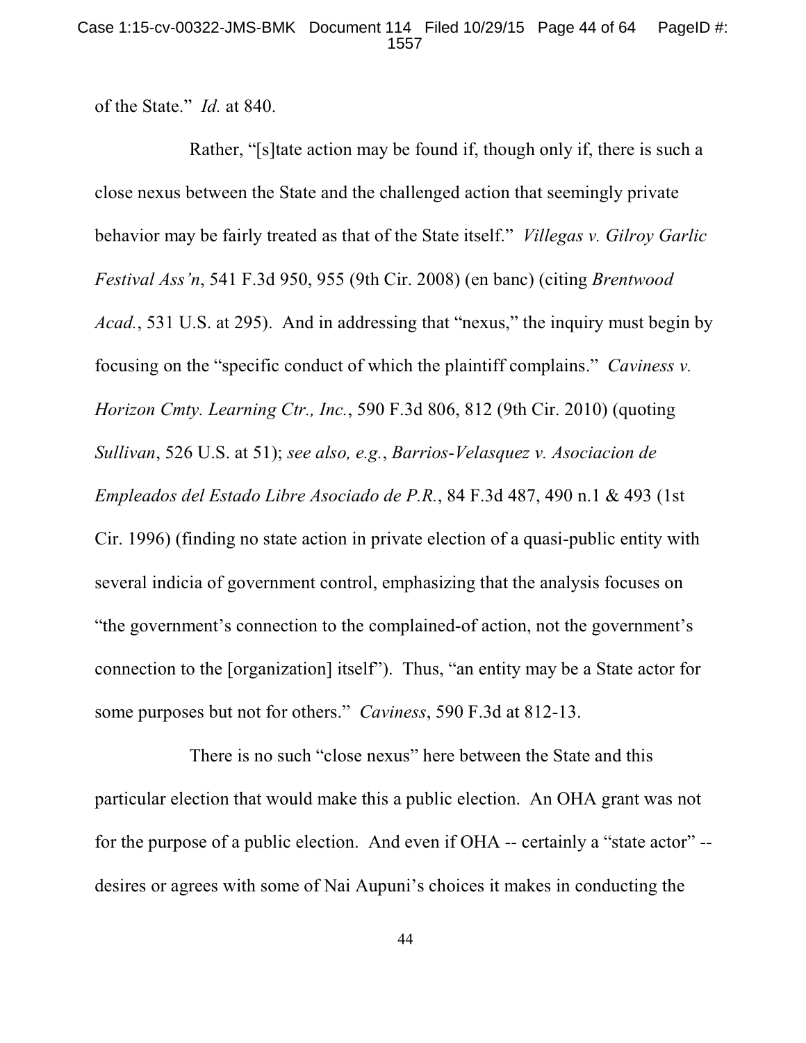of the State." *Id.* at 840.

Rather, "[s]tate action may be found if, though only if, there is such a close nexus between the State and the challenged action that seemingly private behavior may be fairly treated as that of the State itself." *Villegas v. Gilroy Garlic Festival Ass'n*, 541 F.3d 950, 955 (9th Cir. 2008) (en banc) (citing *Brentwood Acad.*, 531 U.S. at 295). And in addressing that "nexus," the inquiry must begin by focusing on the "specific conduct of which the plaintiff complains." *Caviness v. Horizon Cmty. Learning Ctr., Inc.*, 590 F.3d 806, 812 (9th Cir. 2010) (quoting *Sullivan*, 526 U.S. at 51); *see also, e.g.*, *Barrios-Velasquez v. Asociacion de Empleados del Estado Libre Asociado de P.R.*, 84 F.3d 487, 490 n.1 & 493 (1st Cir. 1996) (finding no state action in private election of a quasi-public entity with several indicia of government control, emphasizing that the analysis focuses on "the government's connection to the complained-of action, not the government's connection to the [organization] itself"). Thus, "an entity may be a State actor for some purposes but not for others." *Caviness*, 590 F.3d at 812-13.

There is no such "close nexus" here between the State and this particular election that would make this a public election. An OHA grant was not for the purpose of a public election. And even if OHA -- certainly a "state actor" -- desires or agrees with some of Nai Aupuni's choices it makes in conducting the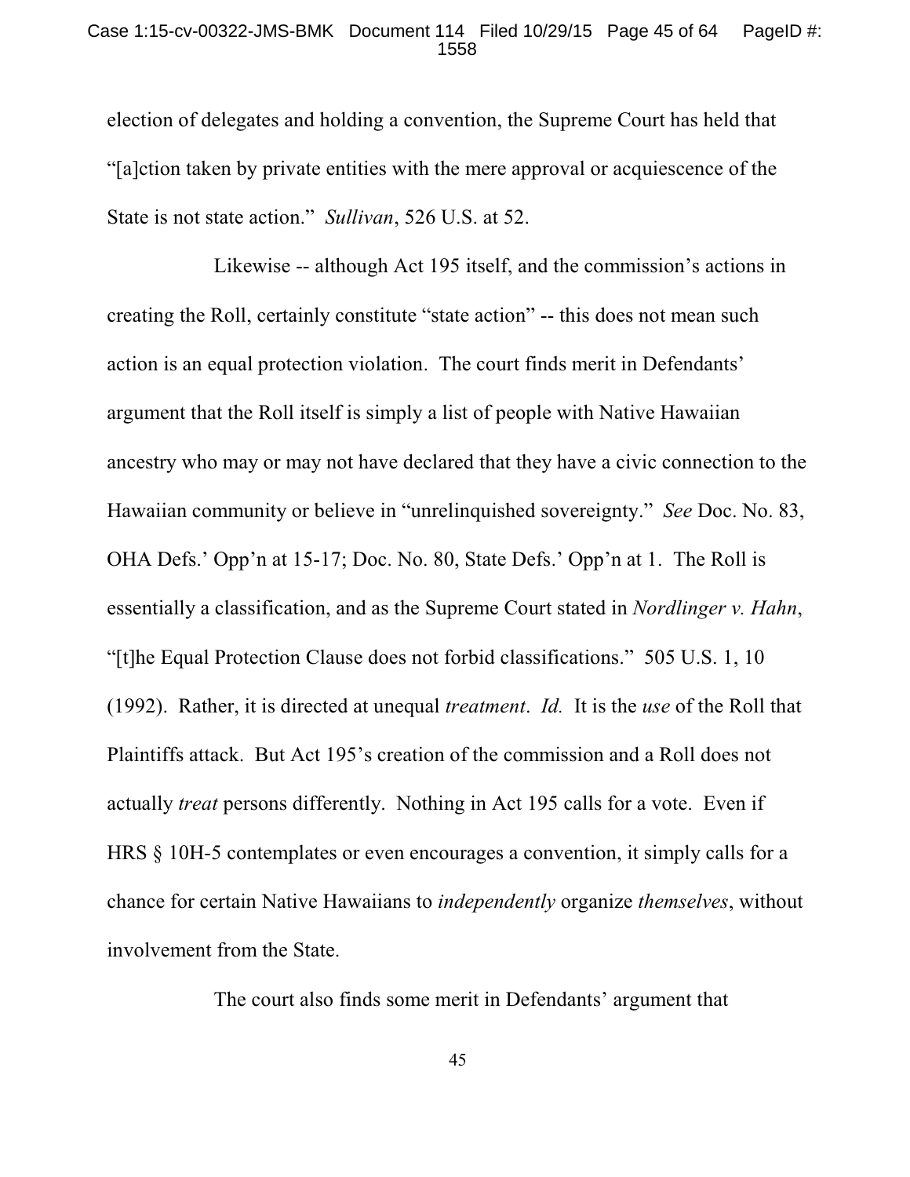election of delegates and holding a convention, the Supreme Court has held that "[a]ction taken by private entities with the mere approval or acquiescence of the State is not state action." *Sullivan*, 526 U.S. at 52.

Likewise -- although Act 195 itself, and the commission's actions in creating the Roll, certainly constitute "state action" -- this does not mean such action is an equal protection violation. The court finds merit in Defendants' argument that the Roll itself is simply a list of people with Native Hawaiian ancestry who may or may not have declared that they have a civic connection to the Hawaiian community or believe in "unrelinquished sovereignty." *See* Doc. No. 83, OHA Defs.' Opp'n at 15-17; Doc. No. 80, State Defs.' Opp'n at 1. The Roll is essentially a classification, and as the Supreme Court stated in *Nordlinger v. Hahn*, "[t]he Equal Protection Clause does not forbid classifications." 505 U.S. 1, 10 (1992). Rather, it is directed at unequal *treatment*. *Id.* It is the *use* of the Roll that Plaintiffs attack. But Act 195's creation of the commission and a Roll does not actually *treat* persons differently. Nothing in Act 195 calls for a vote. Even if HRS § 10H-5 contemplates or even encourages a convention, it simply calls for a chance for certain Native Hawaiians to *independently* organize *themselves*, without involvement from the State.

The court also finds some merit in Defendants' argument that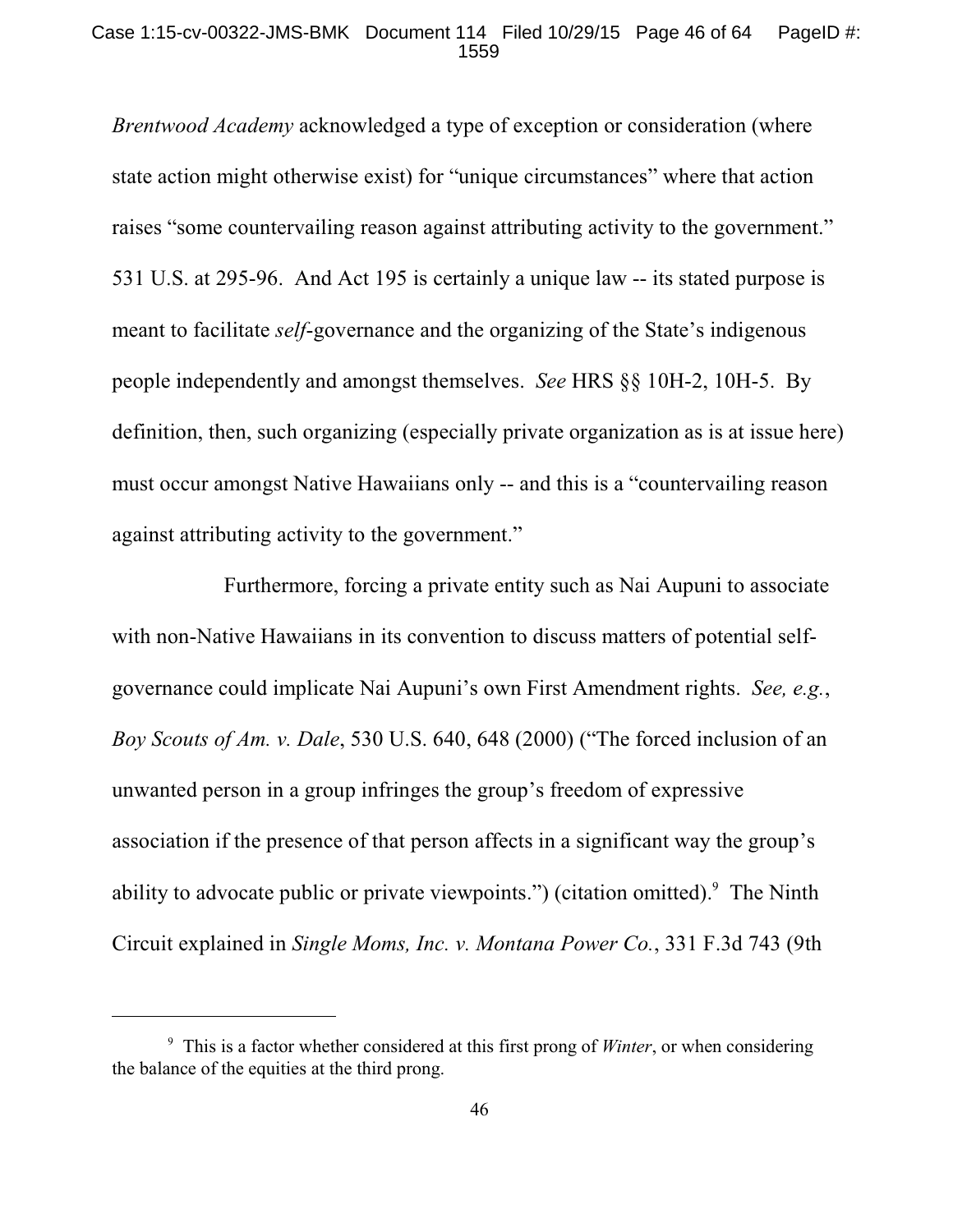*Brentwood Academy* acknowledged a type of exception or consideration (where state action might otherwise exist) for "unique circumstances" where that action raises "some countervailing reason against attributing activity to the government." 531 U.S. at 295-96. And Act 195 is certainly a unique law -- its stated purpose is meant to facilitate *self*-governance and the organizing of the State's indigenous people independently and amongst themselves. *See* HRS §§ 10H-2, 10H-5. By definition, then, such organizing (especially private organization as is at issue here) must occur amongst Native Hawaiians only -- and this is a "countervailing reason against attributing activity to the government."

Furthermore, forcing a private entity such as Nai Aupuni to associate with non-Native Hawaiians in its convention to discuss matters of potential self-governance could implicate Nai Aupuni's own First Amendment rights. *See, e.g.*, *Boy Scouts of Am. v. Dale*, 530 U.S. 640, 648 (2000) ("The forced inclusion of an unwanted person in a group infringes the group's freedom of expressive association if the presence of that person affects in a significant way the group's ability to advocate public or private viewpoints.") (citation omitted).[9] The Ninth Circuit explained in *Single Moms, Inc. v. Montana Power Co.*, 331 F.3d 743 (9th

---

[9] This is a factor whether considered at this first prong of *Winter*, or when considering the balance of the equities at the third prong.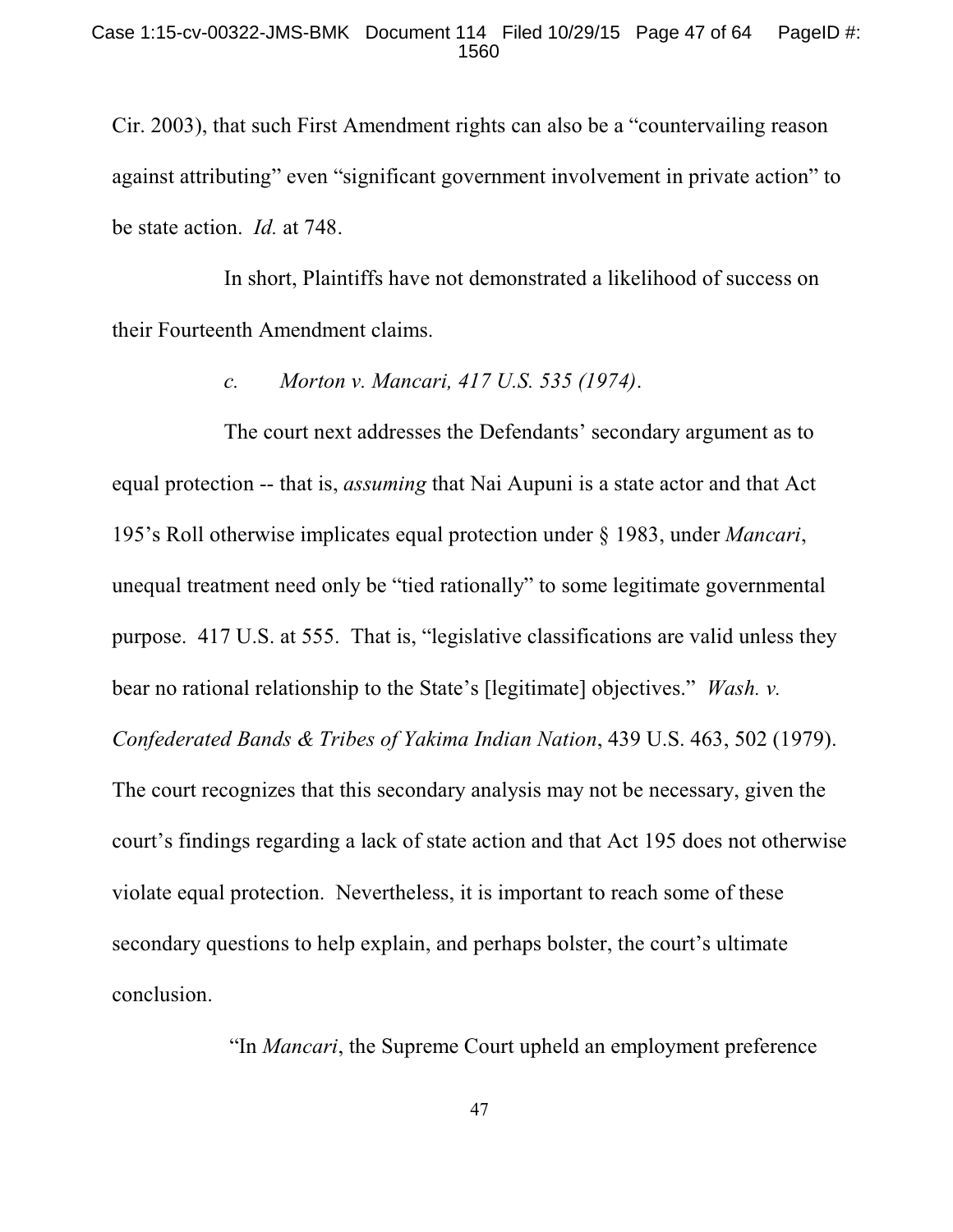Cir. 2003), that such First Amendment rights can also be a "countervailing reason against attributing" even "significant government involvement in private action" to be state action. *Id.* at 748.

In short, Plaintiffs have not demonstrated a likelihood of success on their Fourteenth Amendment claims.

*c. Morton v. Mancari, 417 U.S. 535 (1974).*

The court next addresses the Defendants' secondary argument as to equal protection -- that is, *assuming* that Nai Aupuni is a state actor and that Act 195's Roll otherwise implicates equal protection under § 1983, under *Mancari*, unequal treatment need only be "tied rationally" to some legitimate governmental purpose. 417 U.S. at 555. That is, "legislative classifications are valid unless they bear no rational relationship to the State's [legitimate] objectives." *Wash. v. Confederated Bands & Tribes of Yakima Indian Nation*, 439 U.S. 463, 502 (1979). The court recognizes that this secondary analysis may not be necessary, given the court's findings regarding a lack of state action and that Act 195 does not otherwise violate equal protection. Nevertheless, it is important to reach some of these secondary questions to help explain, and perhaps bolster, the court's ultimate conclusion.

"In *Mancari*, the Supreme Court upheld an employment preference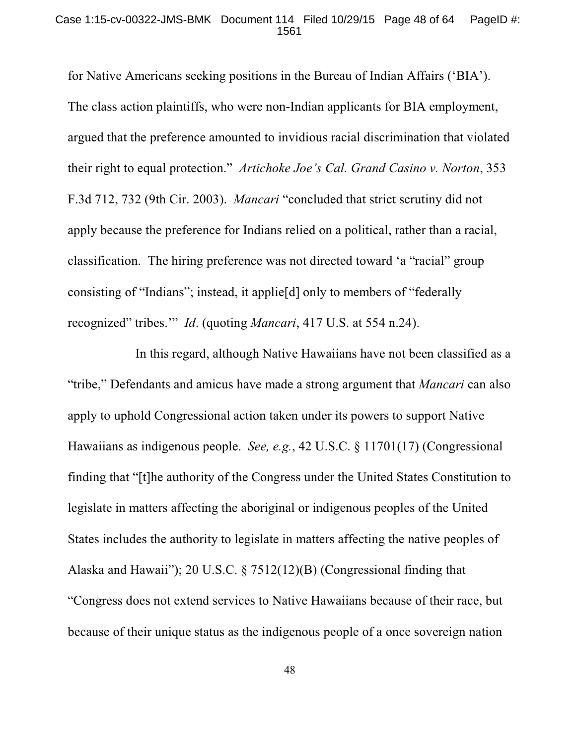for Native Americans seeking positions in the Bureau of Indian Affairs ('BIA'). The class action plaintiffs, who were non-Indian applicants for BIA employment, argued that the preference amounted to invidious racial discrimination that violated their right to equal protection." *Artichoke Joe's Cal. Grand Casino v. Norton*, 353 F.3d 712, 732 (9th Cir. 2003). *Mancari* "concluded that strict scrutiny did not apply because the preference for Indians relied on a political, rather than a racial, classification. The hiring preference was not directed toward 'a "racial" group consisting of "Indians"; instead, it applie[d] only to members of "federally recognized" tribes.'" *Id*. (quoting *Mancari*, 417 U.S. at 554 n.24).

In this regard, although Native Hawaiians have not been classified as a "tribe," Defendants and amicus have made a strong argument that *Mancari* can also apply to uphold Congressional action taken under its powers to support Native Hawaiians as indigenous people. *See, e.g.*, 42 U.S.C. § 11701(17) (Congressional finding that "[t]he authority of the Congress under the United States Constitution to legislate in matters affecting the aboriginal or indigenous peoples of the United States includes the authority to legislate in matters affecting the native peoples of Alaska and Hawaii"); 20 U.S.C. § 7512(12)(B) (Congressional finding that "Congress does not extend services to Native Hawaiians because of their race, but because of their unique status as the indigenous people of a once sovereign nation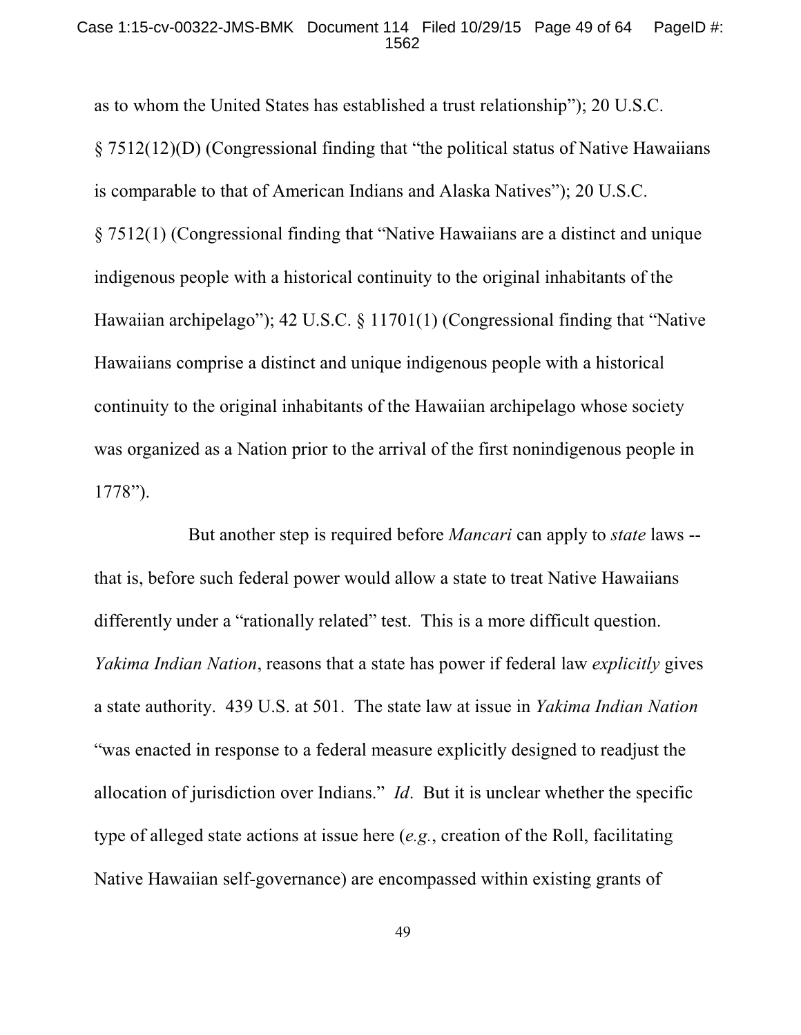as to whom the United States has established a trust relationship"); 20 U.S.C. § 7512(12)(D) (Congressional finding that "the political status of Native Hawaiians is comparable to that of American Indians and Alaska Natives"); 20 U.S.C. § 7512(1) (Congressional finding that "Native Hawaiians are a distinct and unique indigenous people with a historical continuity to the original inhabitants of the Hawaiian archipelago"); 42 U.S.C. § 11701(1) (Congressional finding that "Native Hawaiians comprise a distinct and unique indigenous people with a historical continuity to the original inhabitants of the Hawaiian archipelago whose society was organized as a Nation prior to the arrival of the first nonindigenous people in 1778").

But another step is required before *Mancari* can apply to *state* laws -- that is, before such federal power would allow a state to treat Native Hawaiians differently under a "rationally related" test. This is a more difficult question. *Yakima Indian Nation*, reasons that a state has power if federal law *explicitly* gives a state authority. 439 U.S. at 501. The state law at issue in *Yakima Indian Nation* "was enacted in response to a federal measure explicitly designed to readjust the allocation of jurisdiction over Indians." *Id*. But it is unclear whether the specific type of alleged state actions at issue here (*e.g.*, creation of the Roll, facilitating Native Hawaiian self-governance) are encompassed within existing grants of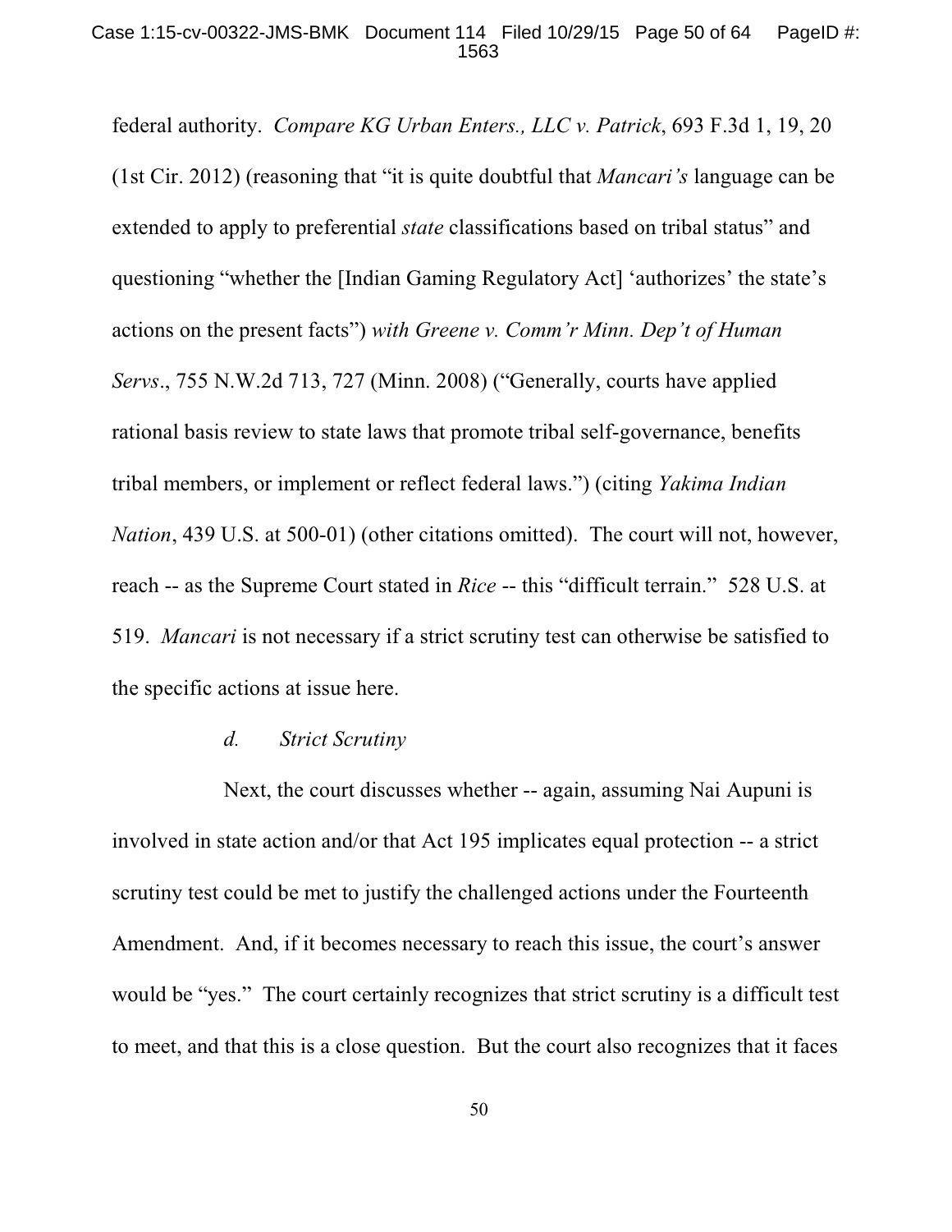federal authority. *Compare KG Urban Enters., LLC v. Patrick*, 693 F.3d 1, 19, 20 (1st Cir. 2012) (reasoning that "it is quite doubtful that *Mancari's* language can be extended to apply to preferential *state* classifications based on tribal status" and questioning "whether the [Indian Gaming Regulatory Act] 'authorizes' the state's actions on the present facts") *with Greene v. Comm'r Minn. Dep't of Human Servs*., 755 N.W.2d 713, 727 (Minn. 2008) ("Generally, courts have applied rational basis review to state laws that promote tribal self-governance, benefits tribal members, or implement or reflect federal laws.") (citing *Yakima Indian Nation*, 439 U.S. at 500-01) (other citations omitted). The court will not, however, reach -- as the Supreme Court stated in *Rice* -- this "difficult terrain." 528 U.S. at 519. *Mancari* is not necessary if a strict scrutiny test can otherwise be satisfied to the specific actions at issue here.

*d. Strict Scrutiny*

Next, the court discusses whether -- again, assuming Nai Aupuni is involved in state action and/or that Act 195 implicates equal protection -- a strict scrutiny test could be met to justify the challenged actions under the Fourteenth Amendment. And, if it becomes necessary to reach this issue, the court's answer would be "yes." The court certainly recognizes that strict scrutiny is a difficult test to meet, and that this is a close question. But the court also recognizes that it faces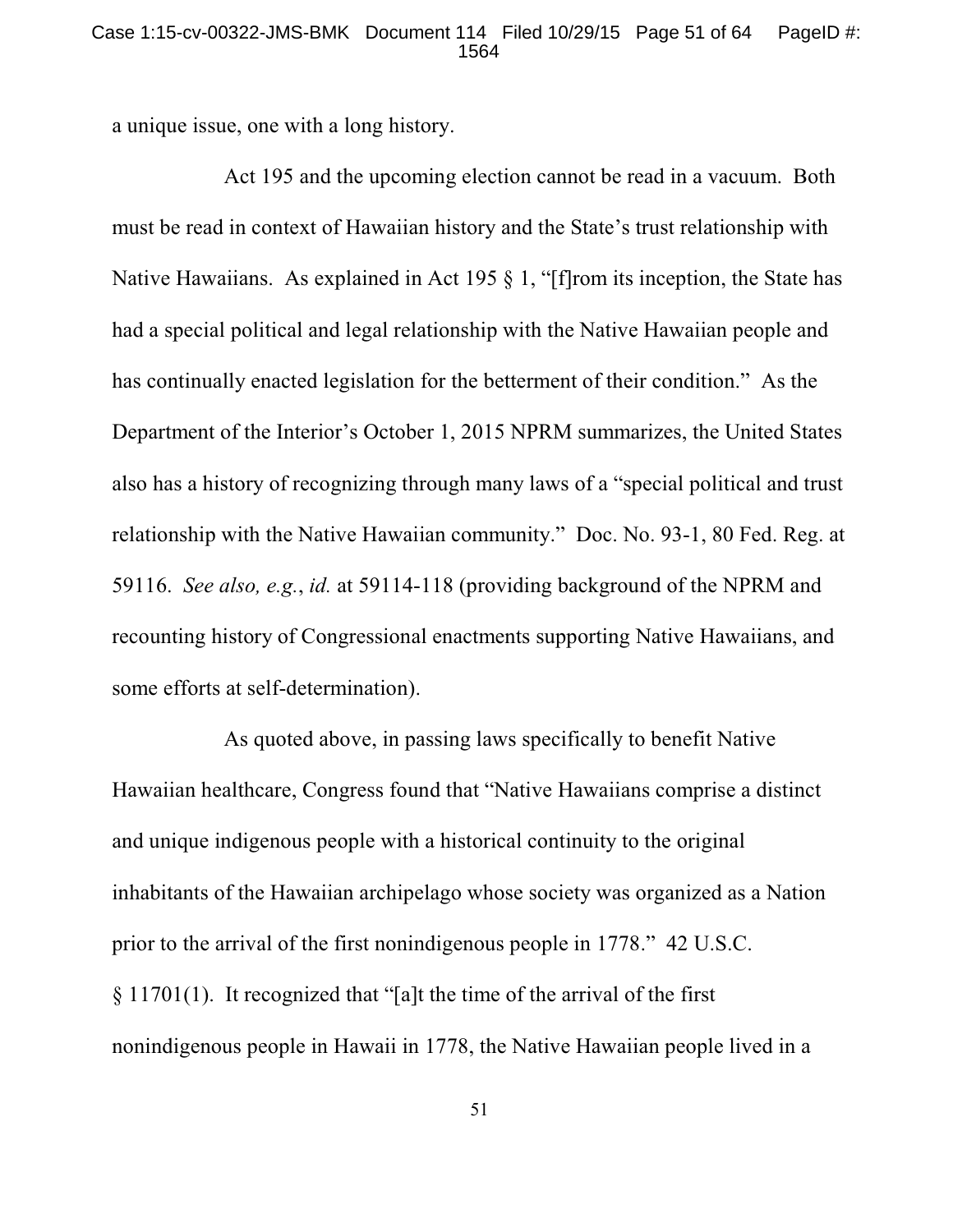a unique issue, one with a long history.

Act 195 and the upcoming election cannot be read in a vacuum. Both must be read in context of Hawaiian history and the State's trust relationship with Native Hawaiians. As explained in Act 195 § 1, "[f]rom its inception, the State has had a special political and legal relationship with the Native Hawaiian people and has continually enacted legislation for the betterment of their condition." As the Department of the Interior's October 1, 2015 NPRM summarizes, the United States also has a history of recognizing through many laws of a "special political and trust relationship with the Native Hawaiian community." Doc. No. 93-1, 80 Fed. Reg. at 59116. *See also, e.g.*, *id.* at 59114-118 (providing background of the NPRM and recounting history of Congressional enactments supporting Native Hawaiians, and some efforts at self-determination).

As quoted above, in passing laws specifically to benefit Native Hawaiian healthcare, Congress found that "Native Hawaiians comprise a distinct and unique indigenous people with a historical continuity to the original inhabitants of the Hawaiian archipelago whose society was organized as a Nation prior to the arrival of the first nonindigenous people in 1778." 42 U.S.C. § 11701(1). It recognized that "[a]t the time of the arrival of the first nonindigenous people in Hawaii in 1778, the Native Hawaiian people lived in a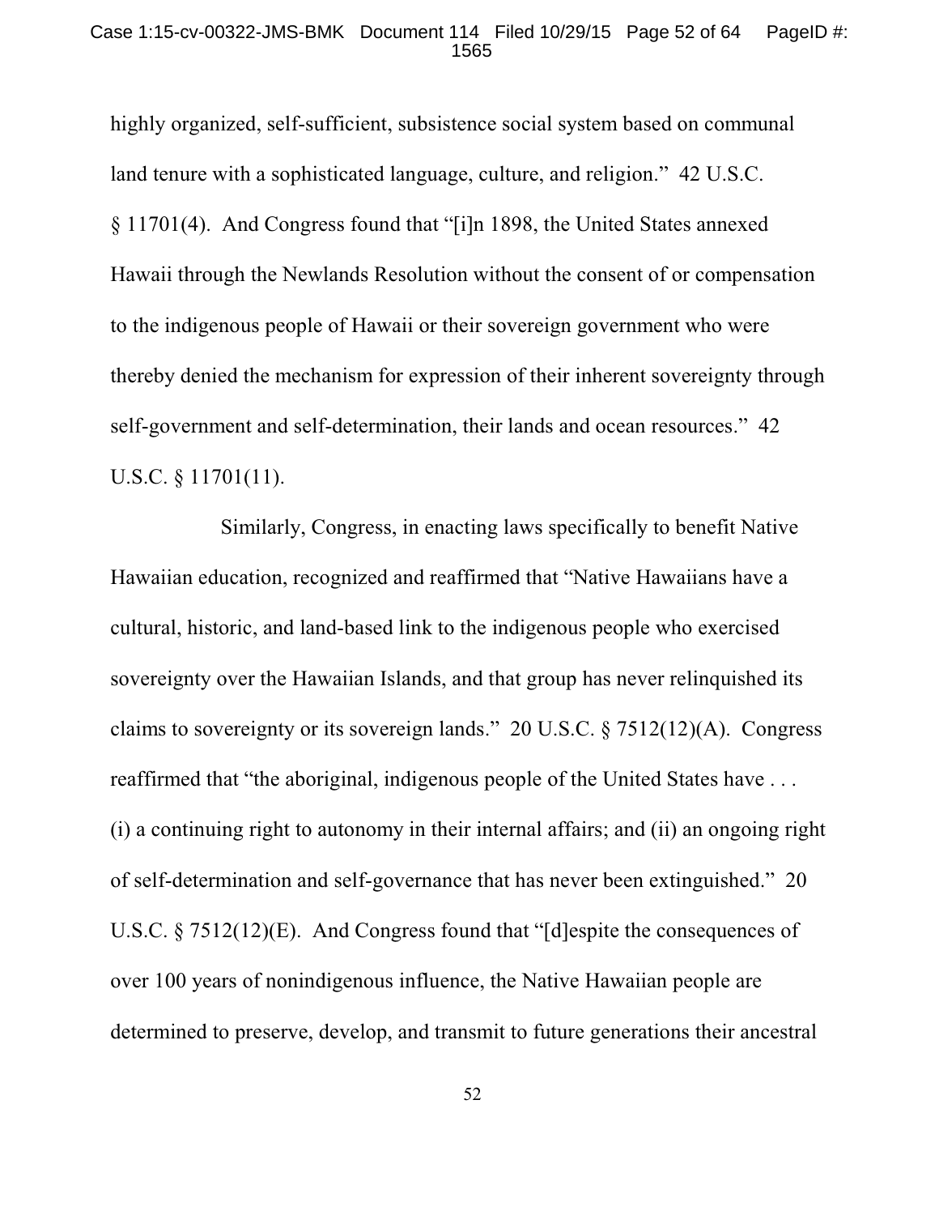highly organized, self-sufficient, subsistence social system based on communal land tenure with a sophisticated language, culture, and religion." 42 U.S.C. § 11701(4). And Congress found that "[i]n 1898, the United States annexed Hawaii through the Newlands Resolution without the consent of or compensation to the indigenous people of Hawaii or their sovereign government who were thereby denied the mechanism for expression of their inherent sovereignty through self-government and self-determination, their lands and ocean resources." 42 U.S.C. § 11701(11).

Similarly, Congress, in enacting laws specifically to benefit Native Hawaiian education, recognized and reaffirmed that "Native Hawaiians have a cultural, historic, and land-based link to the indigenous people who exercised sovereignty over the Hawaiian Islands, and that group has never relinquished its claims to sovereignty or its sovereign lands." 20 U.S.C. § 7512(12)(A). Congress reaffirmed that "the aboriginal, indigenous people of the United States have . . . (i) a continuing right to autonomy in their internal affairs; and (ii) an ongoing right of self-determination and self-governance that has never been extinguished." 20 U.S.C. § 7512(12)(E). And Congress found that "[d]espite the consequences of over 100 years of nonindigenous influence, the Native Hawaiian people are determined to preserve, develop, and transmit to future generations their ancestral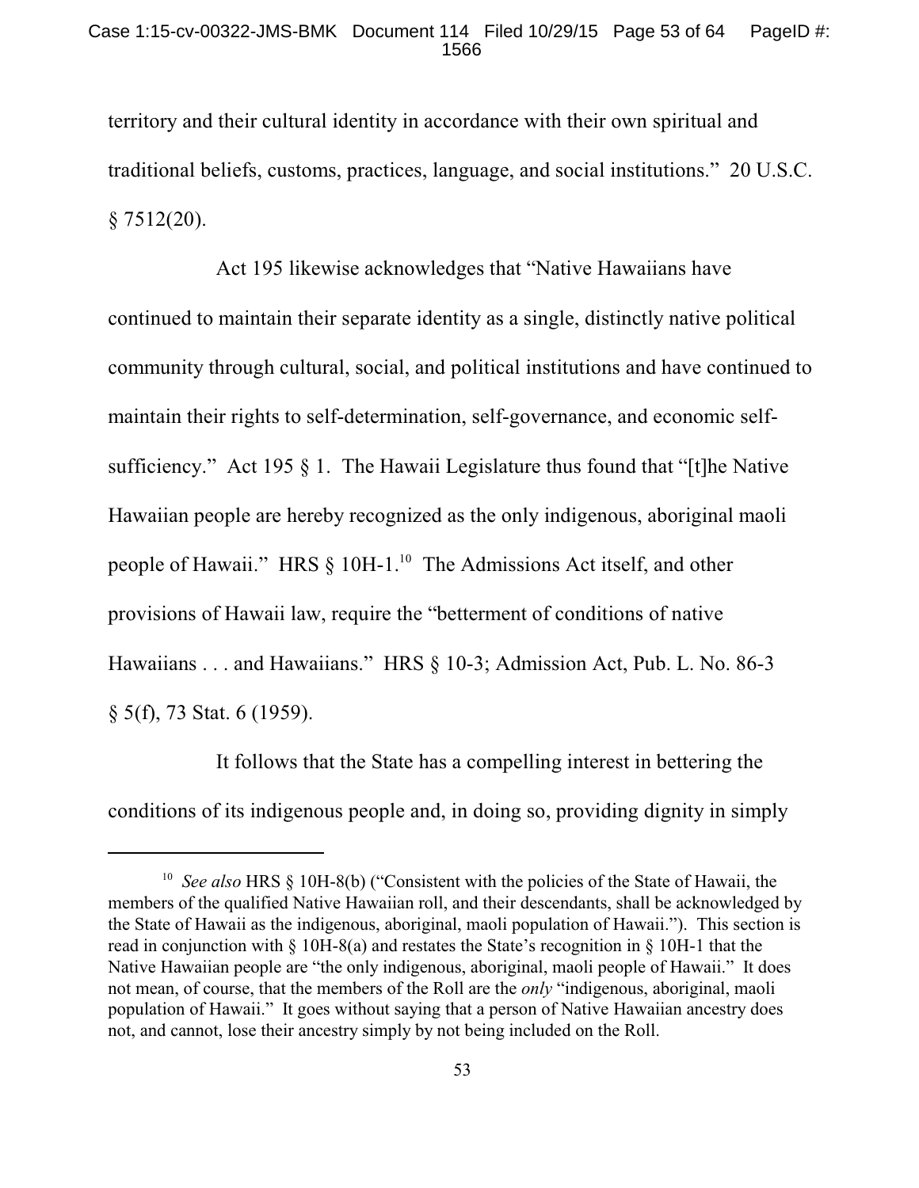territory and their cultural identity in accordance with their own spiritual and traditional beliefs, customs, practices, language, and social institutions." 20 U.S.C. § 7512(20).

Act 195 likewise acknowledges that "Native Hawaiians have continued to maintain their separate identity as a single, distinctly native political community through cultural, social, and political institutions and have continued to maintain their rights to self-determination, self-governance, and economic self-sufficiency." Act 195 § 1. The Hawaii Legislature thus found that "[t]he Native Hawaiian people are hereby recognized as the only indigenous, aboriginal maoli people of Hawaii." HRS § 10H-1.[10] The Admissions Act itself, and other provisions of Hawaii law, require the "betterment of conditions of native Hawaiians . . . and Hawaiians." HRS § 10-3; Admission Act, Pub. L. No. 86-3 § 5(f), 73 Stat. 6 (1959).

It follows that the State has a compelling interest in bettering the conditions of its indigenous people and, in doing so, providing dignity in simply

---

[10] *See also* HRS § 10H-8(b) ("Consistent with the policies of the State of Hawaii, the members of the qualified Native Hawaiian roll, and their descendants, shall be acknowledged by the State of Hawaii as the indigenous, aboriginal, maoli population of Hawaii."). This section is read in conjunction with § 10H-8(a) and restates the State's recognition in § 10H-1 that the Native Hawaiian people are "the only indigenous, aboriginal, maoli people of Hawaii." It does not mean, of course, that the members of the Roll are the *only* "indigenous, aboriginal, maoli population of Hawaii." It goes without saying that a person of Native Hawaiian ancestry does not, and cannot, lose their ancestry simply by not being included on the Roll.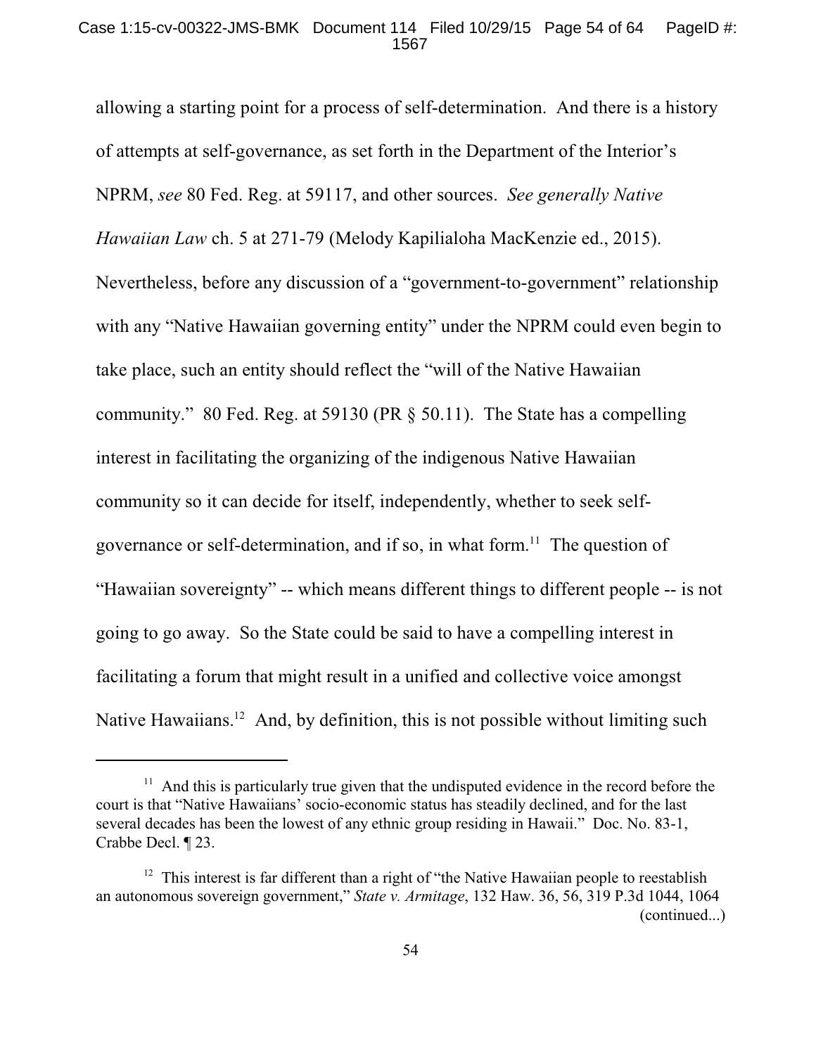allowing a starting point for a process of self-determination. And there is a history of attempts at self-governance, as set forth in the Department of the Interior's NPRM, *see* 80 Fed. Reg. at 59117, and other sources. *See generally Native Hawaiian Law* ch. 5 at 271-79 (Melody Kapilialoha MacKenzie ed., 2015). Nevertheless, before any discussion of a "government-to-government" relationship with any "Native Hawaiian governing entity" under the NPRM could even begin to take place, such an entity should reflect the "will of the Native Hawaiian community." 80 Fed. Reg. at 59130 (PR § 50.11). The State has a compelling interest in facilitating the organizing of the indigenous Native Hawaiian community so it can decide for itself, independently, whether to seek self-governance or self-determination, and if so, in what form.[11] The question of "Hawaiian sovereignty" -- which means different things to different people -- is not going to go away. So the State could be said to have a compelling interest in facilitating a forum that might result in a unified and collective voice amongst Native Hawaiians.[12] And, by definition, this is not possible without limiting such

---

[11] And this is particularly true given that the undisputed evidence in the record before the court is that "Native Hawaiians' socio-economic status has steadily declined, and for the last several decades has been the lowest of any ethnic group residing in Hawaii." Doc. No. 83-1, Crabbe Decl. ¶ 23.

[12] This interest is far different than a right of "the Native Hawaiian people to reestablish an autonomous sovereign government," *State v. Armitage*, 132 Haw. 36, 56, 319 P.3d 1044, 1064 (continued...)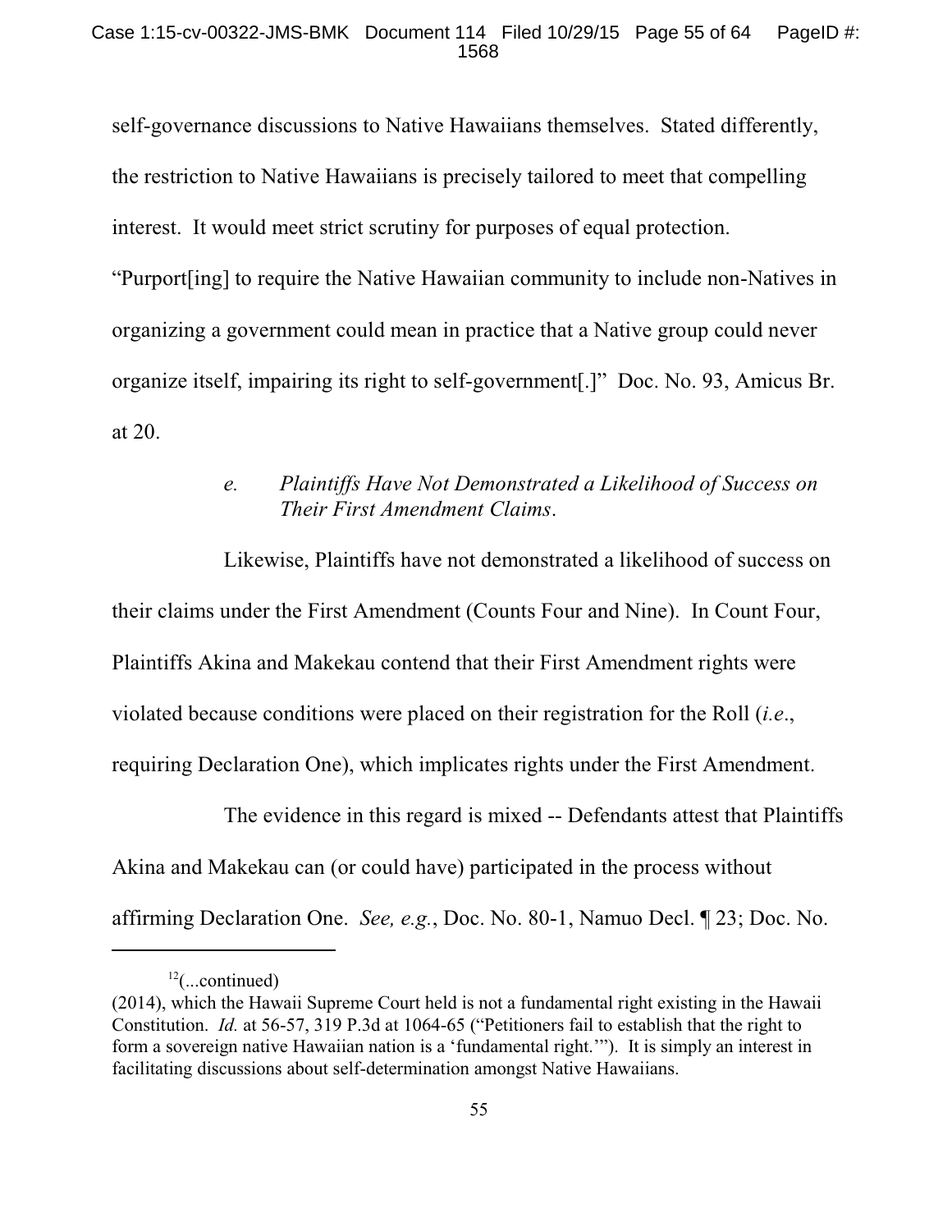self-governance discussions to Native Hawaiians themselves. Stated differently, the restriction to Native Hawaiians is precisely tailored to meet that compelling interest. It would meet strict scrutiny for purposes of equal protection. "Purport[ing] to require the Native Hawaiian community to include non-Natives in organizing a government could mean in practice that a Native group could never organize itself, impairing its right to self-government[.]" Doc. No. 93, Amicus Br. at 20.

#### *e. Plaintiffs Have Not Demonstrated a Likelihood of Success on Their First Amendment Claims.*

Likewise, Plaintiffs have not demonstrated a likelihood of success on their claims under the First Amendment (Counts Four and Nine). In Count Four, Plaintiffs Akina and Makekau contend that their First Amendment rights were violated because conditions were placed on their registration for the Roll (*i.e.*, requiring Declaration One), which implicates rights under the First Amendment.

The evidence in this regard is mixed -- Defendants attest that Plaintiffs Akina and Makekau can (or could have) participated in the process without affirming Declaration One. *See, e.g.*, Doc. No. 80-1, Namuo Decl. ¶ 23; Doc. No.

---

[12](...continued)
(2014), which the Hawaii Supreme Court held is not a fundamental right existing in the Hawaii Constitution. *Id.* at 56-57, 319 P.3d at 1064-65 ("Petitioners fail to establish that the right to form a sovereign native Hawaiian nation is a 'fundamental right.'"). It is simply an interest in facilitating discussions about self-determination amongst Native Hawaiians.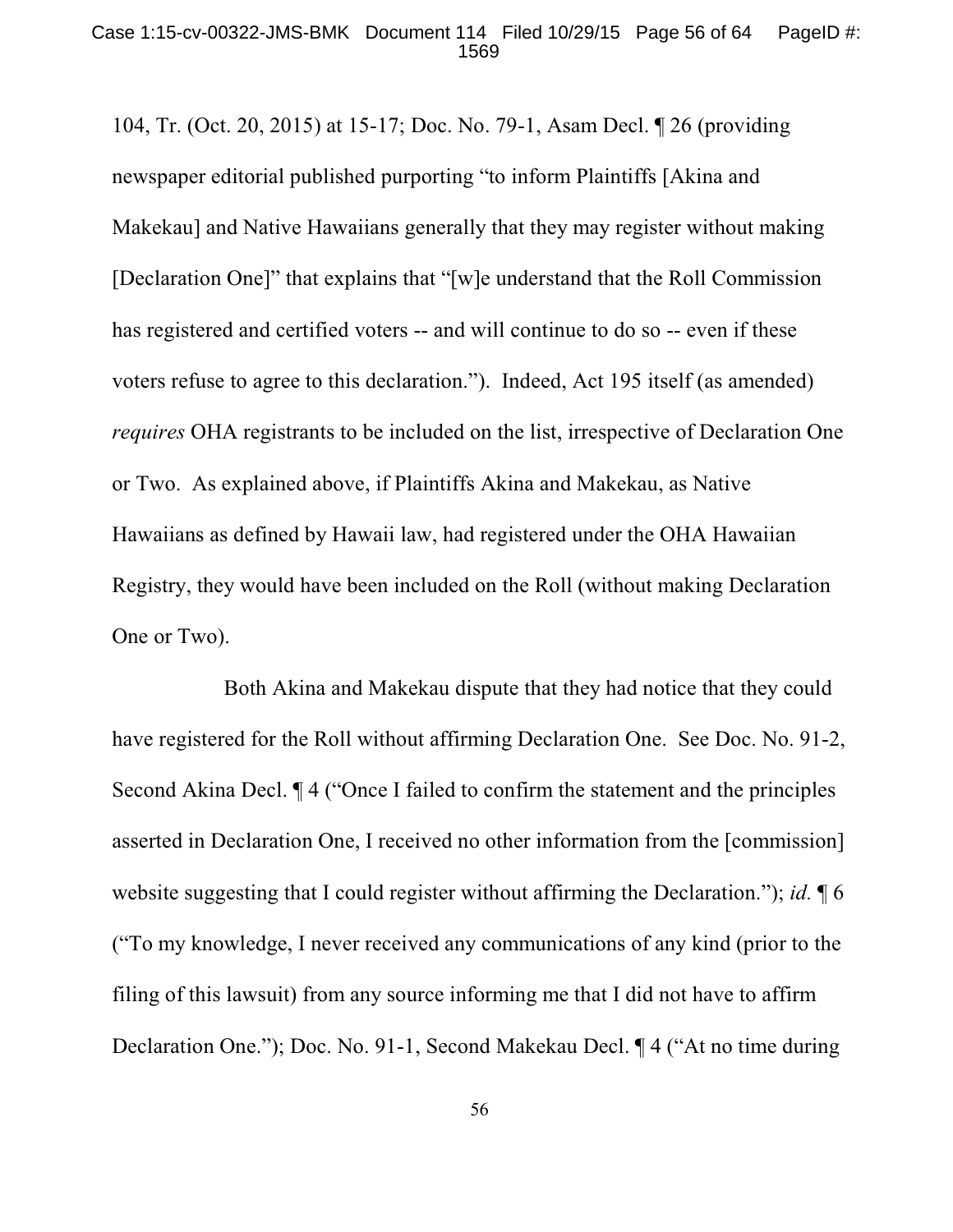104, Tr. (Oct. 20, 2015) at 15-17; Doc. No. 79-1, Asam Decl. ¶ 26 (providing newspaper editorial published purporting "to inform Plaintiffs [Akina and Makekau] and Native Hawaiians generally that they may register without making [Declaration One]" that explains that "[w]e understand that the Roll Commission has registered and certified voters -- and will continue to do so -- even if these voters refuse to agree to this declaration."). Indeed, Act 195 itself (as amended) *requires* OHA registrants to be included on the list, irrespective of Declaration One or Two. As explained above, if Plaintiffs Akina and Makekau, as Native Hawaiians as defined by Hawaii law, had registered under the OHA Hawaiian Registry, they would have been included on the Roll (without making Declaration One or Two).

Both Akina and Makekau dispute that they had notice that they could have registered for the Roll without affirming Declaration One. See Doc. No. 91-2, Second Akina Decl. ¶ 4 ("Once I failed to confirm the statement and the principles asserted in Declaration One, I received no other information from the [commission] website suggesting that I could register without affirming the Declaration."); *id.* ¶ 6 ("To my knowledge, I never received any communications of any kind (prior to the filing of this lawsuit) from any source informing me that I did not have to affirm Declaration One."); Doc. No. 91-1, Second Makekau Decl. ¶ 4 ("At no time during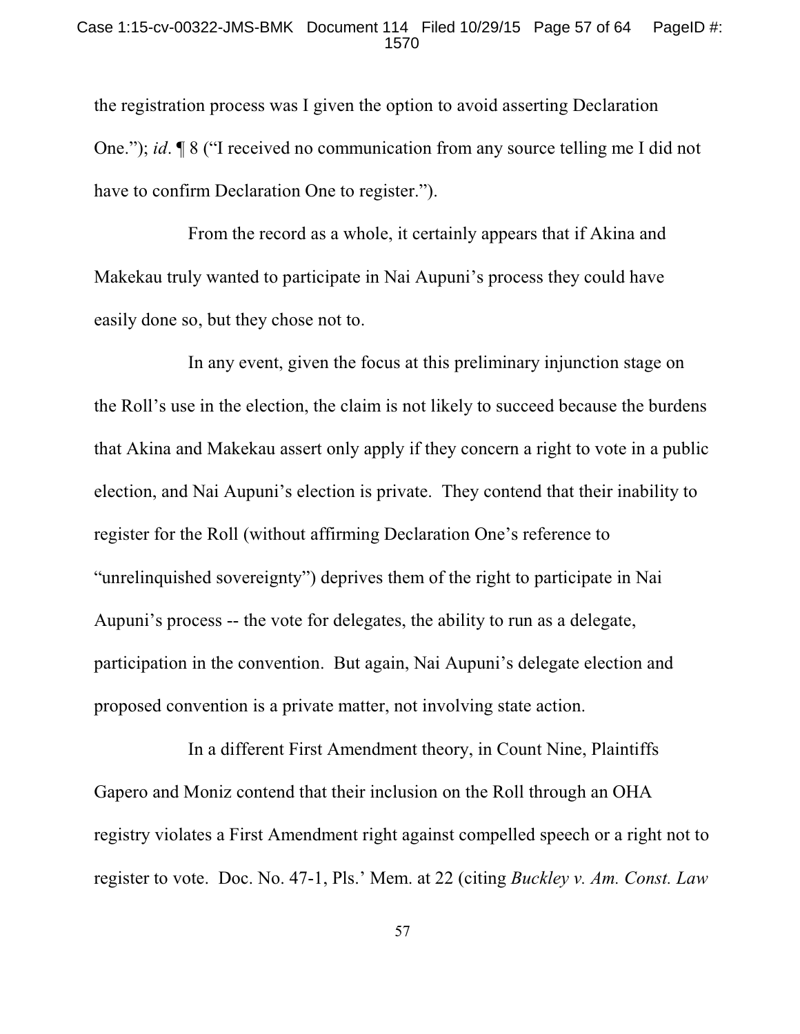the registration process was I given the option to avoid asserting Declaration One."); *id*. ¶ 8 ("I received no communication from any source telling me I did not have to confirm Declaration One to register.").

From the record as a whole, it certainly appears that if Akina and Makekau truly wanted to participate in Nai Aupuni's process they could have easily done so, but they chose not to.

In any event, given the focus at this preliminary injunction stage on the Roll's use in the election, the claim is not likely to succeed because the burdens that Akina and Makekau assert only apply if they concern a right to vote in a public election, and Nai Aupuni's election is private. They contend that their inability to register for the Roll (without affirming Declaration One's reference to "unrelinquished sovereignty") deprives them of the right to participate in Nai Aupuni's process -- the vote for delegates, the ability to run as a delegate, participation in the convention. But again, Nai Aupuni's delegate election and proposed convention is a private matter, not involving state action.

In a different First Amendment theory, in Count Nine, Plaintiffs Gapero and Moniz contend that their inclusion on the Roll through an OHA registry violates a First Amendment right against compelled speech or a right not to register to vote. Doc. No. 47-1, Pls.' Mem. at 22 (citing *Buckley v. Am. Const. Law*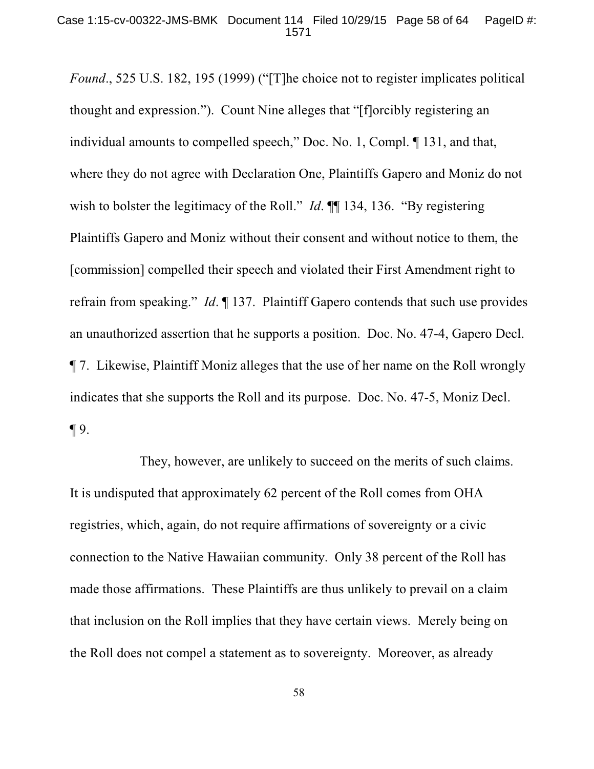*Found*., 525 U.S. 182, 195 (1999) ("[T]he choice not to register implicates political thought and expression."). Count Nine alleges that "[f]orcibly registering an individual amounts to compelled speech," Doc. No. 1, Compl. ¶ 131, and that, where they do not agree with Declaration One, Plaintiffs Gapero and Moniz do not wish to bolster the legitimacy of the Roll." *Id*. ¶¶ 134, 136. "By registering Plaintiffs Gapero and Moniz without their consent and without notice to them, the [commission] compelled their speech and violated their First Amendment right to refrain from speaking." *Id*. ¶ 137. Plaintiff Gapero contends that such use provides an unauthorized assertion that he supports a position. Doc. No. 47-4, Gapero Decl. ¶ 7. Likewise, Plaintiff Moniz alleges that the use of her name on the Roll wrongly indicates that she supports the Roll and its purpose. Doc. No. 47-5, Moniz Decl. ¶ 9.

They, however, are unlikely to succeed on the merits of such claims. It is undisputed that approximately 62 percent of the Roll comes from OHA registries, which, again, do not require affirmations of sovereignty or a civic connection to the Native Hawaiian community. Only 38 percent of the Roll has made those affirmations. These Plaintiffs are thus unlikely to prevail on a claim that inclusion on the Roll implies that they have certain views. Merely being on the Roll does not compel a statement as to sovereignty. Moreover, as already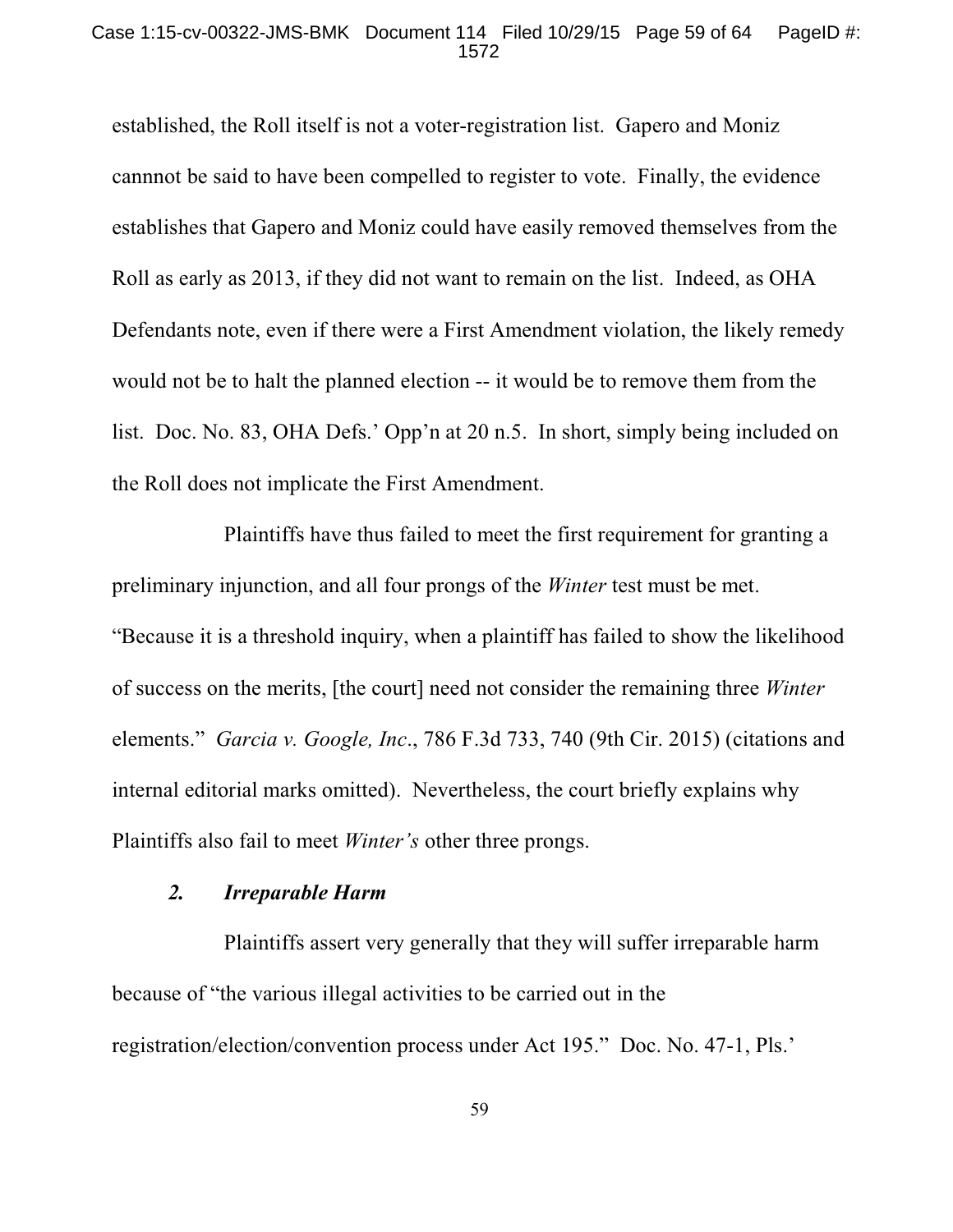established, the Roll itself is not a voter-registration list. Gapero and Moniz cannot be said to have been compelled to register to vote. Finally, the evidence establishes that Gapero and Moniz could have easily removed themselves from the Roll as early as 2013, if they did not want to remain on the list. Indeed, as OHA Defendants note, even if there were a First Amendment violation, the likely remedy would not be to halt the planned election -- it would be to remove them from the list. Doc. No. 83, OHA Defs.' Opp'n at 20 n.5. In short, simply being included on the Roll does not implicate the First Amendment.

Plaintiffs have thus failed to meet the first requirement for granting a preliminary injunction, and all four prongs of the *Winter* test must be met. "Because it is a threshold inquiry, when a plaintiff has failed to show the likelihood of success on the merits, [the court] need not consider the remaining three *Winter* elements." *Garcia v. Google, Inc*., 786 F.3d 733, 740 (9th Cir. 2015) (citations and internal editorial marks omitted). Nevertheless, the court briefly explains why Plaintiffs also fail to meet *Winter's* other three prongs.

### *2. Irreparable Harm*

Plaintiffs assert very generally that they will suffer irreparable harm because of "the various illegal activities to be carried out in the registration/election/convention process under Act 195." Doc. No. 47-1, Pls.'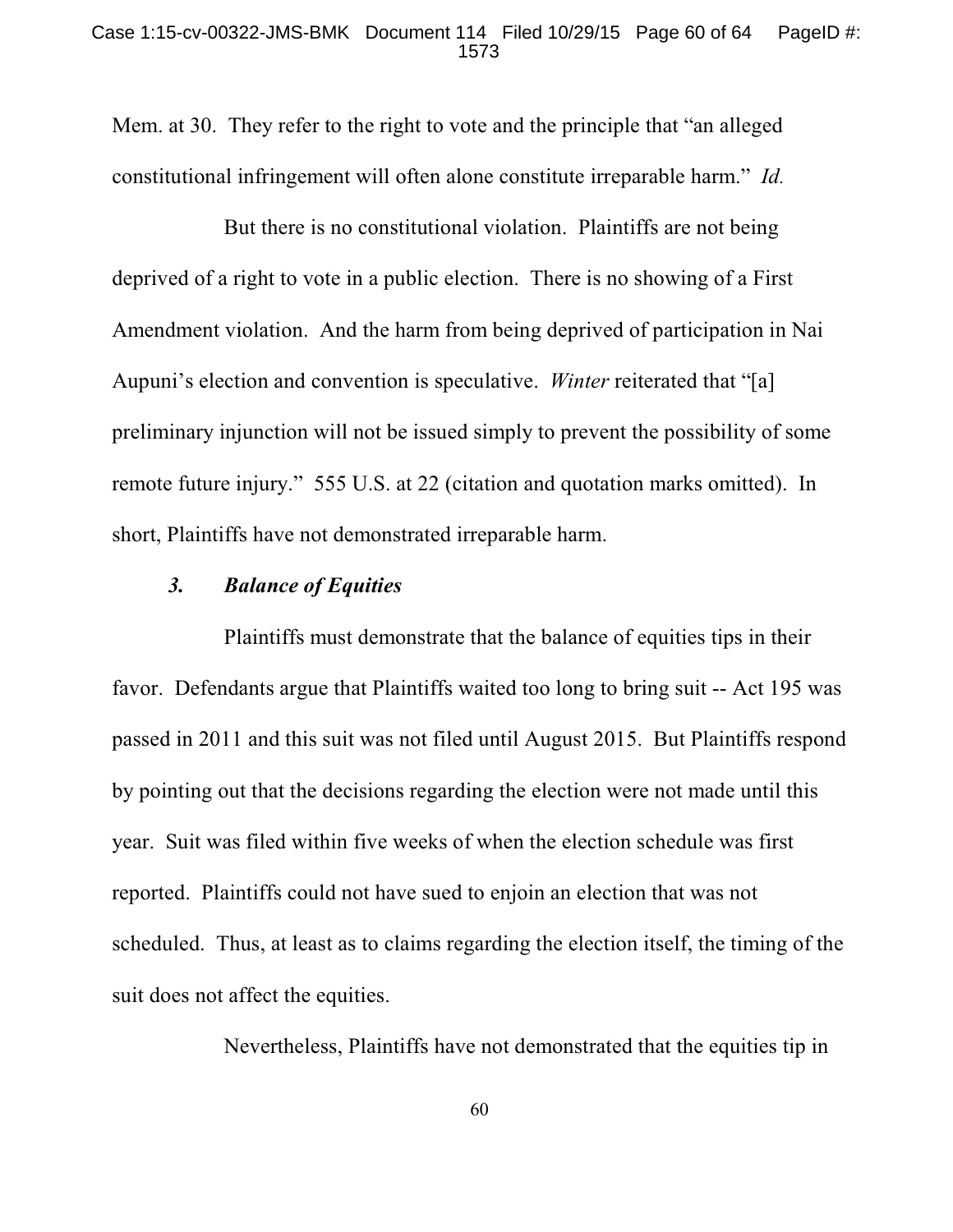Mem. at 30. They refer to the right to vote and the principle that "an alleged constitutional infringement will often alone constitute irreparable harm." *Id.*

But there is no constitutional violation. Plaintiffs are not being deprived of a right to vote in a public election. There is no showing of a First Amendment violation. And the harm from being deprived of participation in Nai Aupuni's election and convention is speculative. *Winter* reiterated that "[a] preliminary injunction will not be issued simply to prevent the possibility of some remote future injury." 555 U.S. at 22 (citation and quotation marks omitted). In short, Plaintiffs have not demonstrated irreparable harm.

### *3. Balance of Equities*

Plaintiffs must demonstrate that the balance of equities tips in their favor. Defendants argue that Plaintiffs waited too long to bring suit -- Act 195 was passed in 2011 and this suit was not filed until August 2015. But Plaintiffs respond by pointing out that the decisions regarding the election were not made until this year. Suit was filed within five weeks of when the election schedule was first reported. Plaintiffs could not have sued to enjoin an election that was not scheduled. Thus, at least as to claims regarding the election itself, the timing of the suit does not affect the equities.

Nevertheless, Plaintiffs have not demonstrated that the equities tip in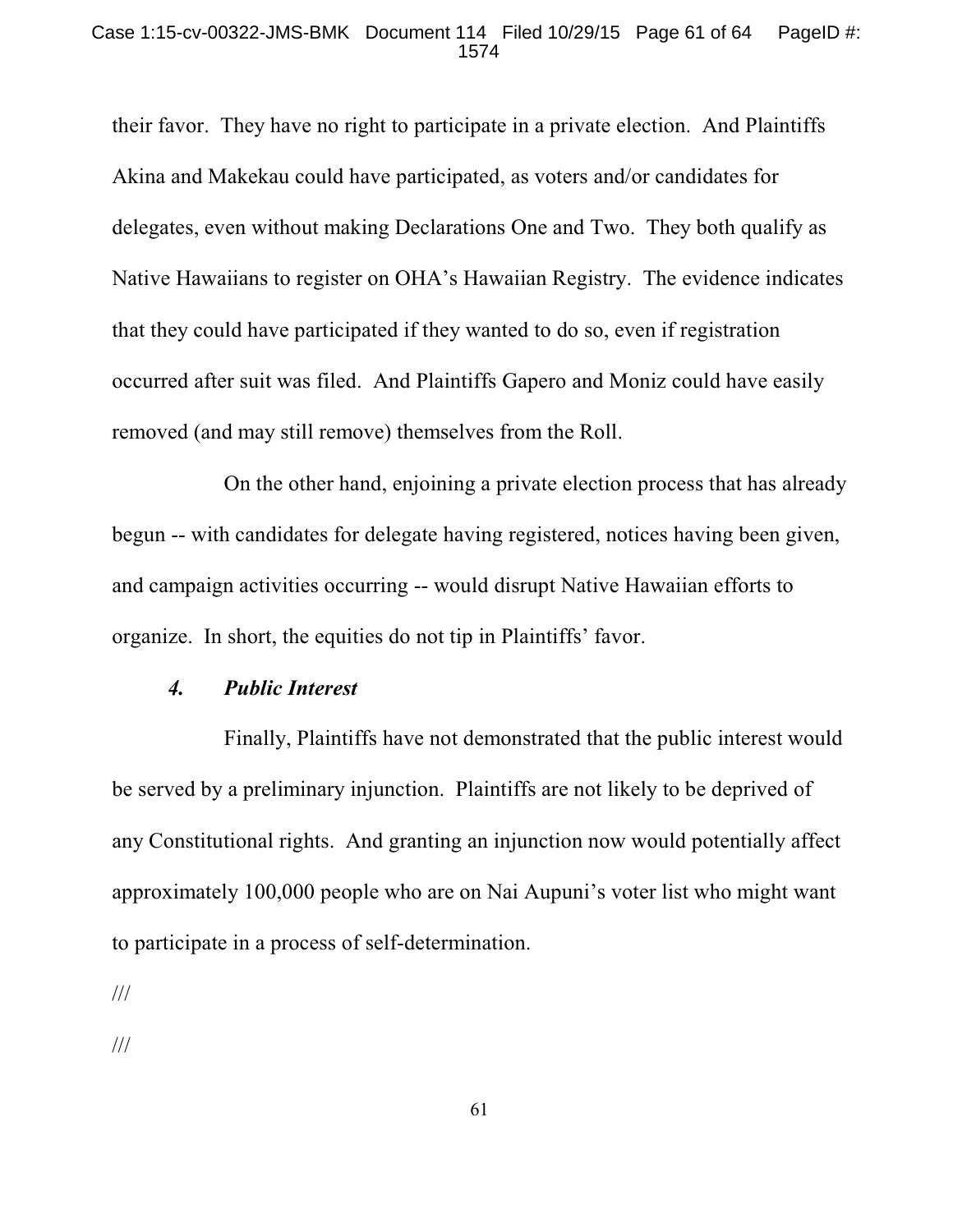their favor. They have no right to participate in a private election. And Plaintiffs Akina and Makekau could have participated, as voters and/or candidates for delegates, even without making Declarations One and Two. They both qualify as Native Hawaiians to register on OHA's Hawaiian Registry. The evidence indicates that they could have participated if they wanted to do so, even if registration occurred after suit was filed. And Plaintiffs Gapero and Moniz could have easily removed (and may still remove) themselves from the Roll.

On the other hand, enjoining a private election process that has already begun -- with candidates for delegate having registered, notices having been given, and campaign activities occurring -- would disrupt Native Hawaiian efforts to organize. In short, the equities do not tip in Plaintiffs' favor.

#### *4. Public Interest*

Finally, Plaintiffs have not demonstrated that the public interest would be served by a preliminary injunction. Plaintiffs are not likely to be deprived of any Constitutional rights. And granting an injunction now would potentially affect approximately 100,000 people who are on Nai Aupuni's voter list who might want to participate in a process of self-determination.

///

///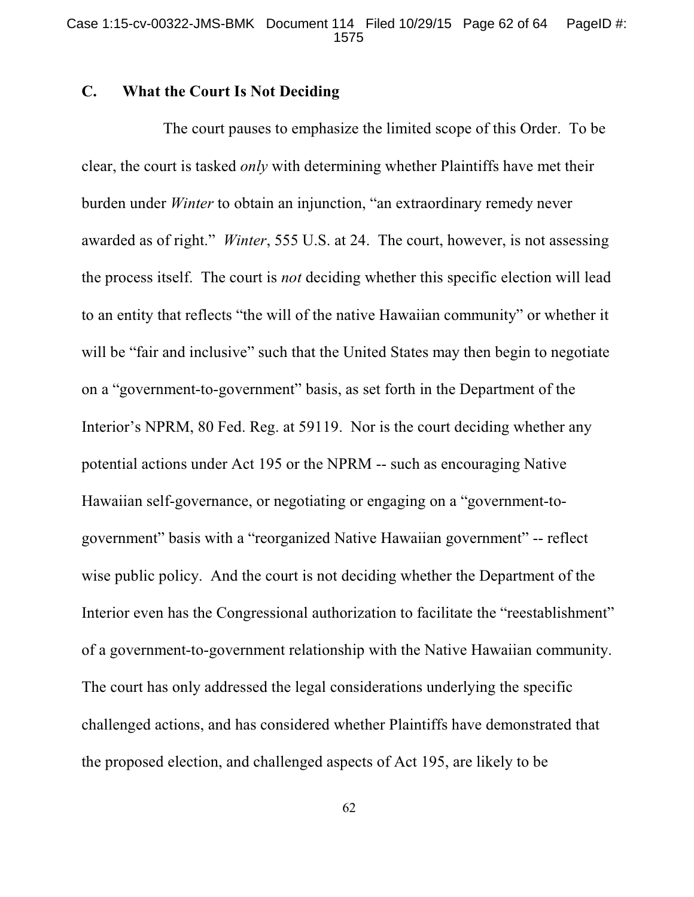### C. What the Court Is Not Deciding

The court pauses to emphasize the limited scope of this Order. To be clear, the court is tasked *only* with determining whether Plaintiffs have met their burden under *Winter* to obtain an injunction, "an extraordinary remedy never awarded as of right." *Winter*, 555 U.S. at 24. The court, however, is not assessing the process itself. The court is *not* deciding whether this specific election will lead to an entity that reflects "the will of the native Hawaiian community" or whether it will be "fair and inclusive" such that the United States may then begin to negotiate on a "government-to-government" basis, as set forth in the Department of the Interior's NPRM, 80 Fed. Reg. at 59119. Nor is the court deciding whether any potential actions under Act 195 or the NPRM -- such as encouraging Native Hawaiian self-governance, or negotiating or engaging on a "government-to-government" basis with a "reorganized Native Hawaiian government" -- reflect wise public policy. And the court is not deciding whether the Department of the Interior even has the Congressional authorization to facilitate the "reestablishment" of a government-to-government relationship with the Native Hawaiian community. The court has only addressed the legal considerations underlying the specific challenged actions, and has considered whether Plaintiffs have demonstrated that the proposed election, and challenged aspects of Act 195, are likely to be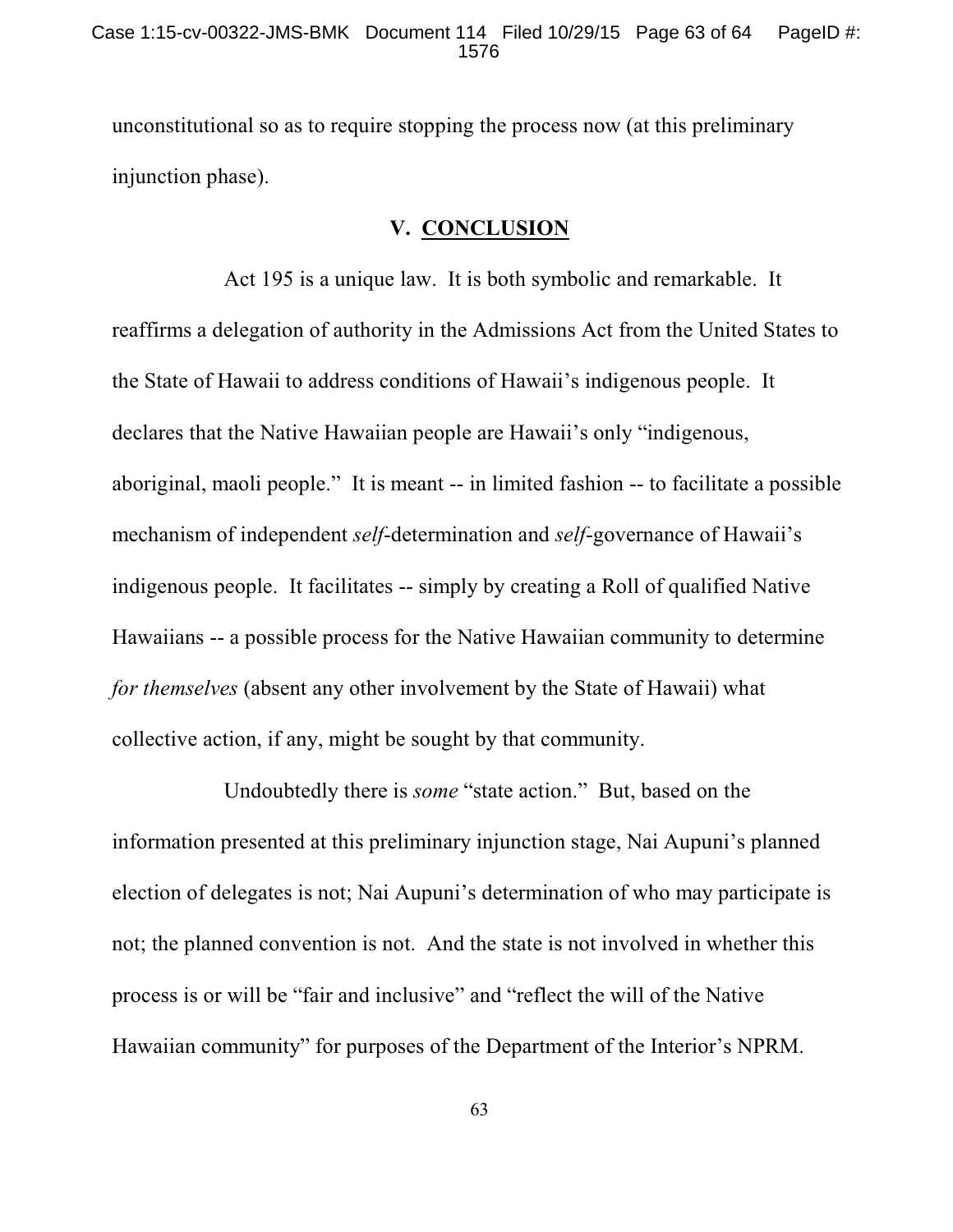unconstitutional so as to require stopping the process now (at this preliminary injunction phase).

## V. CONCLUSION

Act 195 is a unique law. It is both symbolic and remarkable. It reaffirms a delegation of authority in the Admissions Act from the United States to the State of Hawaii to address conditions of Hawaii's indigenous people. It declares that the Native Hawaiian people are Hawaii's only "indigenous, aboriginal, maoli people." It is meant -- in limited fashion -- to facilitate a possible mechanism of independent *self*-determination and *self*-governance of Hawaii's indigenous people. It facilitates -- simply by creating a Roll of qualified Native Hawaiians -- a possible process for the Native Hawaiian community to determine *for themselves* (absent any other involvement by the State of Hawaii) what collective action, if any, might be sought by that community.

Undoubtedly there is *some* "state action." But, based on the information presented at this preliminary injunction stage, Nai Aupuni's planned election of delegates is not; Nai Aupuni's determination of who may participate is not; the planned convention is not. And the state is not involved in whether this process is or will be "fair and inclusive" and "reflect the will of the Native Hawaiian community" for purposes of the Department of the Interior's NPRM.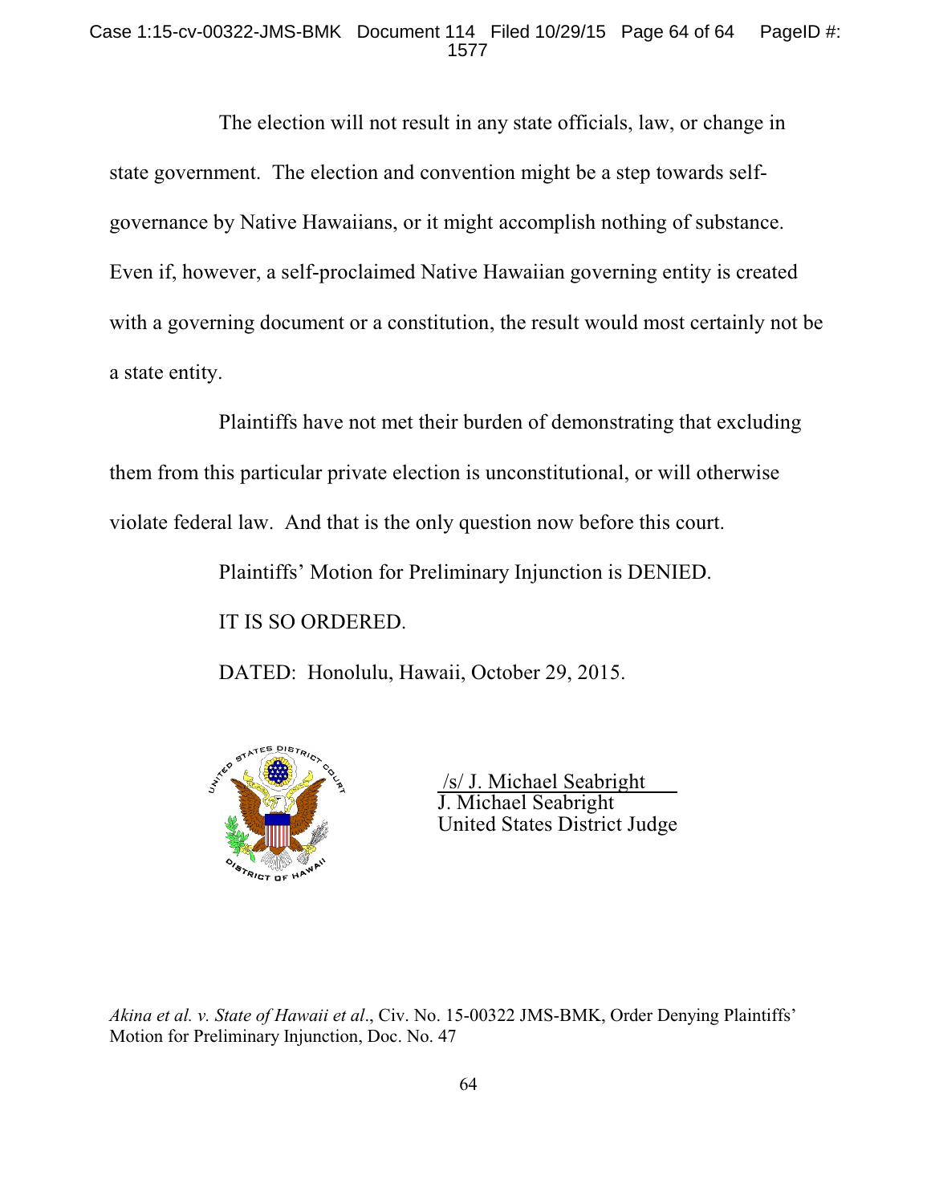The election will not result in any state officials, law, or change in state government. The election and convention might be a step towards self-governance by Native Hawaiians, or it might accomplish nothing of substance. Even if, however, a self-proclaimed Native Hawaiian governing entity is created with a governing document or a constitution, the result would most certainly not be a state entity.

Plaintiffs have not met their burden of demonstrating that excluding them from this particular private election is unconstitutional, or will otherwise violate federal law. And that is the only question now before this court.

Plaintiffs' Motion for Preliminary Injunction is DENIED.

IT IS SO ORDERED.

DATED: Honolulu, Hawaii, October 29, 2015.

/s/ J. Michael Seabright
J. Michael Seabright
United States District Judge

*Akina et al. v. State of Hawaii et al*., Civ. No. 15-00322 JMS-BMK, Order Denying Plaintiffs' Motion for Preliminary Injunction, Doc. No. 47